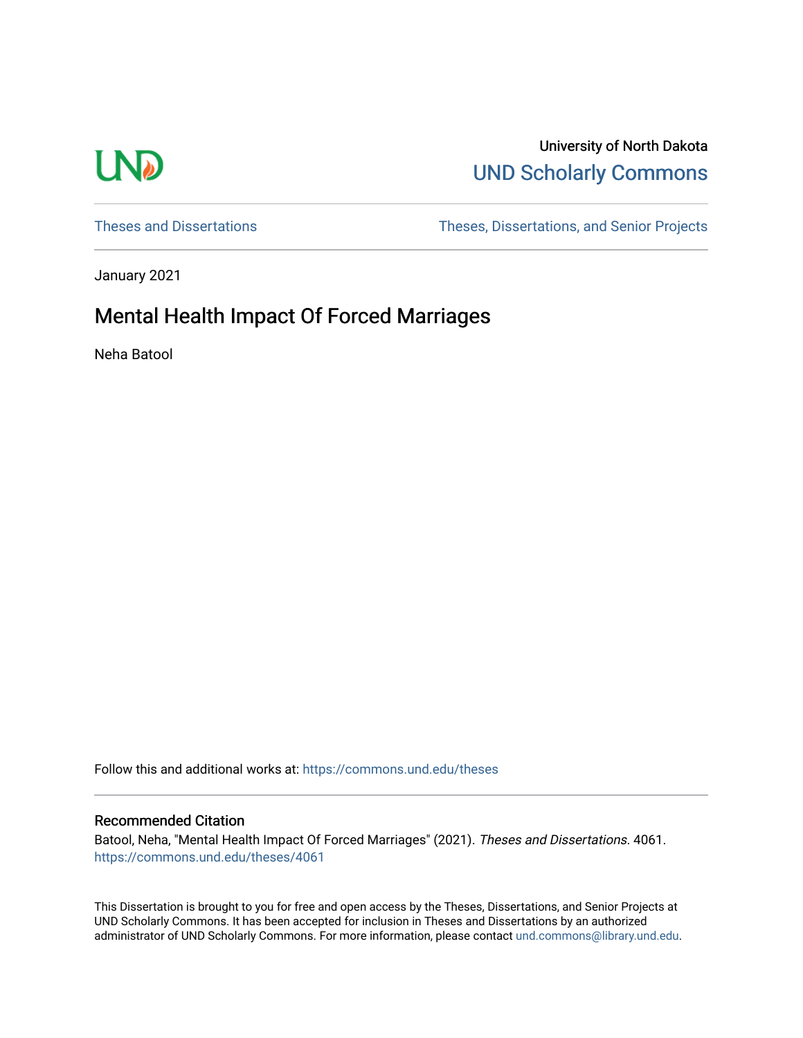University of North Dakota

UND Scholarly Commons

Theses and Dissertations | Theses, Dissertations, and Senior Projects

January 2021

# Mental Health Impact Of Forced Marriages

Neha Batool

Follow this and additional works at: https://commons.und.edu/theses

### Recommended Citation

Batool, Neha, "Mental Health Impact Of Forced Marriages" (2021). *Theses and Dissertations*. 4061.
https://commons.und.edu/theses/4061

This Dissertation is brought to you for free and open access by the Theses, Dissertations, and Senior Projects at UND Scholarly Commons. It has been accepted for inclusion in Theses and Dissertations by an authorized administrator of UND Scholarly Commons. For more information, please contact und.commons@library.und.edu.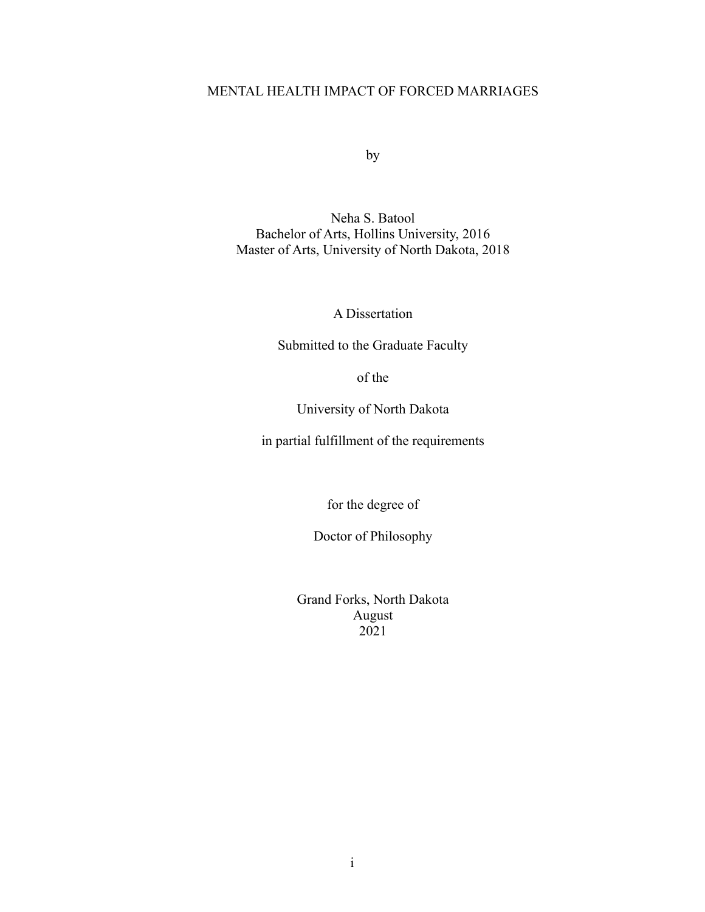# MENTAL HEALTH IMPACT OF FORCED MARRIAGES

by

Neha S. Batool
Bachelor of Arts, Hollins University, 2016
Master of Arts, University of North Dakota, 2018

A Dissertation

Submitted to the Graduate Faculty

of the

University of North Dakota

in partial fulfillment of the requirements

for the degree of

Doctor of Philosophy

Grand Forks, North Dakota
August
2021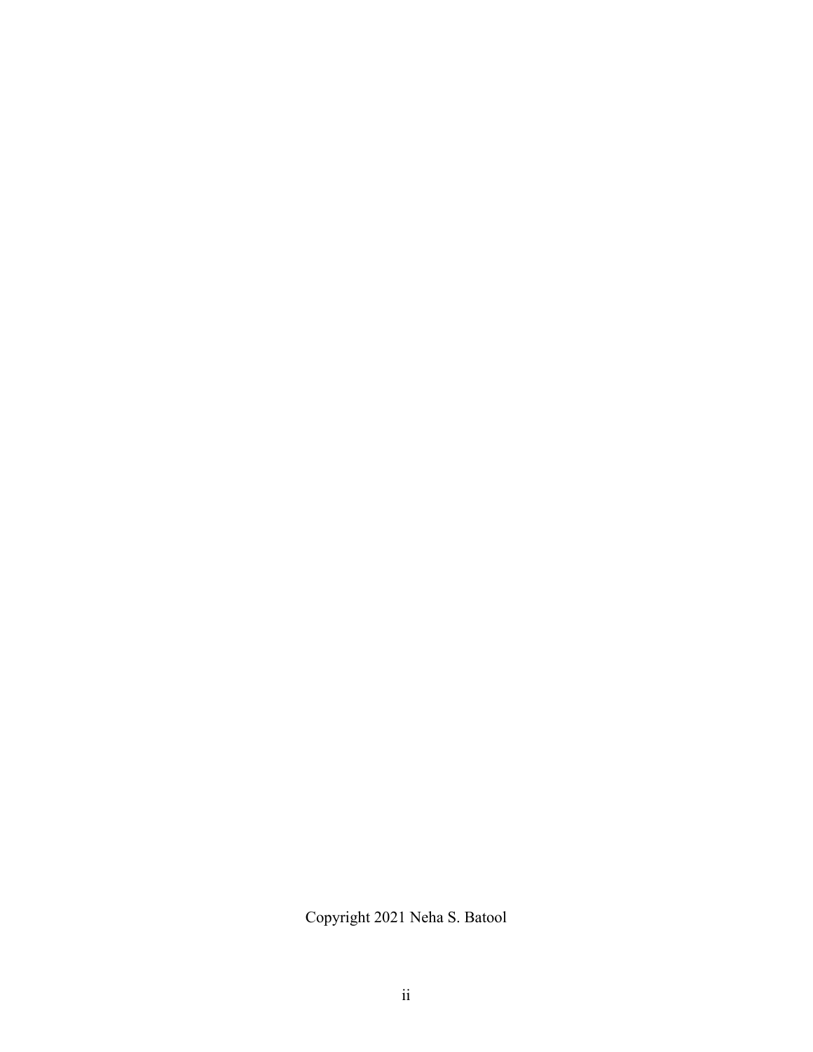Copyright 2021 Neha S. Batool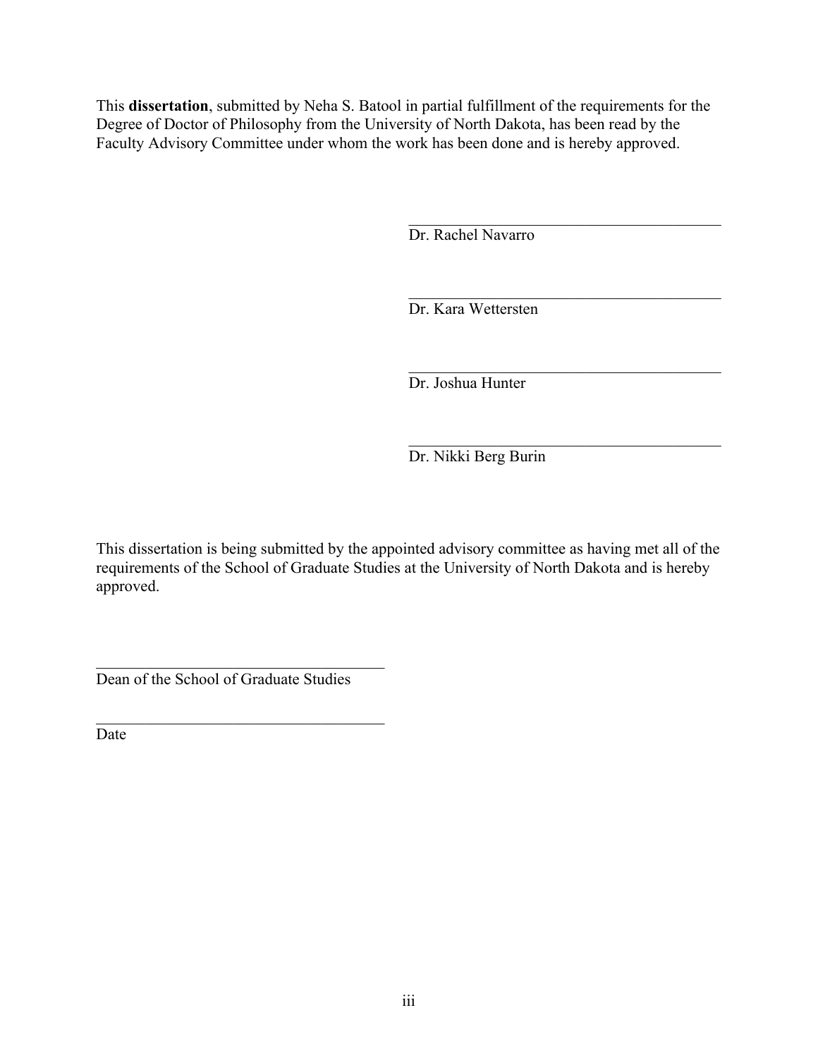This **dissertation**, submitted by Neha S. Batool in partial fulfillment of the requirements for the Degree of Doctor of Philosophy from the University of North Dakota, has been read by the Faculty Advisory Committee under whom the work has been done and is hereby approved.

\_\_\_\_\_\_\_\_\_\_\_\_\_\_\_\_\_\_\_\_\_\_\_\_\_\_\_\_\_\_\_\_\_\_\_\_\_\_\_\_
Dr. Rachel Navarro

\_\_\_\_\_\_\_\_\_\_\_\_\_\_\_\_\_\_\_\_\_\_\_\_\_\_\_\_\_\_\_\_\_\_\_\_\_\_\_\_
Dr. Kara Wettersten

\_\_\_\_\_\_\_\_\_\_\_\_\_\_\_\_\_\_\_\_\_\_\_\_\_\_\_\_\_\_\_\_\_\_\_\_\_\_\_\_
Dr. Joshua Hunter

\_\_\_\_\_\_\_\_\_\_\_\_\_\_\_\_\_\_\_\_\_\_\_\_\_\_\_\_\_\_\_\_\_\_\_\_\_\_\_\_
Dr. Nikki Berg Burin

This dissertation is being submitted by the appointed advisory committee as having met all of the requirements of the School of Graduate Studies at the University of North Dakota and is hereby approved.

\_\_\_\_\_\_\_\_\_\_\_\_\_\_\_\_\_\_\_\_\_\_\_\_\_\_\_\_\_\_\_\_\_\_\_\_\_\_\_\_
Dean of the School of Graduate Studies

\_\_\_\_\_\_\_\_\_\_\_\_\_\_\_\_\_\_\_\_\_\_\_\_\_\_\_\_\_\_\_\_\_\_\_\_\_\_\_\_
Date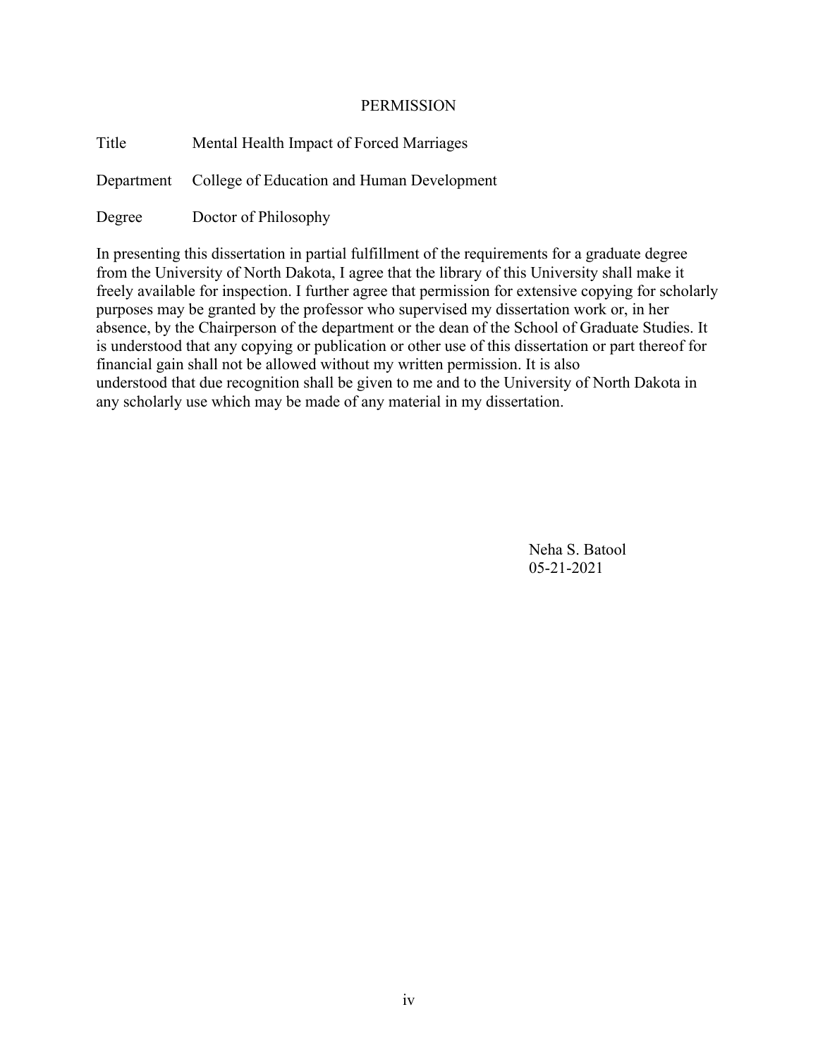# PERMISSION

Title Mental Health Impact of Forced Marriages

Department College of Education and Human Development

Degree Doctor of Philosophy

In presenting this dissertation in partial fulfillment of the requirements for a graduate degree from the University of North Dakota, I agree that the library of this University shall make it freely available for inspection. I further agree that permission for extensive copying for scholarly purposes may be granted by the professor who supervised my dissertation work or, in her absence, by the Chairperson of the department or the dean of the School of Graduate Studies. It is understood that any copying or publication or other use of this dissertation or part thereof for financial gain shall not be allowed without my written permission. It is also understood that due recognition shall be given to me and to the University of North Dakota in any scholarly use which may be made of any material in my dissertation.

Neha S. Batool
05-21-2021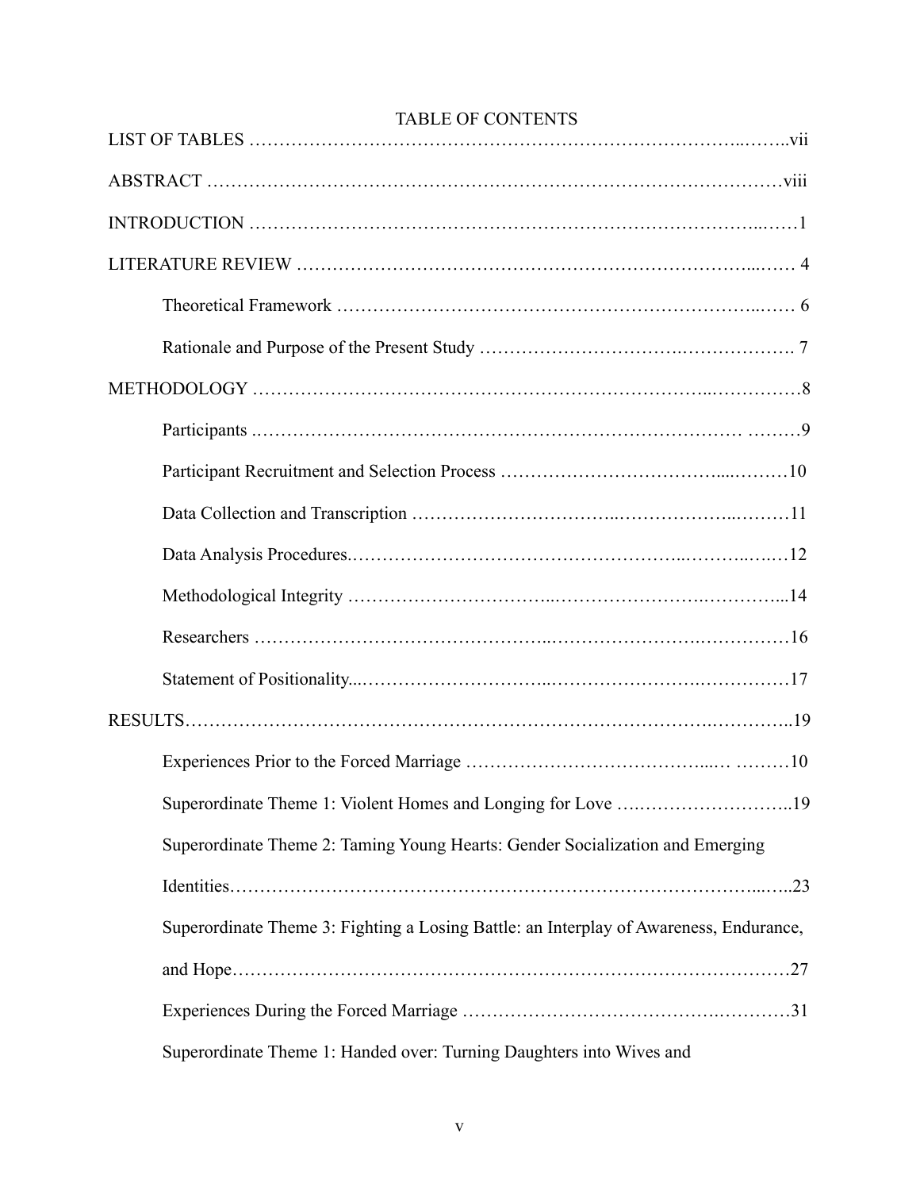# TABLE OF CONTENTS

LIST OF TABLES ..................................................................................vii

ABSTRACT ...........................................................................................viii

INTRODUCTION ....................................................................................1

LITERATURE REVIEW ..........................................................................4

- Theoretical Framework ........................................................................6
- Rationale and Purpose of the Present Study .......................................7

METHODOLOGY ....................................................................................8

- Participants ..........................................................................................9
- Participant Recruitment and Selection Process ...................................10
- Data Collection and Transcription .......................................................11
- Data Analysis Procedures.....................................................................12
- Methodological Integrity ......................................................................14
- Researchers ..........................................................................................16
- Statement of Positionality.....................................................................17

RESULTS.................................................................................................19

- Experiences Prior to the Forced Marriage ...........................................10
- Superordinate Theme 1: Violent Homes and Longing for Love ..........19
- Superordinate Theme 2: Taming Young Hearts: Gender Socialization and Emerging Identities.............................................................................................23
- Superordinate Theme 3: Fighting a Losing Battle: an Interplay of Awareness, Endurance, and Hope..................................................................................................27
- Experiences During the Forced Marriage .............................................31
- Superordinate Theme 1: Handed over: Turning Daughters into Wives and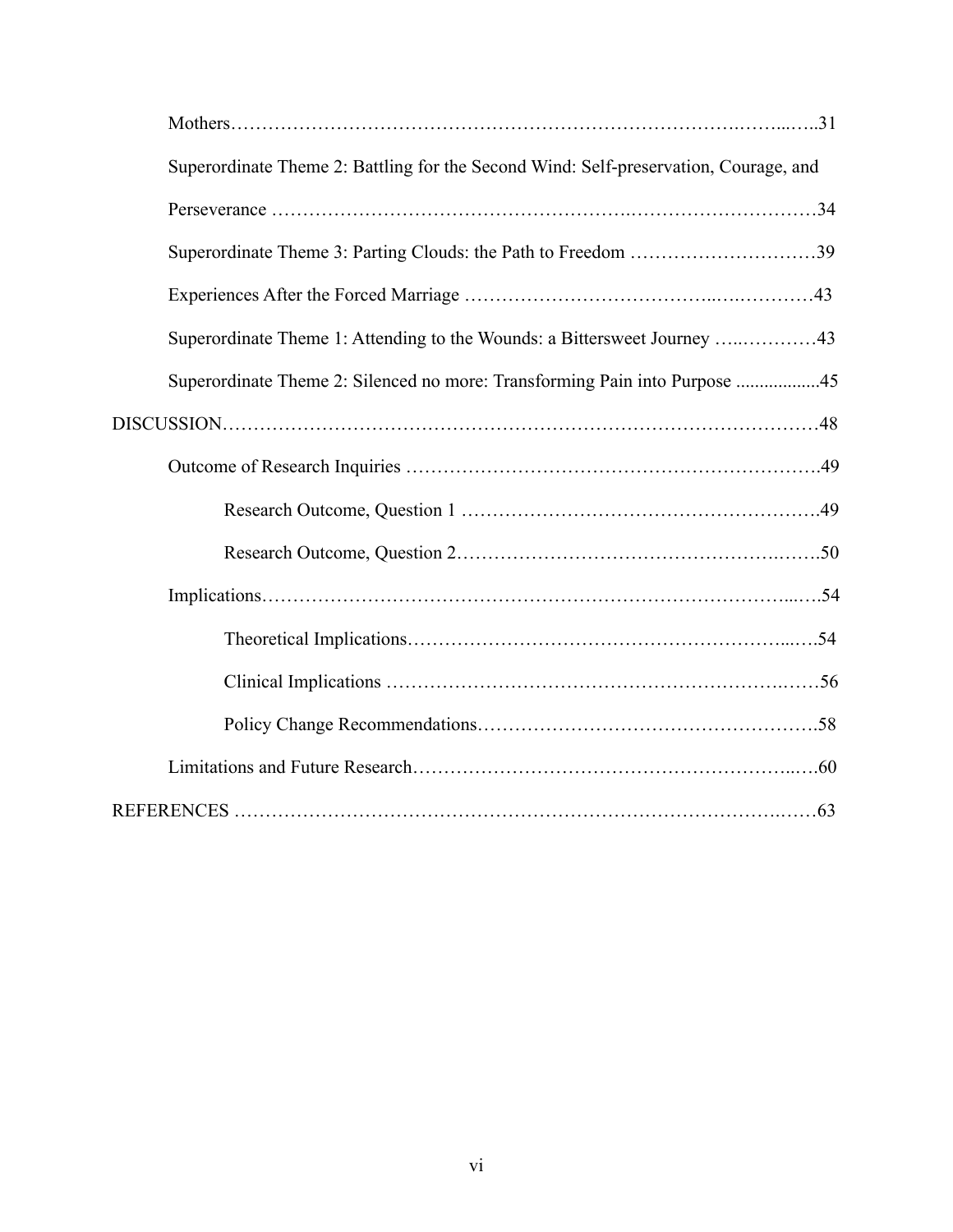Mothers……………………………………………………………………….……...…..31

Superordinate Theme 2: Battling for the Second Wind: Self-preservation, Courage, and Perseverance ……………………………………………….……………………….……34

Superordinate Theme 3: Parting Clouds: the Path to Freedom …………………………39

Experiences After the Forced Marriage ……………………………………..….…………43

Superordinate Theme 1: Attending to the Wounds: a Bittersweet Journey …..…………43

Superordinate Theme 2: Silenced no more: Transforming Pain into Purpose .................45

DISCUSSION…………………………………………………………………………………48

Outcome of Research Inquiries ………………………………………………………….49

Research Outcome, Question 1 ………………………………………………….49

Research Outcome, Question 2…………………………………………….…….50

Implications……………………………………………………………………...…54

Theoretical Implications………………………………………………...….54

Clinical Implications ………………………………………………….……56

Policy Change Recommendations……………………………………………….58

Limitations and Future Research……………………………………………...….60

REFERENCES ………………………………………………………………….……63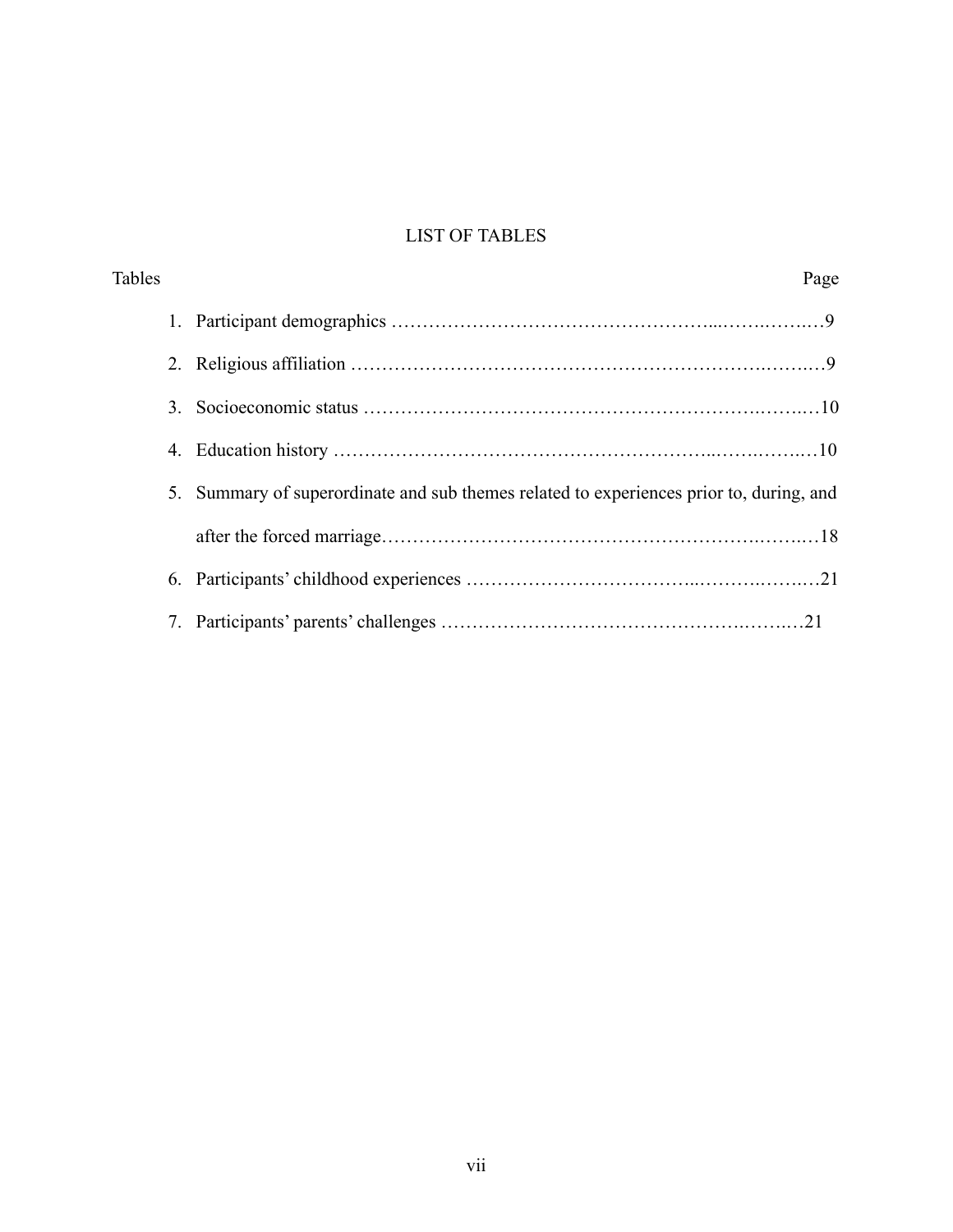# LIST OF TABLES

Tables Page

1. Participant demographics …………………………………………...…….……..9
2. Religious affiliation ………………………………………………………….…….9
3. Socioeconomic status ……………………………………………………….……..10
4. Education history …………………………………………………...……….……..10
5. Summary of superordinate and sub themes related to experiences prior to, during, and after the forced marriage……………………………………………………….……..18
6. Participants' childhood experiences ……………………………...…….…….…..21
7. Participants' parents' challenges ………………………………………….……..21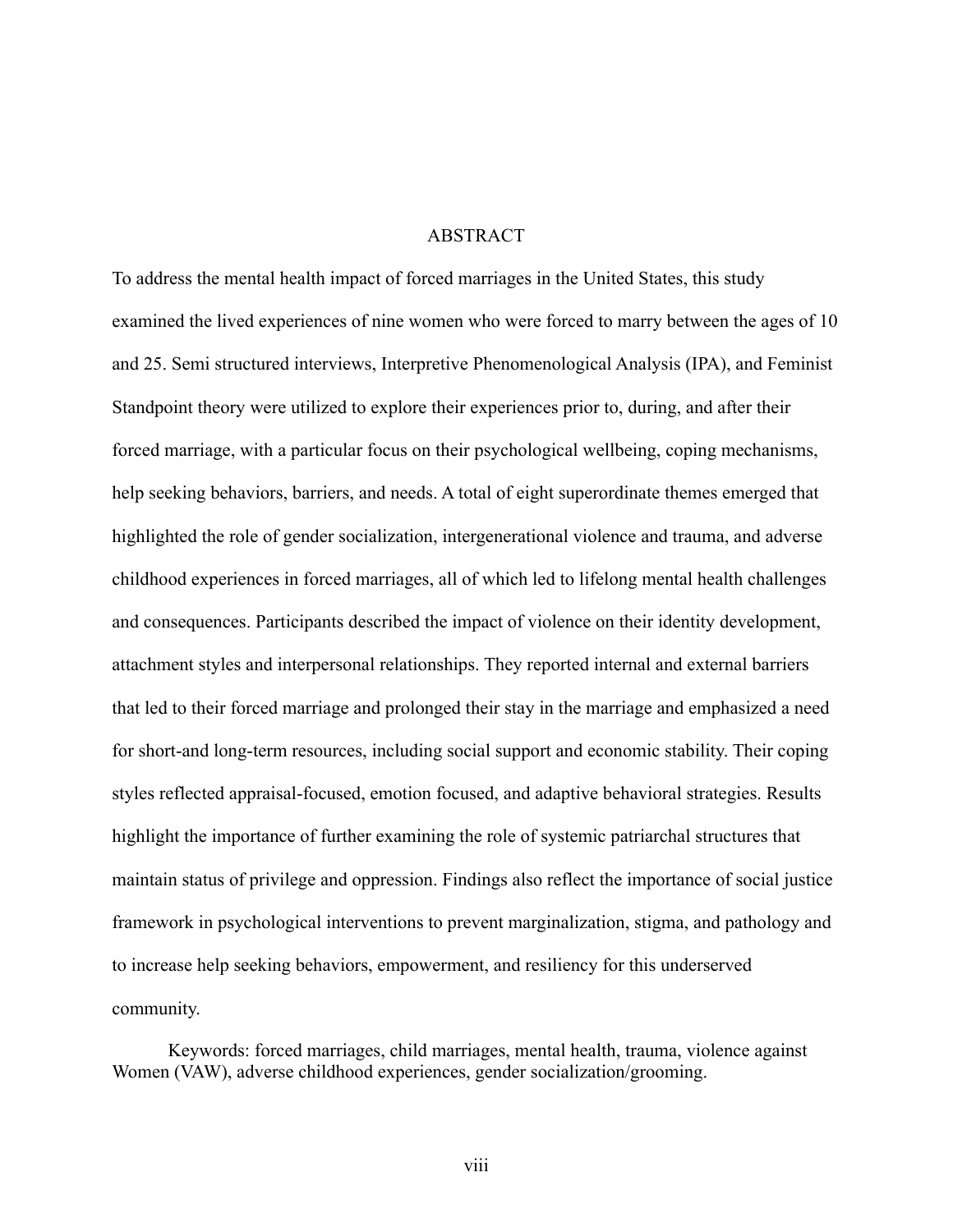# ABSTRACT

To address the mental health impact of forced marriages in the United States, this study examined the lived experiences of nine women who were forced to marry between the ages of 10 and 25. Semi structured interviews, Interpretive Phenomenological Analysis (IPA), and Feminist Standpoint theory were utilized to explore their experiences prior to, during, and after their forced marriage, with a particular focus on their psychological wellbeing, coping mechanisms, help seeking behaviors, barriers, and needs. A total of eight superordinate themes emerged that highlighted the role of gender socialization, intergenerational violence and trauma, and adverse childhood experiences in forced marriages, all of which led to lifelong mental health challenges and consequences. Participants described the impact of violence on their identity development, attachment styles and interpersonal relationships. They reported internal and external barriers that led to their forced marriage and prolonged their stay in the marriage and emphasized a need for short-and long-term resources, including social support and economic stability. Their coping styles reflected appraisal-focused, emotion focused, and adaptive behavioral strategies. Results highlight the importance of further examining the role of systemic patriarchal structures that maintain status of privilege and oppression. Findings also reflect the importance of social justice framework in psychological interventions to prevent marginalization, stigma, and pathology and to increase help seeking behaviors, empowerment, and resiliency for this underserved community.

Keywords: forced marriages, child marriages, mental health, trauma, violence against Women (VAW), adverse childhood experiences, gender socialization/grooming.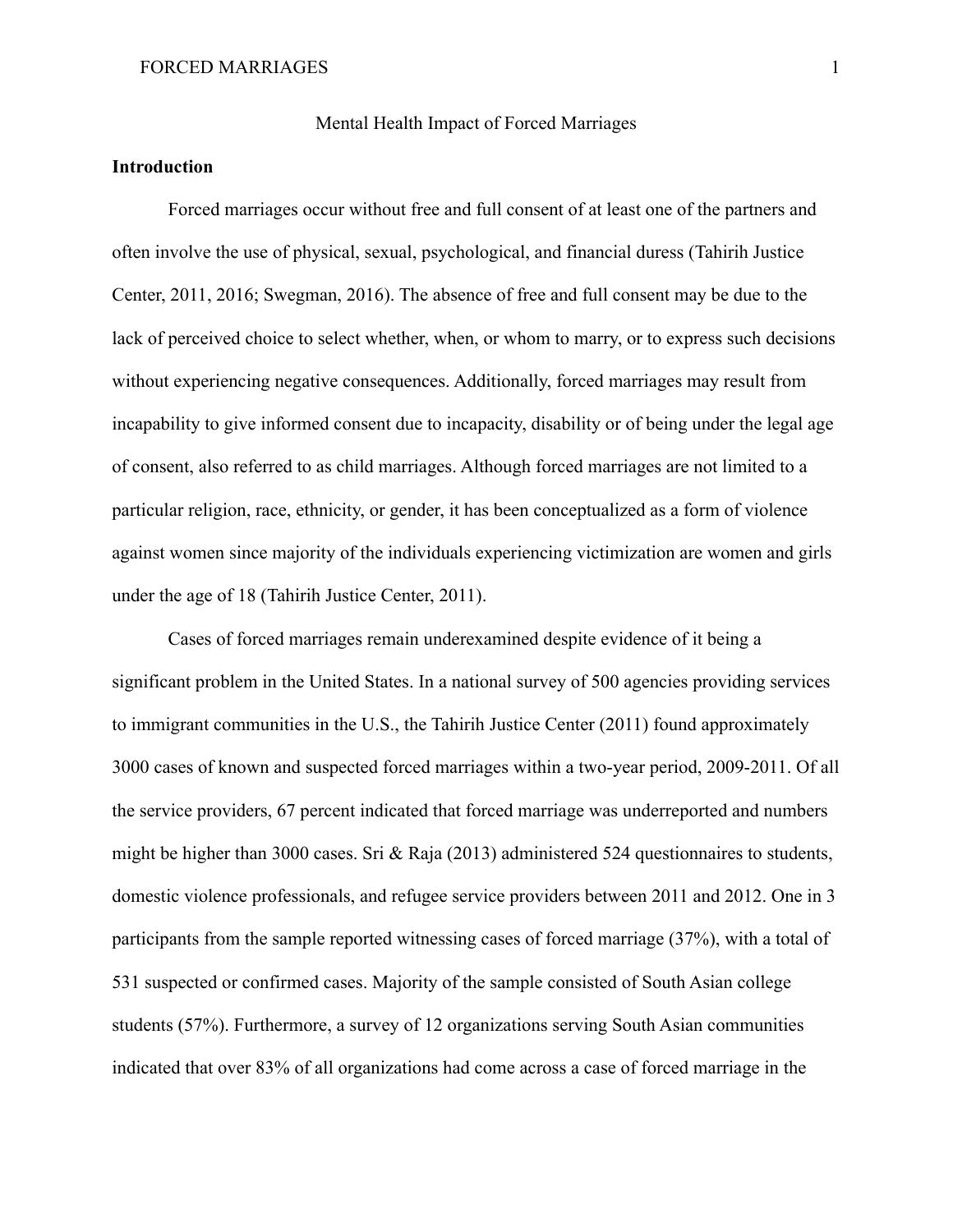# Mental Health Impact of Forced Marriages

## Introduction

Forced marriages occur without free and full consent of at least one of the partners and often involve the use of physical, sexual, psychological, and financial duress (Tahirih Justice Center, 2011, 2016; Swegman, 2016). The absence of free and full consent may be due to the lack of perceived choice to select whether, when, or whom to marry, or to express such decisions without experiencing negative consequences. Additionally, forced marriages may result from incapability to give informed consent due to incapacity, disability or of being under the legal age of consent, also referred to as child marriages. Although forced marriages are not limited to a particular religion, race, ethnicity, or gender, it has been conceptualized as a form of violence against women since majority of the individuals experiencing victimization are women and girls under the age of 18 (Tahirih Justice Center, 2011).

Cases of forced marriages remain underexamined despite evidence of it being a significant problem in the United States. In a national survey of 500 agencies providing services to immigrant communities in the U.S., the Tahirih Justice Center (2011) found approximately 3000 cases of known and suspected forced marriages within a two-year period, 2009-2011. Of all the service providers, 67 percent indicated that forced marriage was underreported and numbers might be higher than 3000 cases. Sri & Raja (2013) administered 524 questionnaires to students, domestic violence professionals, and refugee service providers between 2011 and 2012. One in 3 participants from the sample reported witnessing cases of forced marriage (37%), with a total of 531 suspected or confirmed cases. Majority of the sample consisted of South Asian college students (57%). Furthermore, a survey of 12 organizations serving South Asian communities indicated that over 83% of all organizations had come across a case of forced marriage in the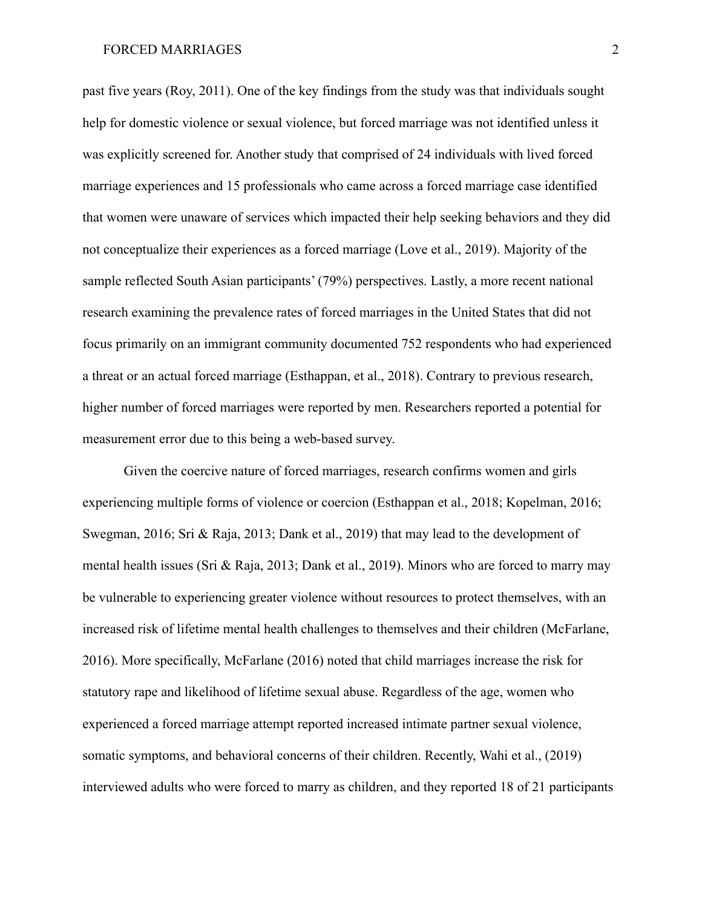past five years (Roy, 2011). One of the key findings from the study was that individuals sought help for domestic violence or sexual violence, but forced marriage was not identified unless it was explicitly screened for. Another study that comprised of 24 individuals with lived forced marriage experiences and 15 professionals who came across a forced marriage case identified that women were unaware of services which impacted their help seeking behaviors and they did not conceptualize their experiences as a forced marriage (Love et al., 2019). Majority of the sample reflected South Asian participants' (79%) perspectives. Lastly, a more recent national research examining the prevalence rates of forced marriages in the United States that did not focus primarily on an immigrant community documented 752 respondents who had experienced a threat or an actual forced marriage (Esthappan, et al., 2018). Contrary to previous research, higher number of forced marriages were reported by men. Researchers reported a potential for measurement error due to this being a web-based survey.

Given the coercive nature of forced marriages, research confirms women and girls experiencing multiple forms of violence or coercion (Esthappan et al., 2018; Kopelman, 2016; Swegman, 2016; Sri & Raja, 2013; Dank et al., 2019) that may lead to the development of mental health issues (Sri & Raja, 2013; Dank et al., 2019). Minors who are forced to marry may be vulnerable to experiencing greater violence without resources to protect themselves, with an increased risk of lifetime mental health challenges to themselves and their children (McFarlane, 2016). More specifically, McFarlane (2016) noted that child marriages increase the risk for statutory rape and likelihood of lifetime sexual abuse. Regardless of the age, women who experienced a forced marriage attempt reported increased intimate partner sexual violence, somatic symptoms, and behavioral concerns of their children. Recently, Wahi et al., (2019) interviewed adults who were forced to marry as children, and they reported 18 of 21 participants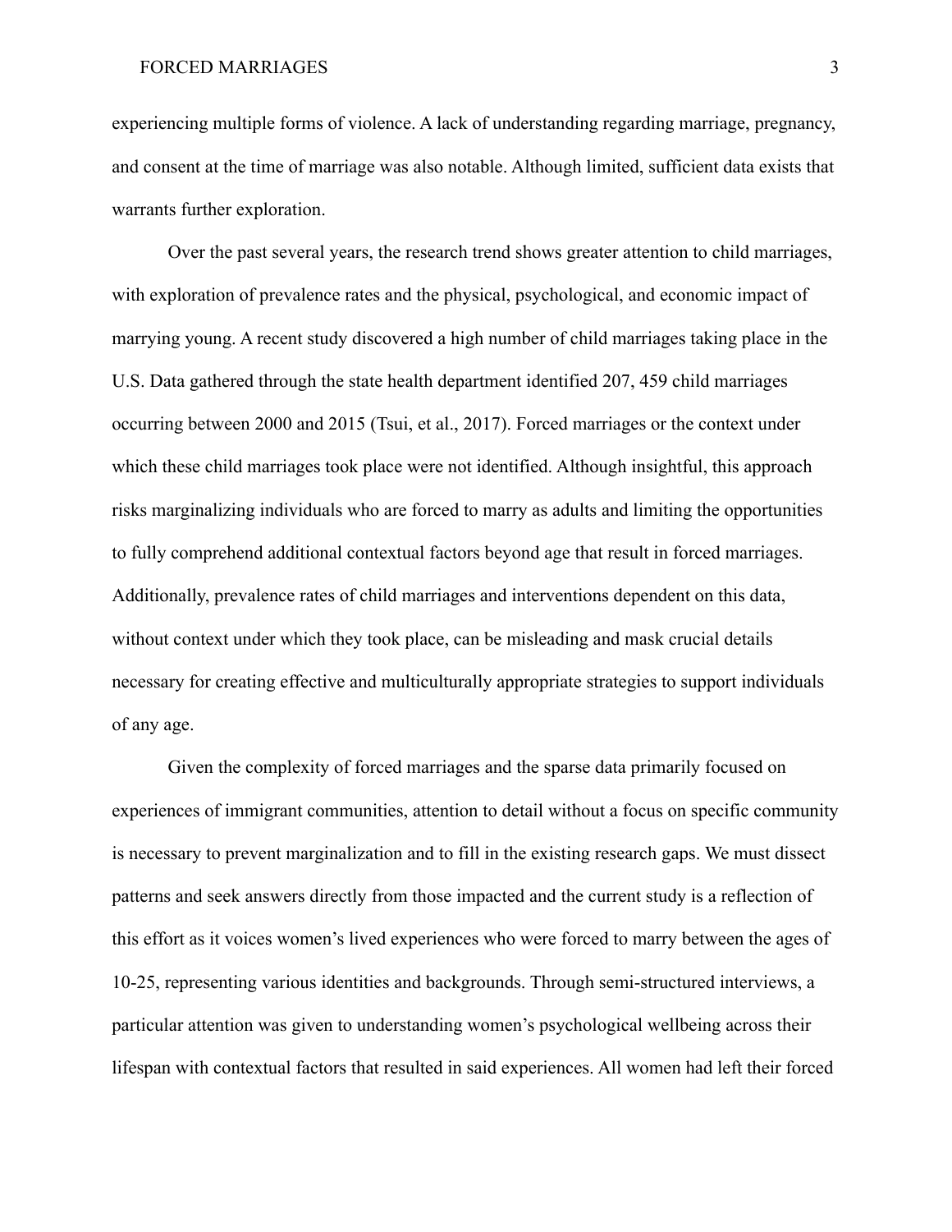experiencing multiple forms of violence. A lack of understanding regarding marriage, pregnancy, and consent at the time of marriage was also notable. Although limited, sufficient data exists that warrants further exploration.

Over the past several years, the research trend shows greater attention to child marriages, with exploration of prevalence rates and the physical, psychological, and economic impact of marrying young. A recent study discovered a high number of child marriages taking place in the U.S. Data gathered through the state health department identified 207, 459 child marriages occurring between 2000 and 2015 (Tsui, et al., 2017). Forced marriages or the context under which these child marriages took place were not identified. Although insightful, this approach risks marginalizing individuals who are forced to marry as adults and limiting the opportunities to fully comprehend additional contextual factors beyond age that result in forced marriages. Additionally, prevalence rates of child marriages and interventions dependent on this data, without context under which they took place, can be misleading and mask crucial details necessary for creating effective and multiculturally appropriate strategies to support individuals of any age.

Given the complexity of forced marriages and the sparse data primarily focused on experiences of immigrant communities, attention to detail without a focus on specific community is necessary to prevent marginalization and to fill in the existing research gaps. We must dissect patterns and seek answers directly from those impacted and the current study is a reflection of this effort as it voices women's lived experiences who were forced to marry between the ages of 10-25, representing various identities and backgrounds. Through semi-structured interviews, a particular attention was given to understanding women's psychological wellbeing across their lifespan with contextual factors that resulted in said experiences. All women had left their forced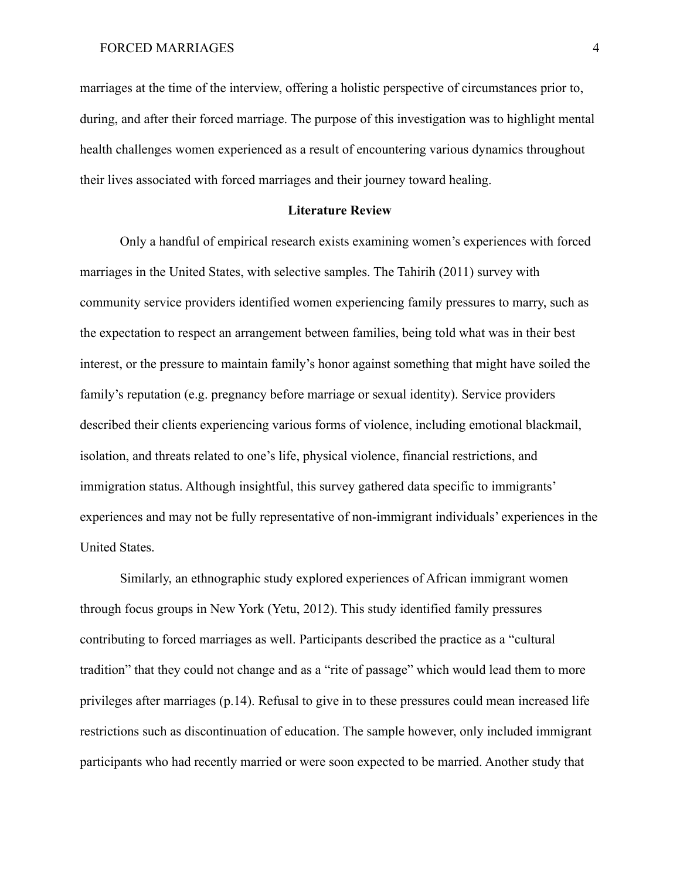marriages at the time of the interview, offering a holistic perspective of circumstances prior to, during, and after their forced marriage. The purpose of this investigation was to highlight mental health challenges women experienced as a result of encountering various dynamics throughout their lives associated with forced marriages and their journey toward healing.

## Literature Review

Only a handful of empirical research exists examining women's experiences with forced marriages in the United States, with selective samples. The Tahirih (2011) survey with community service providers identified women experiencing family pressures to marry, such as the expectation to respect an arrangement between families, being told what was in their best interest, or the pressure to maintain family's honor against something that might have soiled the family's reputation (e.g. pregnancy before marriage or sexual identity). Service providers described their clients experiencing various forms of violence, including emotional blackmail, isolation, and threats related to one's life, physical violence, financial restrictions, and immigration status. Although insightful, this survey gathered data specific to immigrants' experiences and may not be fully representative of non-immigrant individuals' experiences in the United States.

Similarly, an ethnographic study explored experiences of African immigrant women through focus groups in New York (Yetu, 2012). This study identified family pressures contributing to forced marriages as well. Participants described the practice as a "cultural tradition" that they could not change and as a "rite of passage" which would lead them to more privileges after marriages (p.14). Refusal to give in to these pressures could mean increased life restrictions such as discontinuation of education. The sample however, only included immigrant participants who had recently married or were soon expected to be married. Another study that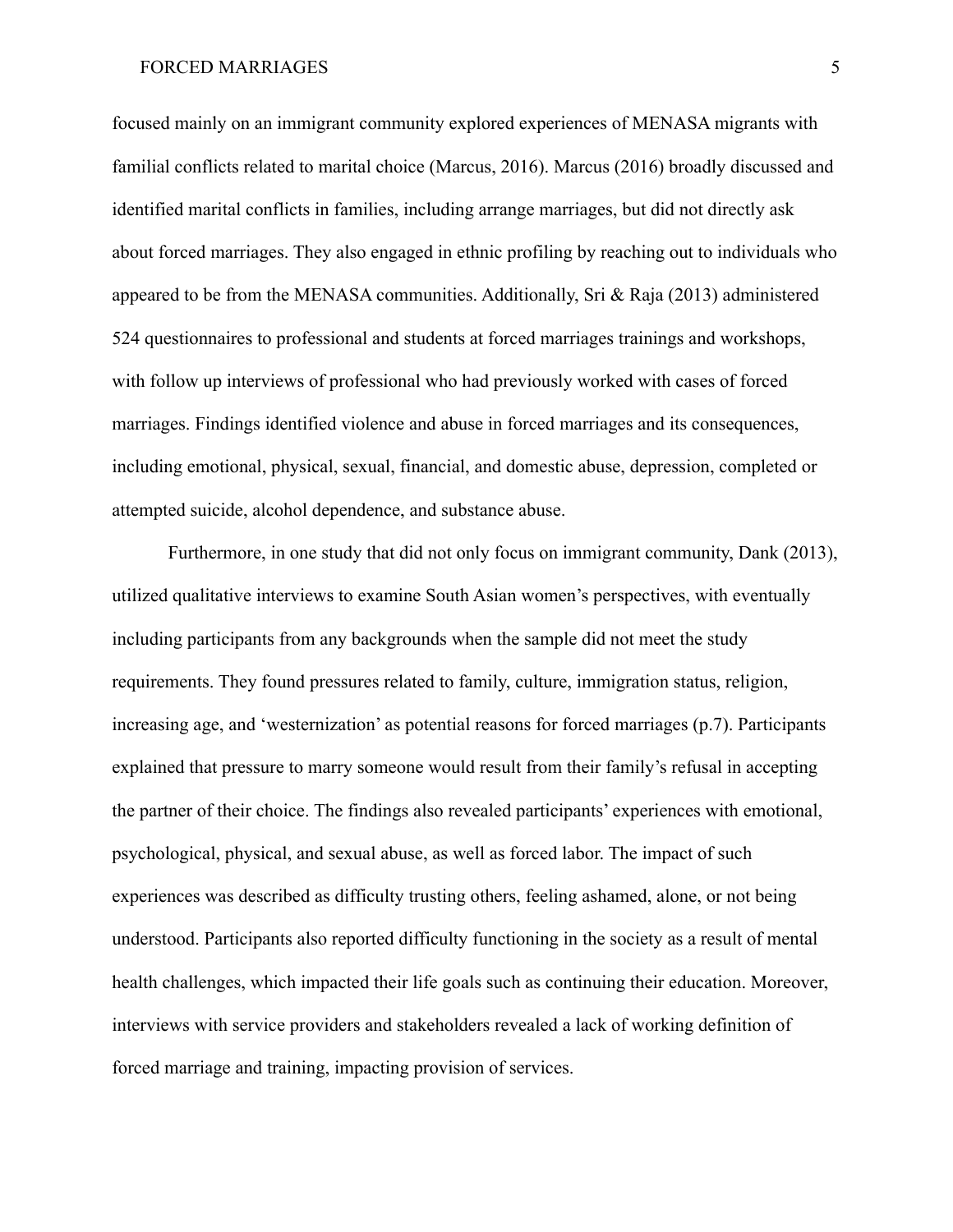focused mainly on an immigrant community explored experiences of MENASA migrants with familial conflicts related to marital choice (Marcus, 2016). Marcus (2016) broadly discussed and identified marital conflicts in families, including arrange marriages, but did not directly ask about forced marriages. They also engaged in ethnic profiling by reaching out to individuals who appeared to be from the MENASA communities. Additionally, Sri & Raja (2013) administered 524 questionnaires to professional and students at forced marriages trainings and workshops, with follow up interviews of professional who had previously worked with cases of forced marriages. Findings identified violence and abuse in forced marriages and its consequences, including emotional, physical, sexual, financial, and domestic abuse, depression, completed or attempted suicide, alcohol dependence, and substance abuse.

Furthermore, in one study that did not only focus on immigrant community, Dank (2013), utilized qualitative interviews to examine South Asian women's perspectives, with eventually including participants from any backgrounds when the sample did not meet the study requirements. They found pressures related to family, culture, immigration status, religion, increasing age, and 'westernization' as potential reasons for forced marriages (p.7). Participants explained that pressure to marry someone would result from their family's refusal in accepting the partner of their choice. The findings also revealed participants' experiences with emotional, psychological, physical, and sexual abuse, as well as forced labor. The impact of such experiences was described as difficulty trusting others, feeling ashamed, alone, or not being understood. Participants also reported difficulty functioning in the society as a result of mental health challenges, which impacted their life goals such as continuing their education. Moreover, interviews with service providers and stakeholders revealed a lack of working definition of forced marriage and training, impacting provision of services.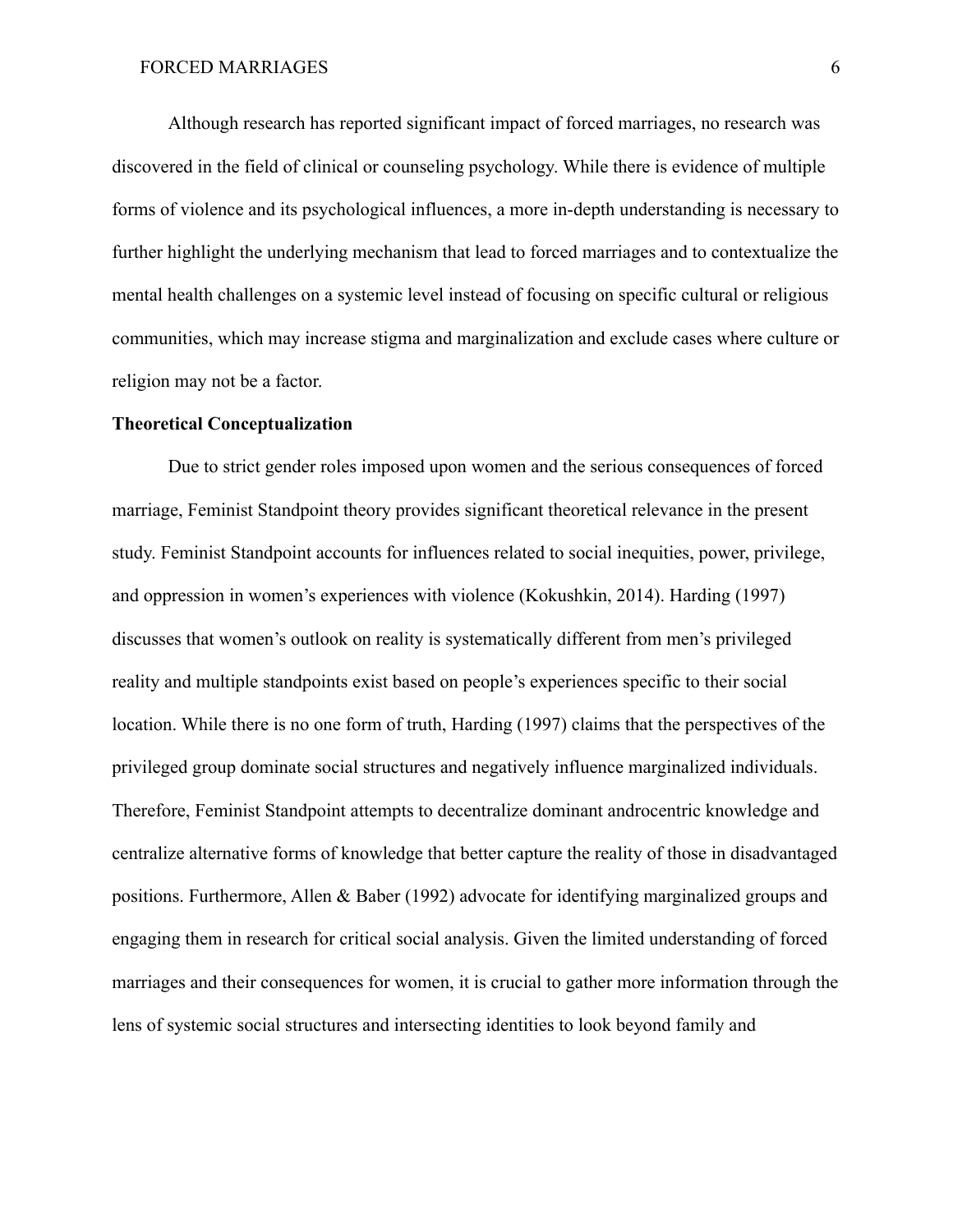Although research has reported significant impact of forced marriages, no research was discovered in the field of clinical or counseling psychology. While there is evidence of multiple forms of violence and its psychological influences, a more in-depth understanding is necessary to further highlight the underlying mechanism that lead to forced marriages and to contextualize the mental health challenges on a systemic level instead of focusing on specific cultural or religious communities, which may increase stigma and marginalization and exclude cases where culture or religion may not be a factor.

**Theoretical Conceptualization**

Due to strict gender roles imposed upon women and the serious consequences of forced marriage, Feminist Standpoint theory provides significant theoretical relevance in the present study. Feminist Standpoint accounts for influences related to social inequities, power, privilege, and oppression in women's experiences with violence (Kokushkin, 2014). Harding (1997) discusses that women's outlook on reality is systematically different from men's privileged reality and multiple standpoints exist based on people's experiences specific to their social location. While there is no one form of truth, Harding (1997) claims that the perspectives of the privileged group dominate social structures and negatively influence marginalized individuals. Therefore, Feminist Standpoint attempts to decentralize dominant androcentric knowledge and centralize alternative forms of knowledge that better capture the reality of those in disadvantaged positions. Furthermore, Allen & Baber (1992) advocate for identifying marginalized groups and engaging them in research for critical social analysis. Given the limited understanding of forced marriages and their consequences for women, it is crucial to gather more information through the lens of systemic social structures and intersecting identities to look beyond family and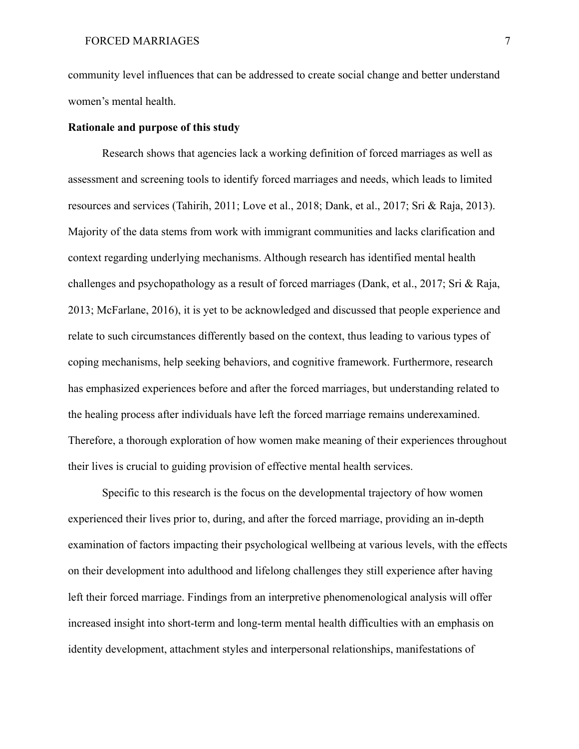community level influences that can be addressed to create social change and better understand women's mental health.

**Rationale and purpose of this study**

Research shows that agencies lack a working definition of forced marriages as well as assessment and screening tools to identify forced marriages and needs, which leads to limited resources and services (Tahirih, 2011; Love et al., 2018; Dank, et al., 2017; Sri & Raja, 2013). Majority of the data stems from work with immigrant communities and lacks clarification and context regarding underlying mechanisms. Although research has identified mental health challenges and psychopathology as a result of forced marriages (Dank, et al., 2017; Sri & Raja, 2013; McFarlane, 2016), it is yet to be acknowledged and discussed that people experience and relate to such circumstances differently based on the context, thus leading to various types of coping mechanisms, help seeking behaviors, and cognitive framework. Furthermore, research has emphasized experiences before and after the forced marriages, but understanding related to the healing process after individuals have left the forced marriage remains underexamined. Therefore, a thorough exploration of how women make meaning of their experiences throughout their lives is crucial to guiding provision of effective mental health services.

Specific to this research is the focus on the developmental trajectory of how women experienced their lives prior to, during, and after the forced marriage, providing an in-depth examination of factors impacting their psychological wellbeing at various levels, with the effects on their development into adulthood and lifelong challenges they still experience after having left their forced marriage. Findings from an interpretive phenomenological analysis will offer increased insight into short-term and long-term mental health difficulties with an emphasis on identity development, attachment styles and interpersonal relationships, manifestations of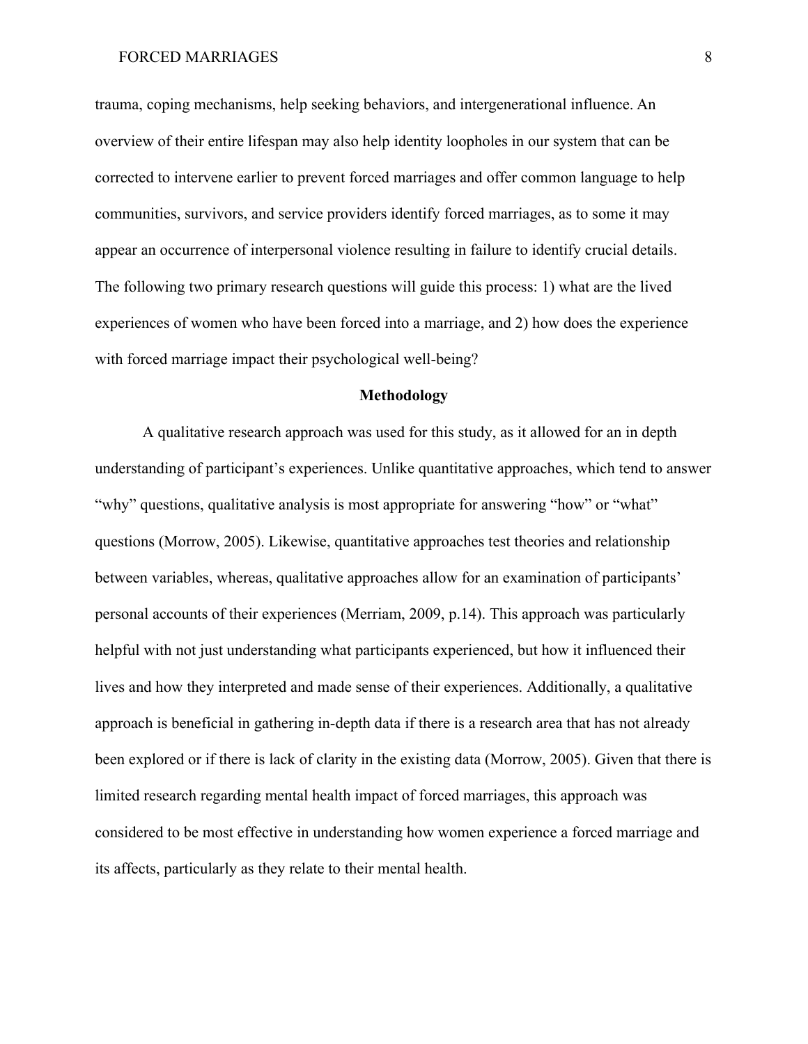trauma, coping mechanisms, help seeking behaviors, and intergenerational influence. An overview of their entire lifespan may also help identity loopholes in our system that can be corrected to intervene earlier to prevent forced marriages and offer common language to help communities, survivors, and service providers identify forced marriages, as to some it may appear an occurrence of interpersonal violence resulting in failure to identify crucial details. The following two primary research questions will guide this process: 1) what are the lived experiences of women who have been forced into a marriage, and 2) how does the experience with forced marriage impact their psychological well-being?

## Methodology

A qualitative research approach was used for this study, as it allowed for an in depth understanding of participant's experiences. Unlike quantitative approaches, which tend to answer "why" questions, qualitative analysis is most appropriate for answering "how" or "what" questions (Morrow, 2005). Likewise, quantitative approaches test theories and relationship between variables, whereas, qualitative approaches allow for an examination of participants' personal accounts of their experiences (Merriam, 2009, p.14). This approach was particularly helpful with not just understanding what participants experienced, but how it influenced their lives and how they interpreted and made sense of their experiences. Additionally, a qualitative approach is beneficial in gathering in-depth data if there is a research area that has not already been explored or if there is lack of clarity in the existing data (Morrow, 2005). Given that there is limited research regarding mental health impact of forced marriages, this approach was considered to be most effective in understanding how women experience a forced marriage and its affects, particularly as they relate to their mental health.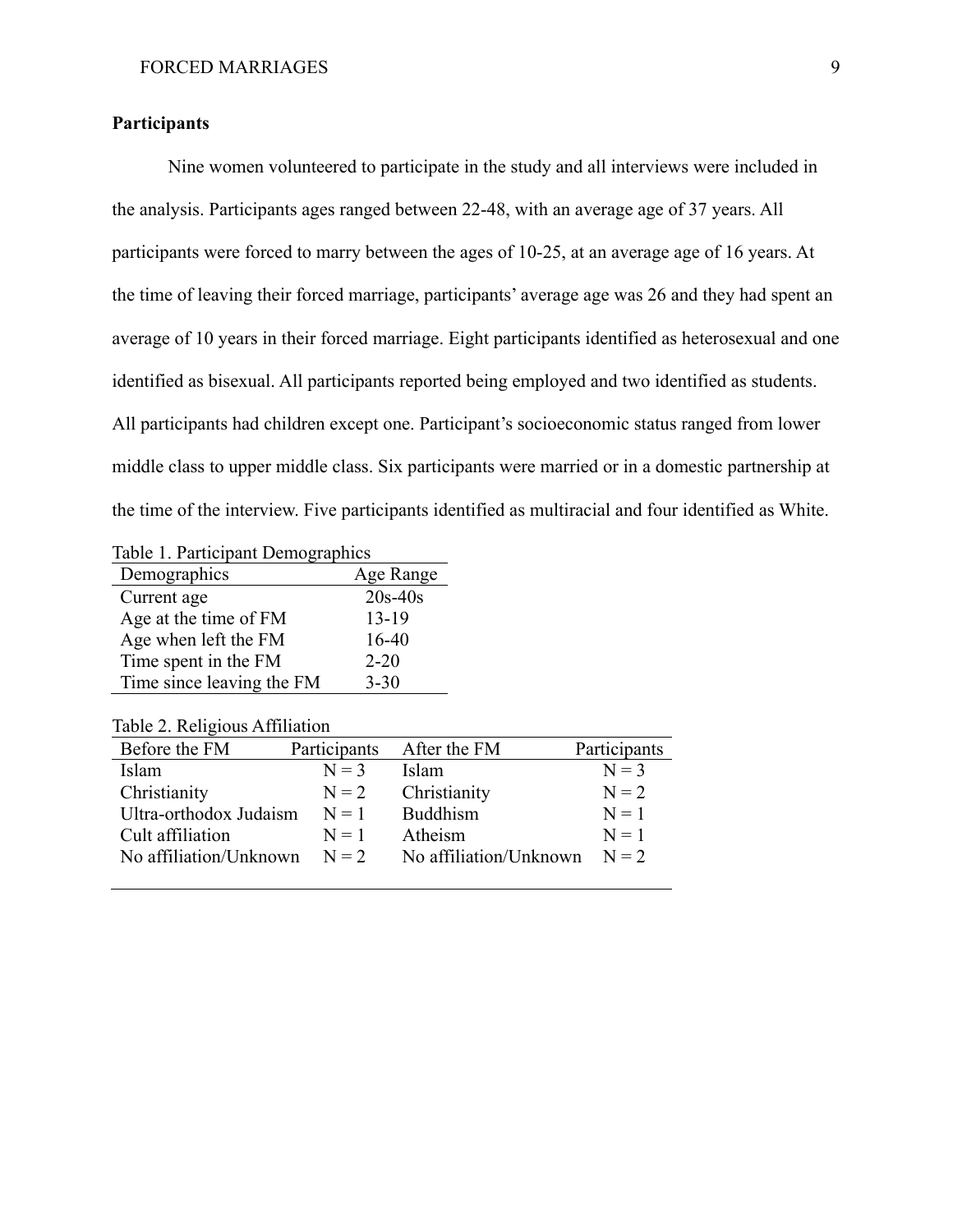**Participants**

Nine women volunteered to participate in the study and all interviews were included in the analysis. Participants ages ranged between 22-48, with an average age of 37 years. All participants were forced to marry between the ages of 10-25, at an average age of 16 years. At the time of leaving their forced marriage, participants' average age was 26 and they had spent an average of 10 years in their forced marriage. Eight participants identified as heterosexual and one identified as bisexual. All participants reported being employed and two identified as students. All participants had children except one. Participant's socioeconomic status ranged from lower middle class to upper middle class. Six participants were married or in a domestic partnership at the time of the interview. Five participants identified as multiracial and four identified as White.

Table 1. Participant Demographics

| Demographics | Age Range |
|---|---|
| Current age | 20s-40s |
| Age at the time of FM | 13-19 |
| Age when left the FM | 16-40 |
| Time spent in the FM | 2-20 |
| Time since leaving the FM | 3-30 |

Table 2. Religious Affiliation

| Before the FM | Participants | After the FM | Participants |
|---|---|---|---|
| Islam | N = 3 | Islam | N = 3 |
| Christianity | N = 2 | Christianity | N = 2 |
| Ultra-orthodox Judaism | N = 1 | Buddhism | N = 1 |
| Cult affiliation | N = 1 | Atheism | N = 1 |
| No affiliation/Unknown | N = 2 | No affiliation/Unknown | N = 2 |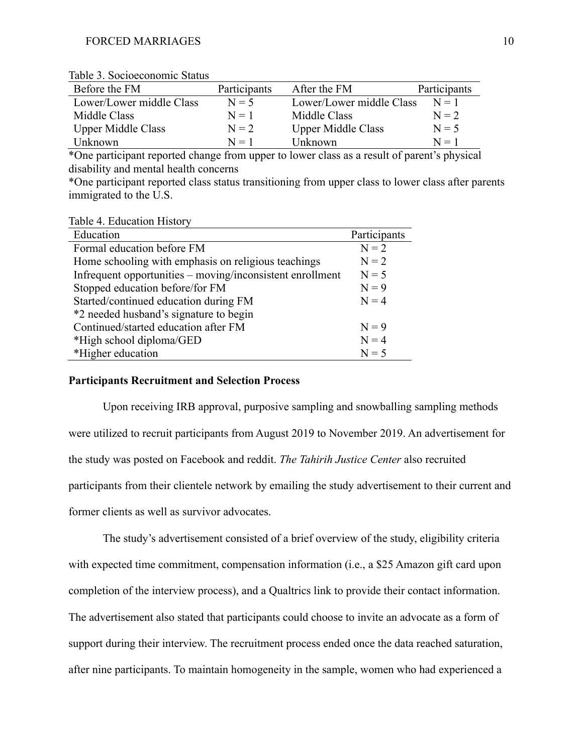Table 3. Socioeconomic Status

| Before the FM | Participants | After the FM | Participants |
|---|---|---|---|
| Lower/Lower middle Class | N = 5 | Lower/Lower middle Class | N = 1 |
| Middle Class | N = 1 | Middle Class | N = 2 |
| Upper Middle Class | N = 2 | Upper Middle Class | N = 5 |
| Unknown | N = 1 | Unknown | N = 1 |

*One participant reported change from upper to lower class as a result of parent's physical disability and mental health concerns

*One participant reported class status transitioning from upper class to lower class after parents immigrated to the U.S.

Table 4. Education History

| Education | Participants |
|---|---|
| Formal education before FM | N = 2 |
| Home schooling with emphasis on religious teachings | N = 2 |
| Infrequent opportunities – moving/inconsistent enrollment | N = 5 |
| Stopped education before/for FM | N = 9 |
| Started/continued education during FM | N = 4 |
| *2 needed husband's signature to begin | |
| Continued/started education after FM | N = 9 |
| *High school diploma/GED | N = 4 |
| *Higher education | N = 5 |

**Participants Recruitment and Selection Process**

Upon receiving IRB approval, purposive sampling and snowballing sampling methods were utilized to recruit participants from August 2019 to November 2019. An advertisement for the study was posted on Facebook and reddit. *The Tahirih Justice Center* also recruited participants from their clientele network by emailing the study advertisement to their current and former clients as well as survivor advocates.

The study's advertisement consisted of a brief overview of the study, eligibility criteria with expected time commitment, compensation information (i.e., a $25 Amazon gift card upon completion of the interview process), and a Qualtrics link to provide their contact information. The advertisement also stated that participants could choose to invite an advocate as a form of support during their interview. The recruitment process ended once the data reached saturation, after nine participants. To maintain homogeneity in the sample, women who had experienced a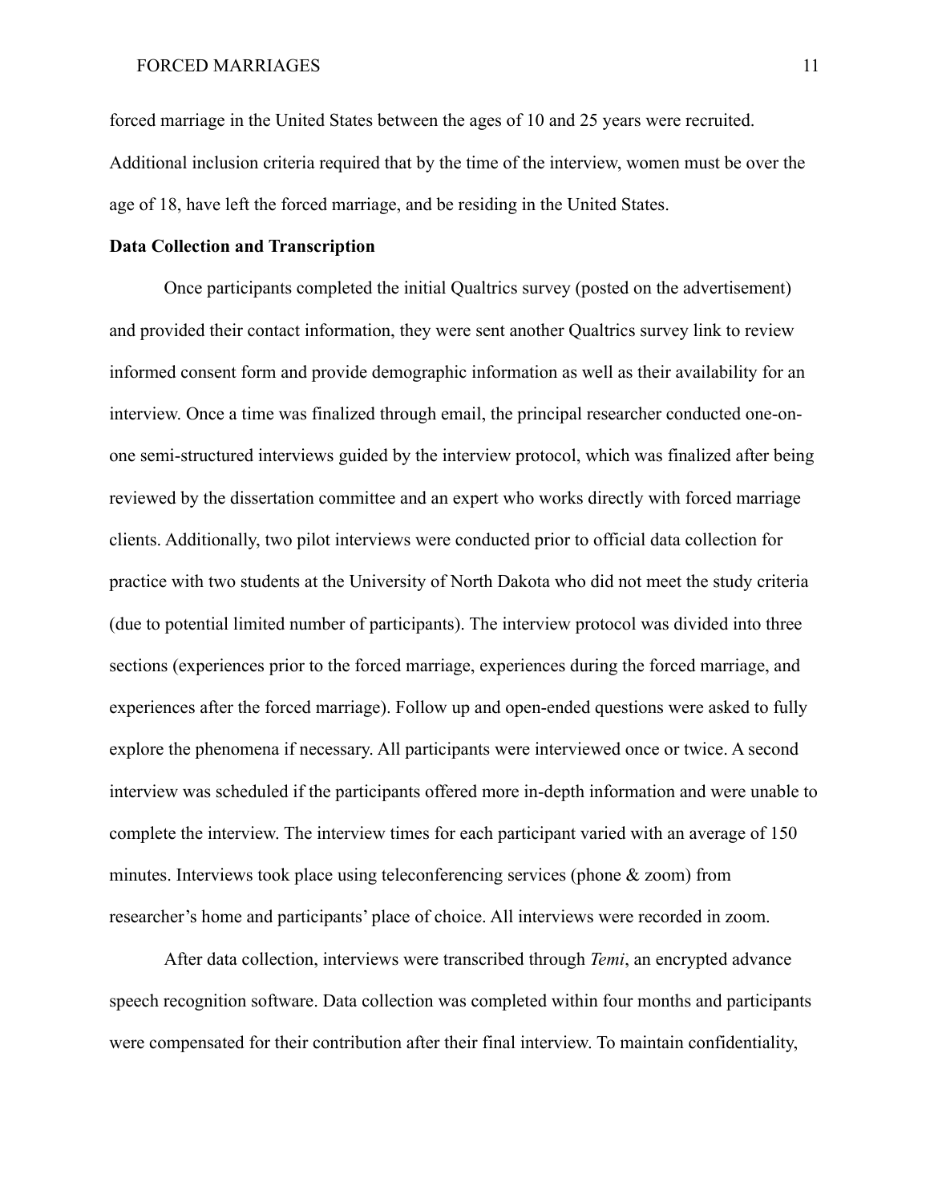forced marriage in the United States between the ages of 10 and 25 years were recruited. Additional inclusion criteria required that by the time of the interview, women must be over the age of 18, have left the forced marriage, and be residing in the United States.

**Data Collection and Transcription**

Once participants completed the initial Qualtrics survey (posted on the advertisement) and provided their contact information, they were sent another Qualtrics survey link to review informed consent form and provide demographic information as well as their availability for an interview. Once a time was finalized through email, the principal researcher conducted one-on-one semi-structured interviews guided by the interview protocol, which was finalized after being reviewed by the dissertation committee and an expert who works directly with forced marriage clients. Additionally, two pilot interviews were conducted prior to official data collection for practice with two students at the University of North Dakota who did not meet the study criteria (due to potential limited number of participants). The interview protocol was divided into three sections (experiences prior to the forced marriage, experiences during the forced marriage, and experiences after the forced marriage). Follow up and open-ended questions were asked to fully explore the phenomena if necessary. All participants were interviewed once or twice. A second interview was scheduled if the participants offered more in-depth information and were unable to complete the interview. The interview times for each participant varied with an average of 150 minutes. Interviews took place using teleconferencing services (phone & zoom) from researcher's home and participants' place of choice. All interviews were recorded in zoom.

After data collection, interviews were transcribed through *Temi*, an encrypted advance speech recognition software. Data collection was completed within four months and participants were compensated for their contribution after their final interview. To maintain confidentiality,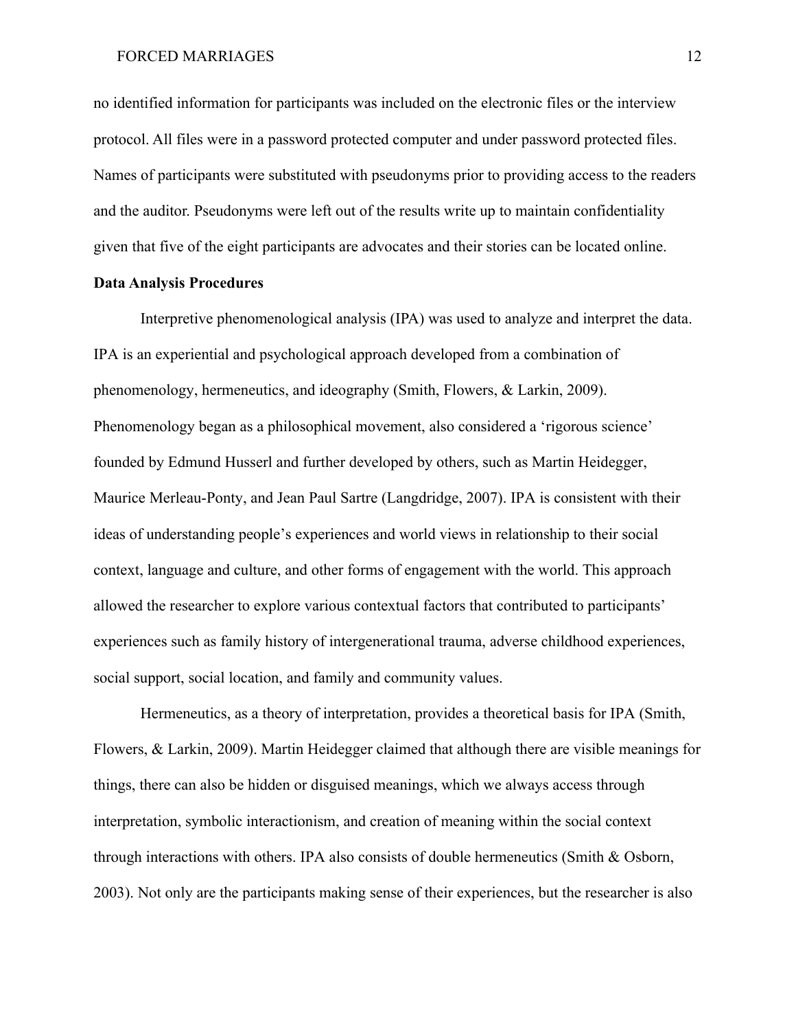no identified information for participants was included on the electronic files or the interview protocol. All files were in a password protected computer and under password protected files. Names of participants were substituted with pseudonyms prior to providing access to the readers and the auditor. Pseudonyms were left out of the results write up to maintain confidentiality given that five of the eight participants are advocates and their stories can be located online.

**Data Analysis Procedures**

Interpretive phenomenological analysis (IPA) was used to analyze and interpret the data. IPA is an experiential and psychological approach developed from a combination of phenomenology, hermeneutics, and ideography (Smith, Flowers, & Larkin, 2009). Phenomenology began as a philosophical movement, also considered a 'rigorous science' founded by Edmund Husserl and further developed by others, such as Martin Heidegger, Maurice Merleau-Ponty, and Jean Paul Sartre (Langdridge, 2007). IPA is consistent with their ideas of understanding people's experiences and world views in relationship to their social context, language and culture, and other forms of engagement with the world. This approach allowed the researcher to explore various contextual factors that contributed to participants' experiences such as family history of intergenerational trauma, adverse childhood experiences, social support, social location, and family and community values.

Hermeneutics, as a theory of interpretation, provides a theoretical basis for IPA (Smith, Flowers, & Larkin, 2009). Martin Heidegger claimed that although there are visible meanings for things, there can also be hidden or disguised meanings, which we always access through interpretation, symbolic interactionism, and creation of meaning within the social context through interactions with others. IPA also consists of double hermeneutics (Smith & Osborn, 2003). Not only are the participants making sense of their experiences, but the researcher is also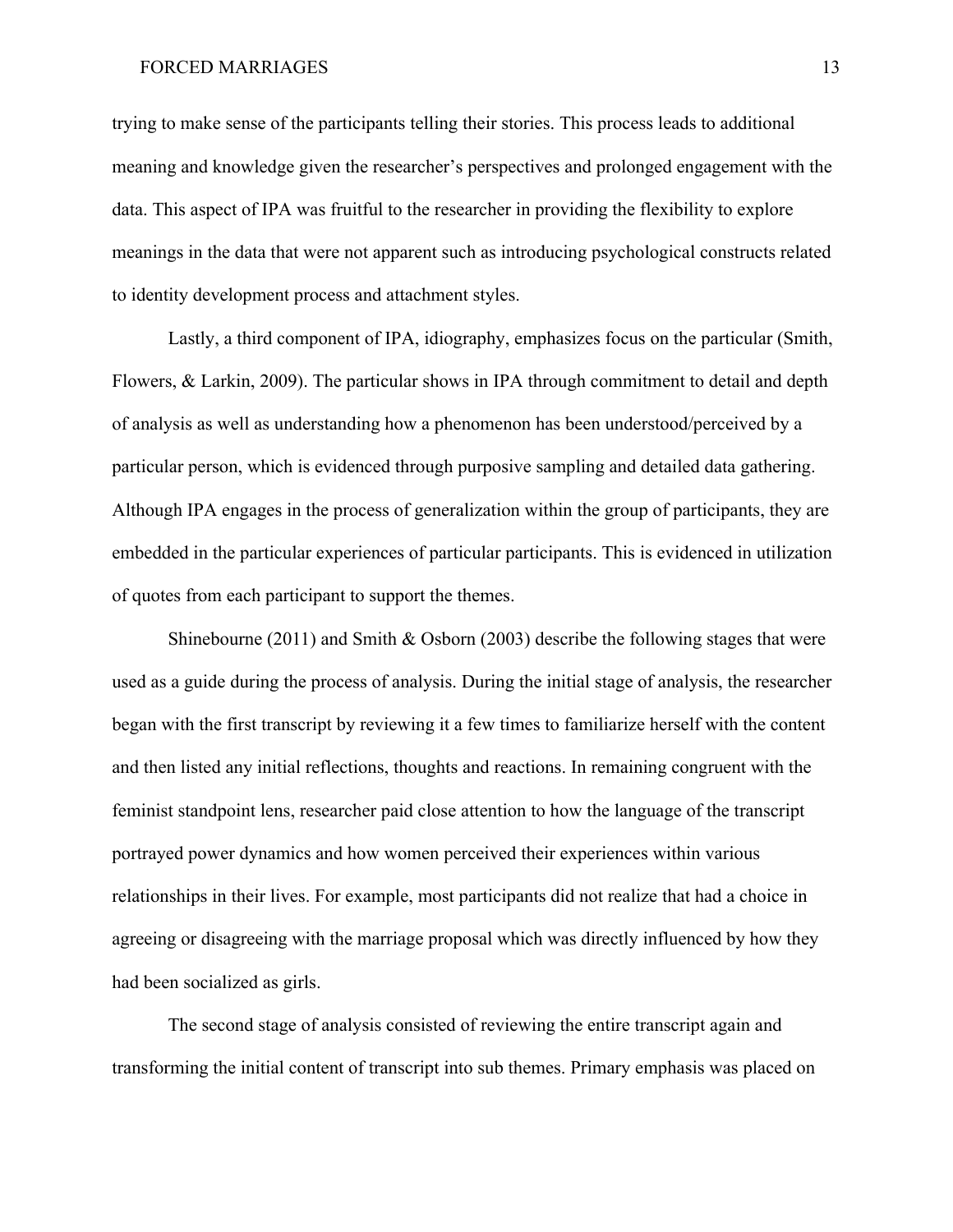trying to make sense of the participants telling their stories. This process leads to additional meaning and knowledge given the researcher's perspectives and prolonged engagement with the data. This aspect of IPA was fruitful to the researcher in providing the flexibility to explore meanings in the data that were not apparent such as introducing psychological constructs related to identity development process and attachment styles.

Lastly, a third component of IPA, idiography, emphasizes focus on the particular (Smith, Flowers, & Larkin, 2009). The particular shows in IPA through commitment to detail and depth of analysis as well as understanding how a phenomenon has been understood/perceived by a particular person, which is evidenced through purposive sampling and detailed data gathering. Although IPA engages in the process of generalization within the group of participants, they are embedded in the particular experiences of particular participants. This is evidenced in utilization of quotes from each participant to support the themes.

Shinebourne (2011) and Smith & Osborn (2003) describe the following stages that were used as a guide during the process of analysis. During the initial stage of analysis, the researcher began with the first transcript by reviewing it a few times to familiarize herself with the content and then listed any initial reflections, thoughts and reactions. In remaining congruent with the feminist standpoint lens, researcher paid close attention to how the language of the transcript portrayed power dynamics and how women perceived their experiences within various relationships in their lives. For example, most participants did not realize that had a choice in agreeing or disagreeing with the marriage proposal which was directly influenced by how they had been socialized as girls.

The second stage of analysis consisted of reviewing the entire transcript again and transforming the initial content of transcript into sub themes. Primary emphasis was placed on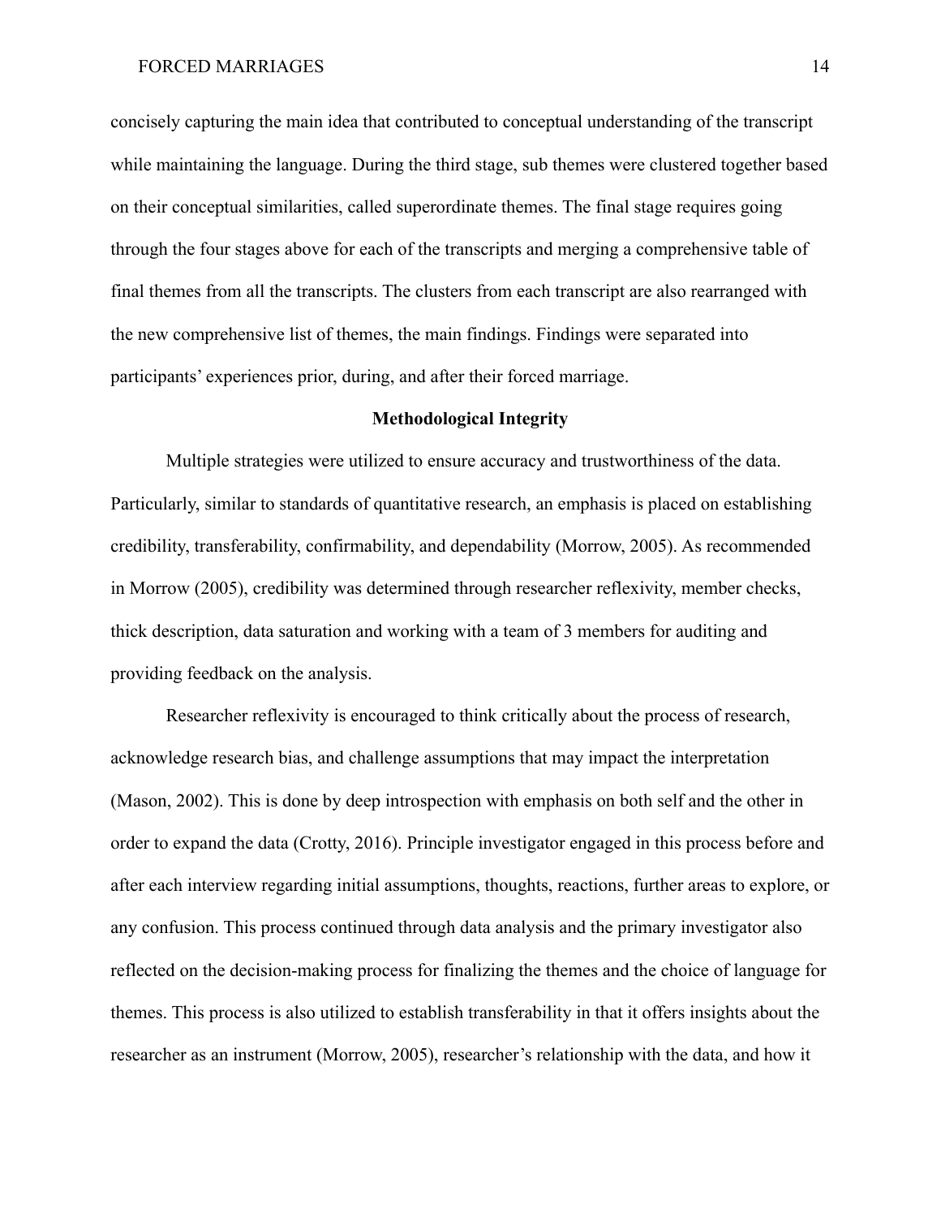concisely capturing the main idea that contributed to conceptual understanding of the transcript while maintaining the language. During the third stage, sub themes were clustered together based on their conceptual similarities, called superordinate themes. The final stage requires going through the four stages above for each of the transcripts and merging a comprehensive table of final themes from all the transcripts. The clusters from each transcript are also rearranged with the new comprehensive list of themes, the main findings. Findings were separated into participants' experiences prior, during, and after their forced marriage.

## Methodological Integrity

Multiple strategies were utilized to ensure accuracy and trustworthiness of the data. Particularly, similar to standards of quantitative research, an emphasis is placed on establishing credibility, transferability, confirmability, and dependability (Morrow, 2005). As recommended in Morrow (2005), credibility was determined through researcher reflexivity, member checks, thick description, data saturation and working with a team of 3 members for auditing and providing feedback on the analysis.

Researcher reflexivity is encouraged to think critically about the process of research, acknowledge research bias, and challenge assumptions that may impact the interpretation (Mason, 2002). This is done by deep introspection with emphasis on both self and the other in order to expand the data (Crotty, 2016). Principle investigator engaged in this process before and after each interview regarding initial assumptions, thoughts, reactions, further areas to explore, or any confusion. This process continued through data analysis and the primary investigator also reflected on the decision-making process for finalizing the themes and the choice of language for themes. This process is also utilized to establish transferability in that it offers insights about the researcher as an instrument (Morrow, 2005), researcher's relationship with the data, and how it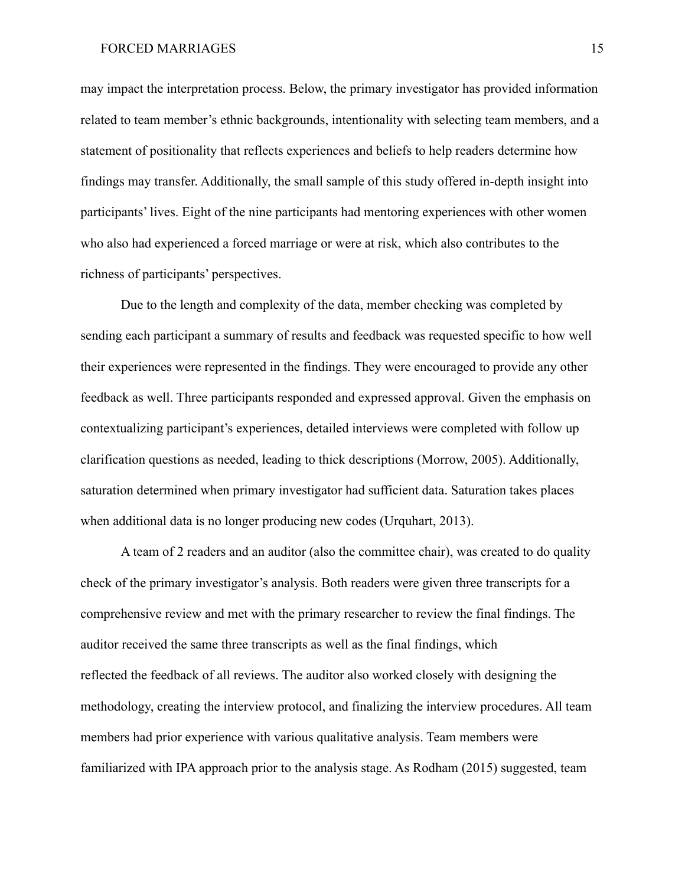may impact the interpretation process. Below, the primary investigator has provided information related to team member's ethnic backgrounds, intentionality with selecting team members, and a statement of positionality that reflects experiences and beliefs to help readers determine how findings may transfer. Additionally, the small sample of this study offered in-depth insight into participants' lives. Eight of the nine participants had mentoring experiences with other women who also had experienced a forced marriage or were at risk, which also contributes to the richness of participants' perspectives.

Due to the length and complexity of the data, member checking was completed by sending each participant a summary of results and feedback was requested specific to how well their experiences were represented in the findings. They were encouraged to provide any other feedback as well. Three participants responded and expressed approval. Given the emphasis on contextualizing participant's experiences, detailed interviews were completed with follow up clarification questions as needed, leading to thick descriptions (Morrow, 2005). Additionally, saturation determined when primary investigator had sufficient data. Saturation takes places when additional data is no longer producing new codes (Urquhart, 2013).

A team of 2 readers and an auditor (also the committee chair), was created to do quality check of the primary investigator's analysis. Both readers were given three transcripts for a comprehensive review and met with the primary researcher to review the final findings. The auditor received the same three transcripts as well as the final findings, which reflected the feedback of all reviews. The auditor also worked closely with designing the methodology, creating the interview protocol, and finalizing the interview procedures. All team members had prior experience with various qualitative analysis. Team members were familiarized with IPA approach prior to the analysis stage. As Rodham (2015) suggested, team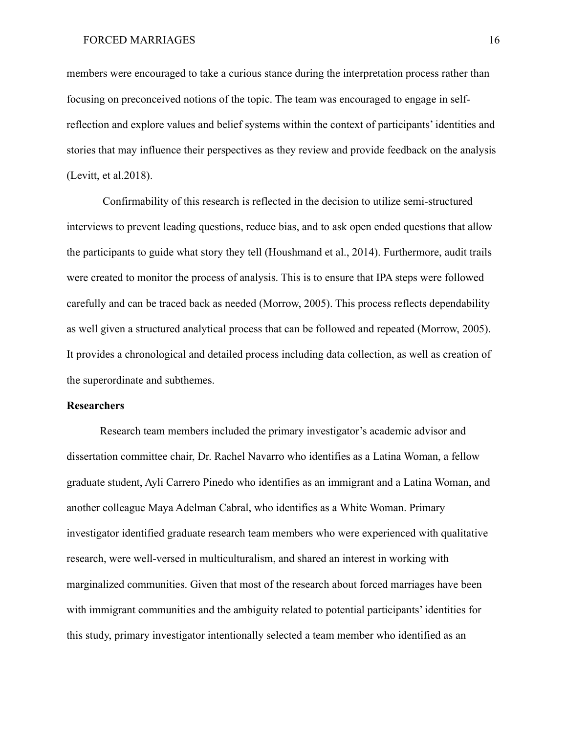members were encouraged to take a curious stance during the interpretation process rather than focusing on preconceived notions of the topic. The team was encouraged to engage in self-reflection and explore values and belief systems within the context of participants' identities and stories that may influence their perspectives as they review and provide feedback on the analysis (Levitt, et al.2018).

Confirmability of this research is reflected in the decision to utilize semi-structured interviews to prevent leading questions, reduce bias, and to ask open ended questions that allow the participants to guide what story they tell (Houshmand et al., 2014). Furthermore, audit trails were created to monitor the process of analysis. This is to ensure that IPA steps were followed carefully and can be traced back as needed (Morrow, 2005). This process reflects dependability as well given a structured analytical process that can be followed and repeated (Morrow, 2005). It provides a chronological and detailed process including data collection, as well as creation of the superordinate and subthemes.

**Researchers**

Research team members included the primary investigator's academic advisor and dissertation committee chair, Dr. Rachel Navarro who identifies as a Latina Woman, a fellow graduate student, Ayli Carrero Pinedo who identifies as an immigrant and a Latina Woman, and another colleague Maya Adelman Cabral, who identifies as a White Woman. Primary investigator identified graduate research team members who were experienced with qualitative research, were well-versed in multiculturalism, and shared an interest in working with marginalized communities. Given that most of the research about forced marriages have been with immigrant communities and the ambiguity related to potential participants' identities for this study, primary investigator intentionally selected a team member who identified as an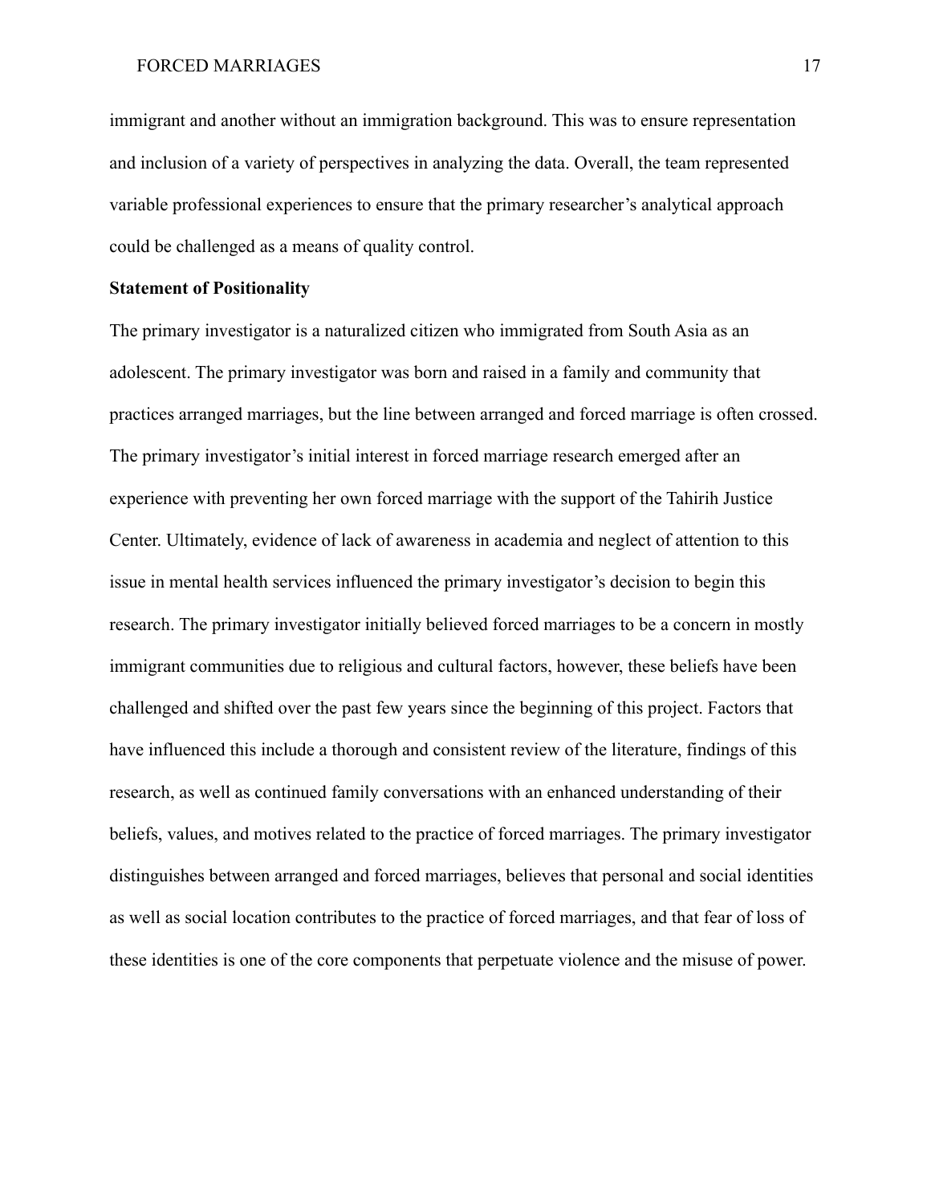immigrant and another without an immigration background. This was to ensure representation and inclusion of a variety of perspectives in analyzing the data. Overall, the team represented variable professional experiences to ensure that the primary researcher's analytical approach could be challenged as a means of quality control.

**Statement of Positionality**

The primary investigator is a naturalized citizen who immigrated from South Asia as an adolescent. The primary investigator was born and raised in a family and community that practices arranged marriages, but the line between arranged and forced marriage is often crossed. The primary investigator's initial interest in forced marriage research emerged after an experience with preventing her own forced marriage with the support of the Tahirih Justice Center. Ultimately, evidence of lack of awareness in academia and neglect of attention to this issue in mental health services influenced the primary investigator's decision to begin this research. The primary investigator initially believed forced marriages to be a concern in mostly immigrant communities due to religious and cultural factors, however, these beliefs have been challenged and shifted over the past few years since the beginning of this project. Factors that have influenced this include a thorough and consistent review of the literature, findings of this research, as well as continued family conversations with an enhanced understanding of their beliefs, values, and motives related to the practice of forced marriages. The primary investigator distinguishes between arranged and forced marriages, believes that personal and social identities as well as social location contributes to the practice of forced marriages, and that fear of loss of these identities is one of the core components that perpetuate violence and the misuse of power.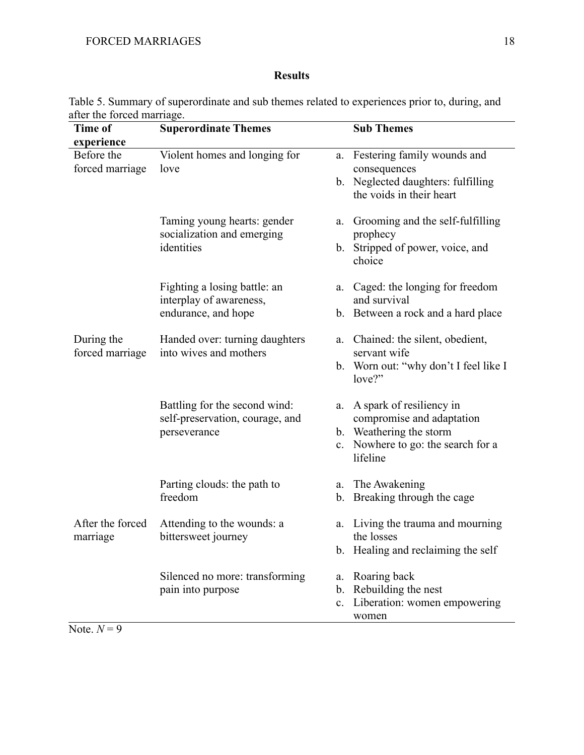## Results

Table 5. Summary of superordinate and sub themes related to experiences prior to, during, and after the forced marriage.

| Time of experience | Superordinate Themes | Sub Themes |
|---|---|---|
| Before the forced marriage | Violent homes and longing for love | a. Festering family wounds and consequences<br>b. Neglected daughters: fulfilling the voids in their heart |
| | Taming young hearts: gender socialization and emerging identities | a. Grooming and the self-fulfilling prophecy<br>b. Stripped of power, voice, and choice |
| | Fighting a losing battle: an interplay of awareness, endurance, and hope | a. Caged: the longing for freedom and survival<br>b. Between a rock and a hard place |
| During the forced marriage | Handed over: turning daughters into wives and mothers | a. Chained: the silent, obedient, servant wife<br>b. Worn out: "why don't I feel like I love?" |
| | Battling for the second wind: self-preservation, courage, and perseverance | a. A spark of resiliency in compromise and adaptation<br>b. Weathering the storm<br>c. Nowhere to go: the search for a lifeline |
| | Parting clouds: the path to freedom | a. The Awakening<br>b. Breaking through the cage |
| After the forced marriage | Attending to the wounds: a bittersweet journey | a. Living the trauma and mourning the losses<br>b. Healing and reclaiming the self |
| | Silenced no more: transforming pain into purpose | a. Roaring back<br>b. Rebuilding the nest<br>c. Liberation: women empowering women |

Note. $N = 9$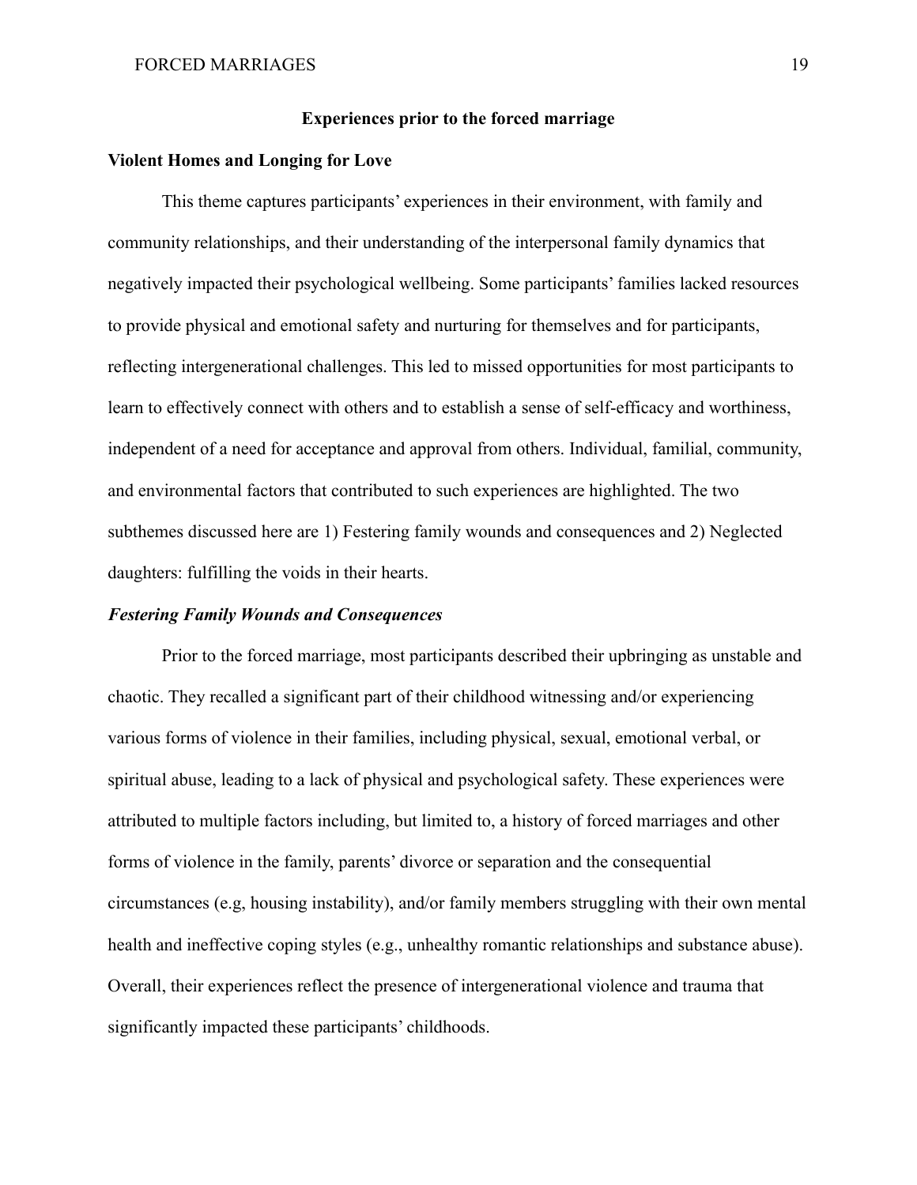## Experiences prior to the forced marriage

### Violent Homes and Longing for Love

This theme captures participants' experiences in their environment, with family and community relationships, and their understanding of the interpersonal family dynamics that negatively impacted their psychological wellbeing. Some participants' families lacked resources to provide physical and emotional safety and nurturing for themselves and for participants, reflecting intergenerational challenges. This led to missed opportunities for most participants to learn to effectively connect with others and to establish a sense of self-efficacy and worthiness, independent of a need for acceptance and approval from others. Individual, familial, community, and environmental factors that contributed to such experiences are highlighted. The two subthemes discussed here are 1) Festering family wounds and consequences and 2) Neglected daughters: fulfilling the voids in their hearts.

#### *Festering Family Wounds and Consequences*

Prior to the forced marriage, most participants described their upbringing as unstable and chaotic. They recalled a significant part of their childhood witnessing and/or experiencing various forms of violence in their families, including physical, sexual, emotional verbal, or spiritual abuse, leading to a lack of physical and psychological safety. These experiences were attributed to multiple factors including, but limited to, a history of forced marriages and other forms of violence in the family, parents' divorce or separation and the consequential circumstances (e.g, housing instability), and/or family members struggling with their own mental health and ineffective coping styles (e.g., unhealthy romantic relationships and substance abuse). Overall, their experiences reflect the presence of intergenerational violence and trauma that significantly impacted these participants' childhoods.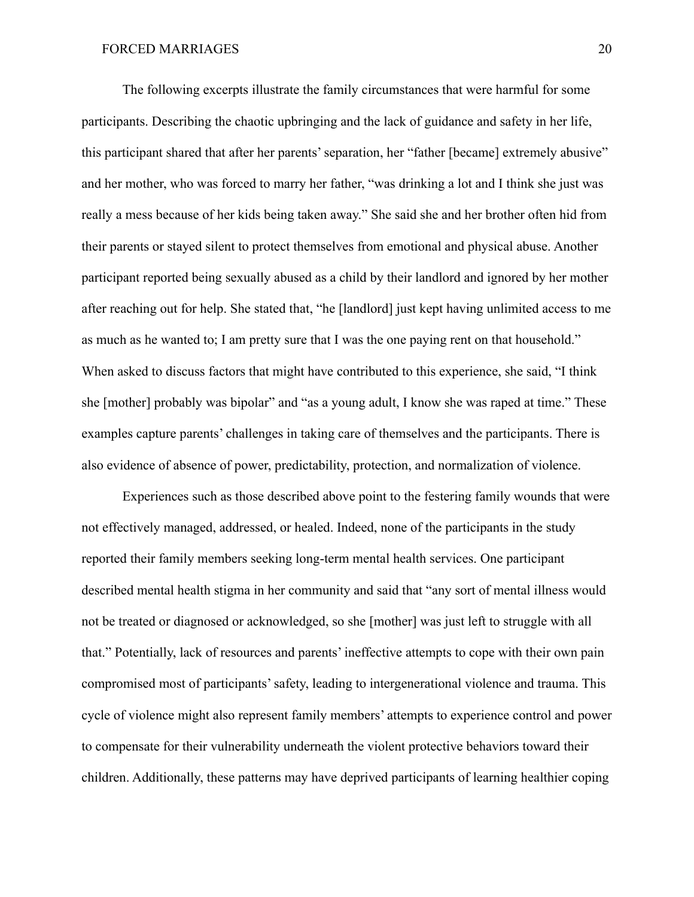The following excerpts illustrate the family circumstances that were harmful for some participants. Describing the chaotic upbringing and the lack of guidance and safety in her life, this participant shared that after her parents' separation, her "father [became] extremely abusive" and her mother, who was forced to marry her father, "was drinking a lot and I think she just was really a mess because of her kids being taken away." She said she and her brother often hid from their parents or stayed silent to protect themselves from emotional and physical abuse. Another participant reported being sexually abused as a child by their landlord and ignored by her mother after reaching out for help. She stated that, "he [landlord] just kept having unlimited access to me as much as he wanted to; I am pretty sure that I was the one paying rent on that household." When asked to discuss factors that might have contributed to this experience, she said, "I think she [mother] probably was bipolar" and "as a young adult, I know she was raped at time." These examples capture parents' challenges in taking care of themselves and the participants. There is also evidence of absence of power, predictability, protection, and normalization of violence.

Experiences such as those described above point to the festering family wounds that were not effectively managed, addressed, or healed. Indeed, none of the participants in the study reported their family members seeking long-term mental health services. One participant described mental health stigma in her community and said that "any sort of mental illness would not be treated or diagnosed or acknowledged, so she [mother] was just left to struggle with all that." Potentially, lack of resources and parents' ineffective attempts to cope with their own pain compromised most of participants' safety, leading to intergenerational violence and trauma. This cycle of violence might also represent family members' attempts to experience control and power to compensate for their vulnerability underneath the violent protective behaviors toward their children. Additionally, these patterns may have deprived participants of learning healthier coping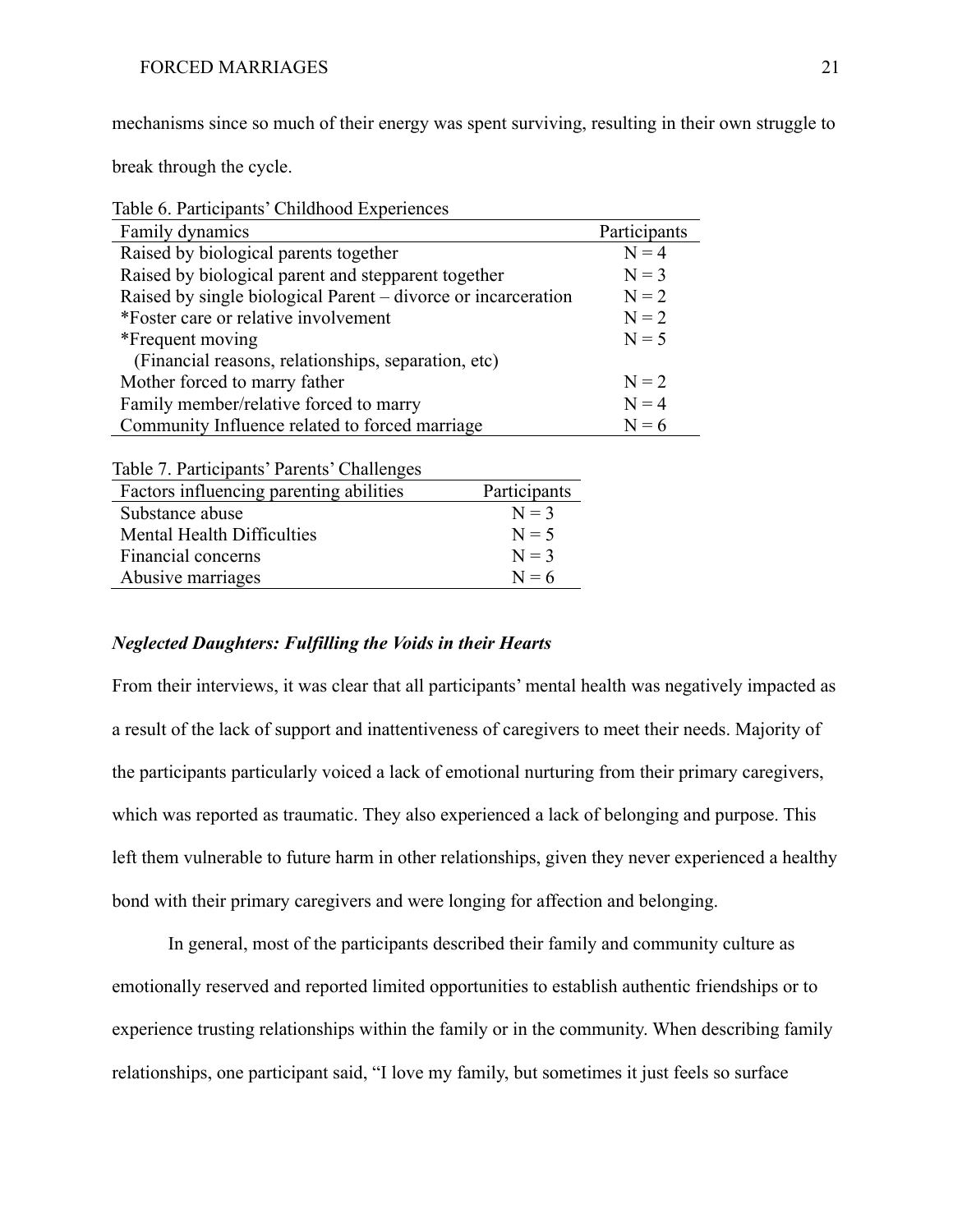mechanisms since so much of their energy was spent surviving, resulting in their own struggle to break through the cycle.

Table 6. Participants' Childhood Experiences

| Family dynamics | Participants |
|---|---|
| Raised by biological parents together | N = 4 |
| Raised by biological parent and stepparent together | N = 3 |
| Raised by single biological Parent – divorce or incarceration | N = 2 |
| *Foster care or relative involvement | N = 2 |
| *Frequent moving (Financial reasons, relationships, separation, etc) | N = 5 |
| Mother forced to marry father | N = 2 |
| Family member/relative forced to marry | N = 4 |
| Community Influence related to forced marriage | N = 6 |

Table 7. Participants' Parents' Challenges

| Factors influencing parenting abilities | Participants |
|---|---|
| Substance abuse | N = 3 |
| Mental Health Difficulties | N = 5 |
| Financial concerns | N = 3 |
| Abusive marriages | N = 6 |

***Neglected Daughters: Fulfilling the Voids in their Hearts***

From their interviews, it was clear that all participants' mental health was negatively impacted as a result of the lack of support and inattentiveness of caregivers to meet their needs. Majority of the participants particularly voiced a lack of emotional nurturing from their primary caregivers, which was reported as traumatic. They also experienced a lack of belonging and purpose. This left them vulnerable to future harm in other relationships, given they never experienced a healthy bond with their primary caregivers and were longing for affection and belonging.

In general, most of the participants described their family and community culture as emotionally reserved and reported limited opportunities to establish authentic friendships or to experience trusting relationships within the family or in the community. When describing family relationships, one participant said, "I love my family, but sometimes it just feels so surface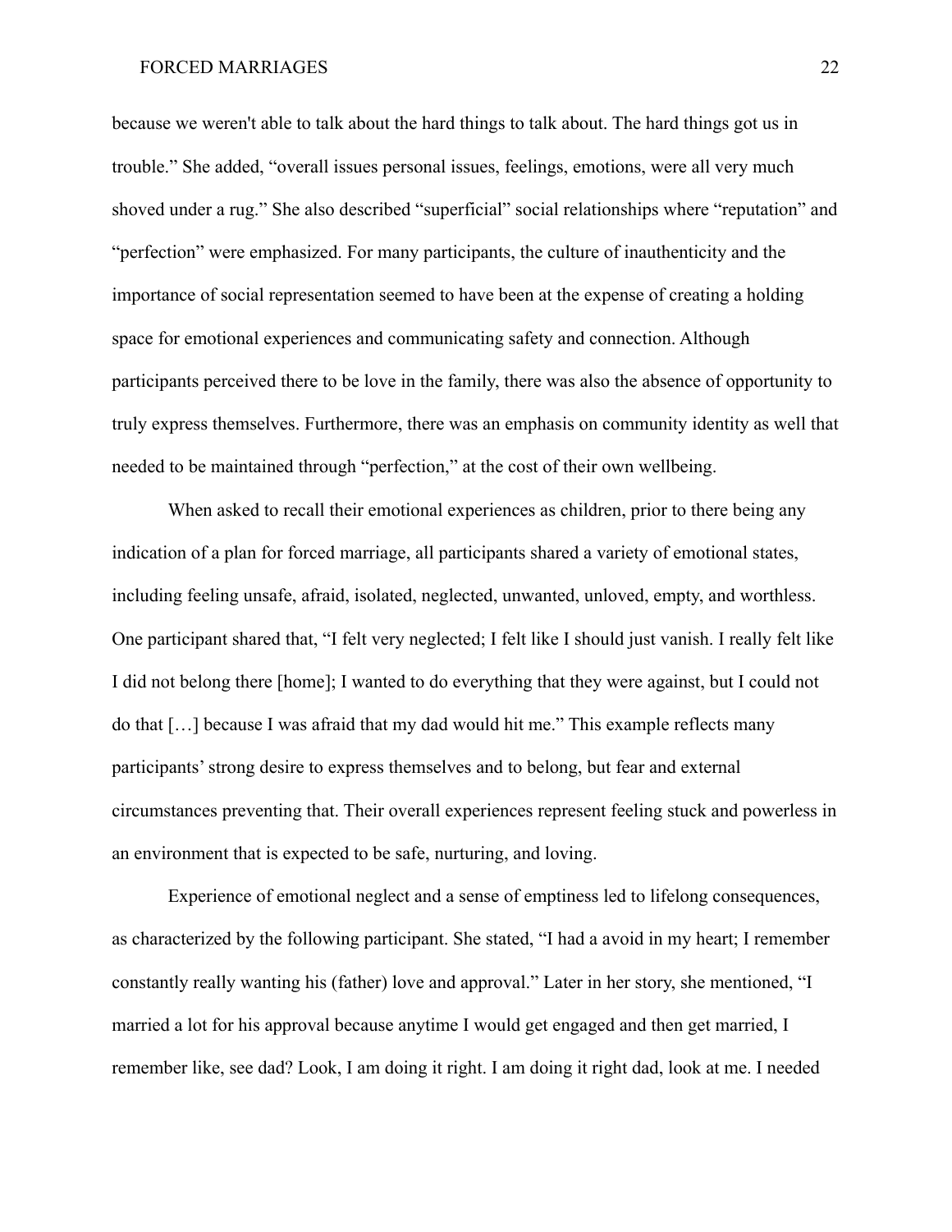because we weren't able to talk about the hard things to talk about. The hard things got us in trouble." She added, "overall issues personal issues, feelings, emotions, were all very much shoved under a rug." She also described "superficial" social relationships where "reputation" and "perfection" were emphasized. For many participants, the culture of inauthenticity and the importance of social representation seemed to have been at the expense of creating a holding space for emotional experiences and communicating safety and connection. Although participants perceived there to be love in the family, there was also the absence of opportunity to truly express themselves. Furthermore, there was an emphasis on community identity as well that needed to be maintained through "perfection," at the cost of their own wellbeing.

When asked to recall their emotional experiences as children, prior to there being any indication of a plan for forced marriage, all participants shared a variety of emotional states, including feeling unsafe, afraid, isolated, neglected, unwanted, unloved, empty, and worthless. One participant shared that, "I felt very neglected; I felt like I should just vanish. I really felt like I did not belong there [home]; I wanted to do everything that they were against, but I could not do that […] because I was afraid that my dad would hit me." This example reflects many participants' strong desire to express themselves and to belong, but fear and external circumstances preventing that. Their overall experiences represent feeling stuck and powerless in an environment that is expected to be safe, nurturing, and loving.

Experience of emotional neglect and a sense of emptiness led to lifelong consequences, as characterized by the following participant. She stated, "I had a avoid in my heart; I remember constantly really wanting his (father) love and approval." Later in her story, she mentioned, "I married a lot for his approval because anytime I would get engaged and then get married, I remember like, see dad? Look, I am doing it right. I am doing it right dad, look at me. I needed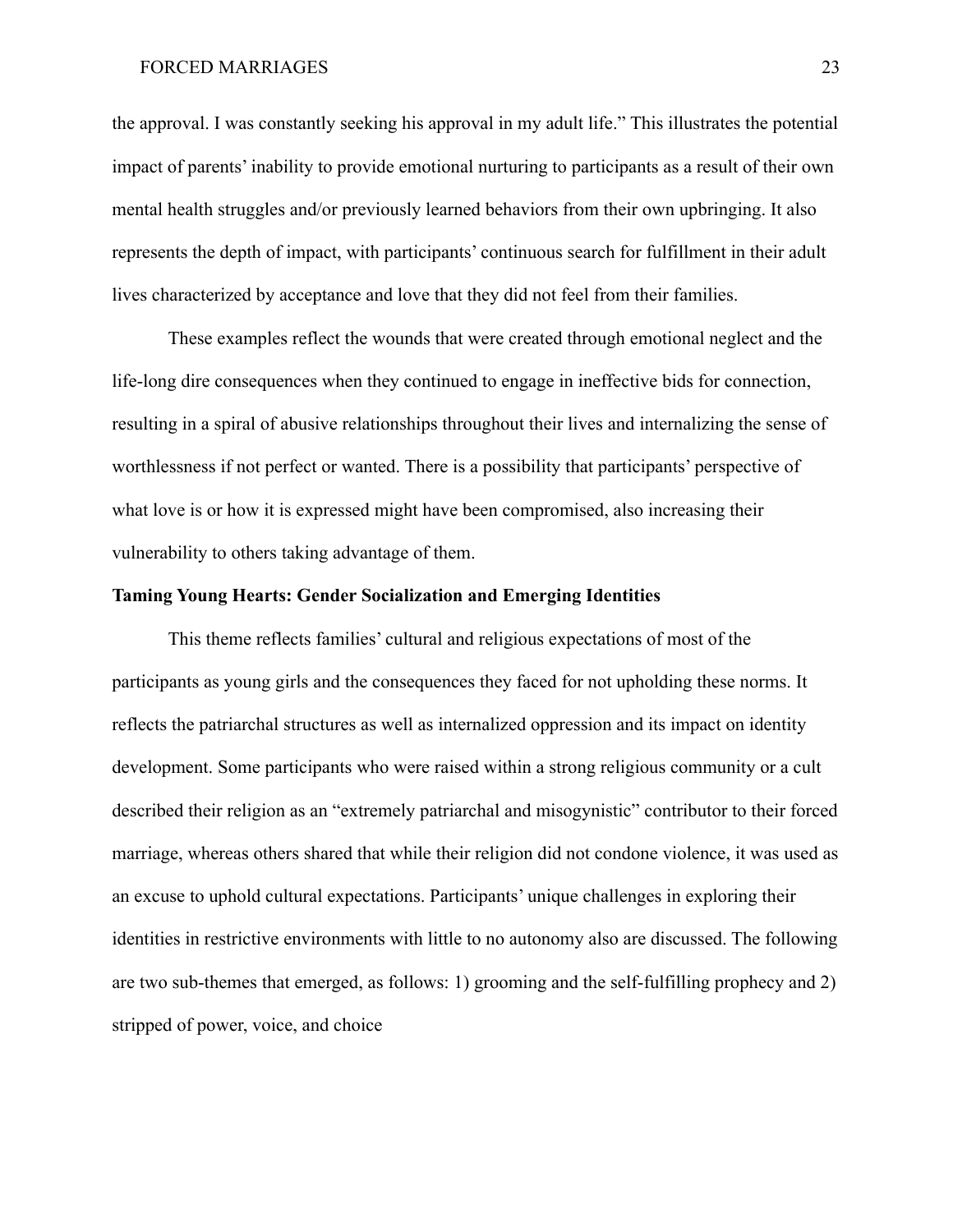the approval. I was constantly seeking his approval in my adult life." This illustrates the potential impact of parents' inability to provide emotional nurturing to participants as a result of their own mental health struggles and/or previously learned behaviors from their own upbringing. It also represents the depth of impact, with participants' continuous search for fulfillment in their adult lives characterized by acceptance and love that they did not feel from their families.

These examples reflect the wounds that were created through emotional neglect and the life-long dire consequences when they continued to engage in ineffective bids for connection, resulting in a spiral of abusive relationships throughout their lives and internalizing the sense of worthlessness if not perfect or wanted. There is a possibility that participants' perspective of what love is or how it is expressed might have been compromised, also increasing their vulnerability to others taking advantage of them.

**Taming Young Hearts: Gender Socialization and Emerging Identities**

This theme reflects families' cultural and religious expectations of most of the participants as young girls and the consequences they faced for not upholding these norms. It reflects the patriarchal structures as well as internalized oppression and its impact on identity development. Some participants who were raised within a strong religious community or a cult described their religion as an "extremely patriarchal and misogynistic" contributor to their forced marriage, whereas others shared that while their religion did not condone violence, it was used as an excuse to uphold cultural expectations. Participants' unique challenges in exploring their identities in restrictive environments with little to no autonomy also are discussed. The following are two sub-themes that emerged, as follows: 1) grooming and the self-fulfilling prophecy and 2) stripped of power, voice, and choice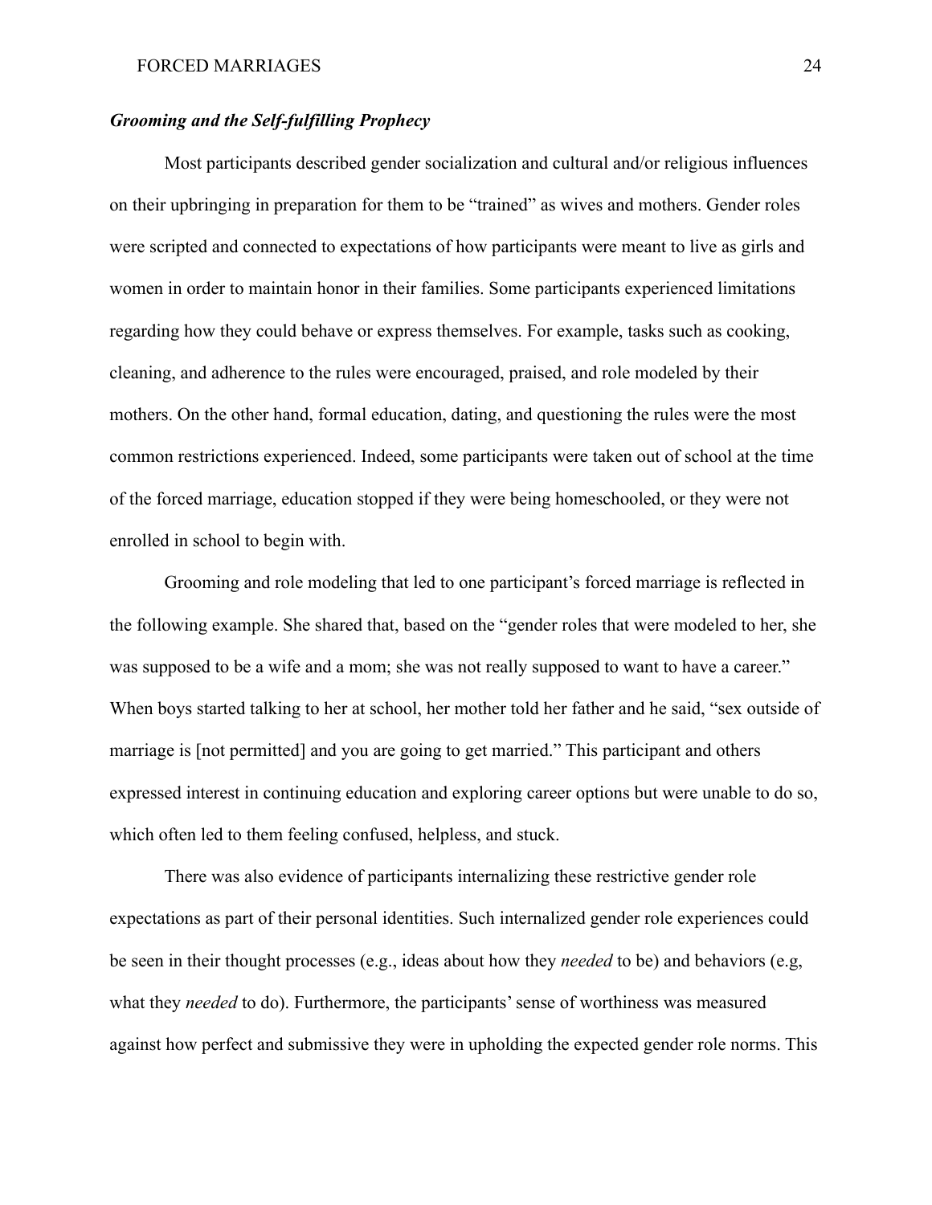### *Grooming and the Self-fulfilling Prophecy*

Most participants described gender socialization and cultural and/or religious influences on their upbringing in preparation for them to be "trained" as wives and mothers. Gender roles were scripted and connected to expectations of how participants were meant to live as girls and women in order to maintain honor in their families. Some participants experienced limitations regarding how they could behave or express themselves. For example, tasks such as cooking, cleaning, and adherence to the rules were encouraged, praised, and role modeled by their mothers. On the other hand, formal education, dating, and questioning the rules were the most common restrictions experienced. Indeed, some participants were taken out of school at the time of the forced marriage, education stopped if they were being homeschooled, or they were not enrolled in school to begin with.

Grooming and role modeling that led to one participant's forced marriage is reflected in the following example. She shared that, based on the "gender roles that were modeled to her, she was supposed to be a wife and a mom; she was not really supposed to want to have a career." When boys started talking to her at school, her mother told her father and he said, "sex outside of marriage is [not permitted] and you are going to get married." This participant and others expressed interest in continuing education and exploring career options but were unable to do so, which often led to them feeling confused, helpless, and stuck.

There was also evidence of participants internalizing these restrictive gender role expectations as part of their personal identities. Such internalized gender role experiences could be seen in their thought processes (e.g., ideas about how they *needed* to be) and behaviors (e.g, what they *needed* to do). Furthermore, the participants' sense of worthiness was measured against how perfect and submissive they were in upholding the expected gender role norms. This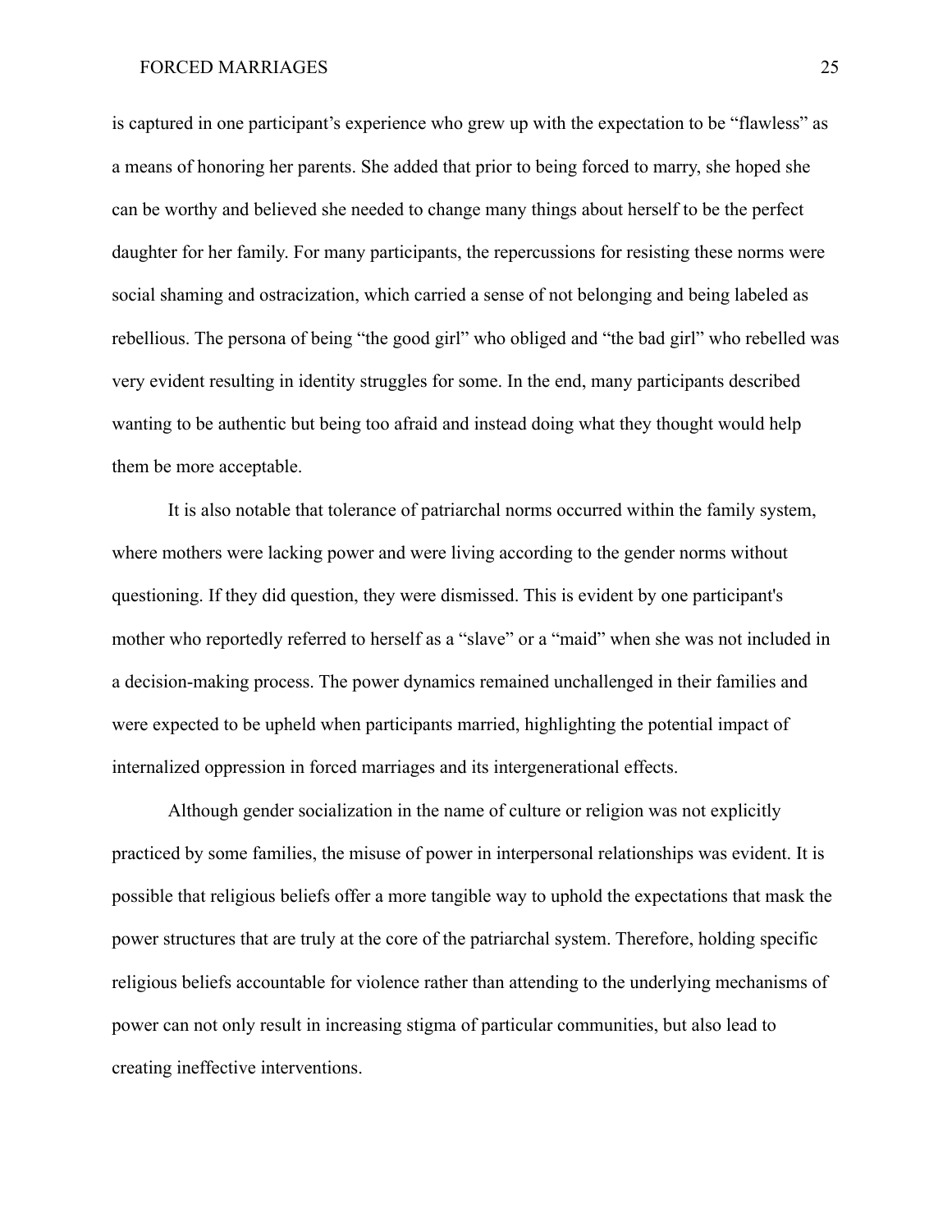is captured in one participant's experience who grew up with the expectation to be "flawless" as a means of honoring her parents. She added that prior to being forced to marry, she hoped she can be worthy and believed she needed to change many things about herself to be the perfect daughter for her family. For many participants, the repercussions for resisting these norms were social shaming and ostracization, which carried a sense of not belonging and being labeled as rebellious. The persona of being "the good girl" who obliged and "the bad girl" who rebelled was very evident resulting in identity struggles for some. In the end, many participants described wanting to be authentic but being too afraid and instead doing what they thought would help them be more acceptable.

It is also notable that tolerance of patriarchal norms occurred within the family system, where mothers were lacking power and were living according to the gender norms without questioning. If they did question, they were dismissed. This is evident by one participant's mother who reportedly referred to herself as a "slave" or a "maid" when she was not included in a decision-making process. The power dynamics remained unchallenged in their families and were expected to be upheld when participants married, highlighting the potential impact of internalized oppression in forced marriages and its intergenerational effects.

Although gender socialization in the name of culture or religion was not explicitly practiced by some families, the misuse of power in interpersonal relationships was evident. It is possible that religious beliefs offer a more tangible way to uphold the expectations that mask the power structures that are truly at the core of the patriarchal system. Therefore, holding specific religious beliefs accountable for violence rather than attending to the underlying mechanisms of power can not only result in increasing stigma of particular communities, but also lead to creating ineffective interventions.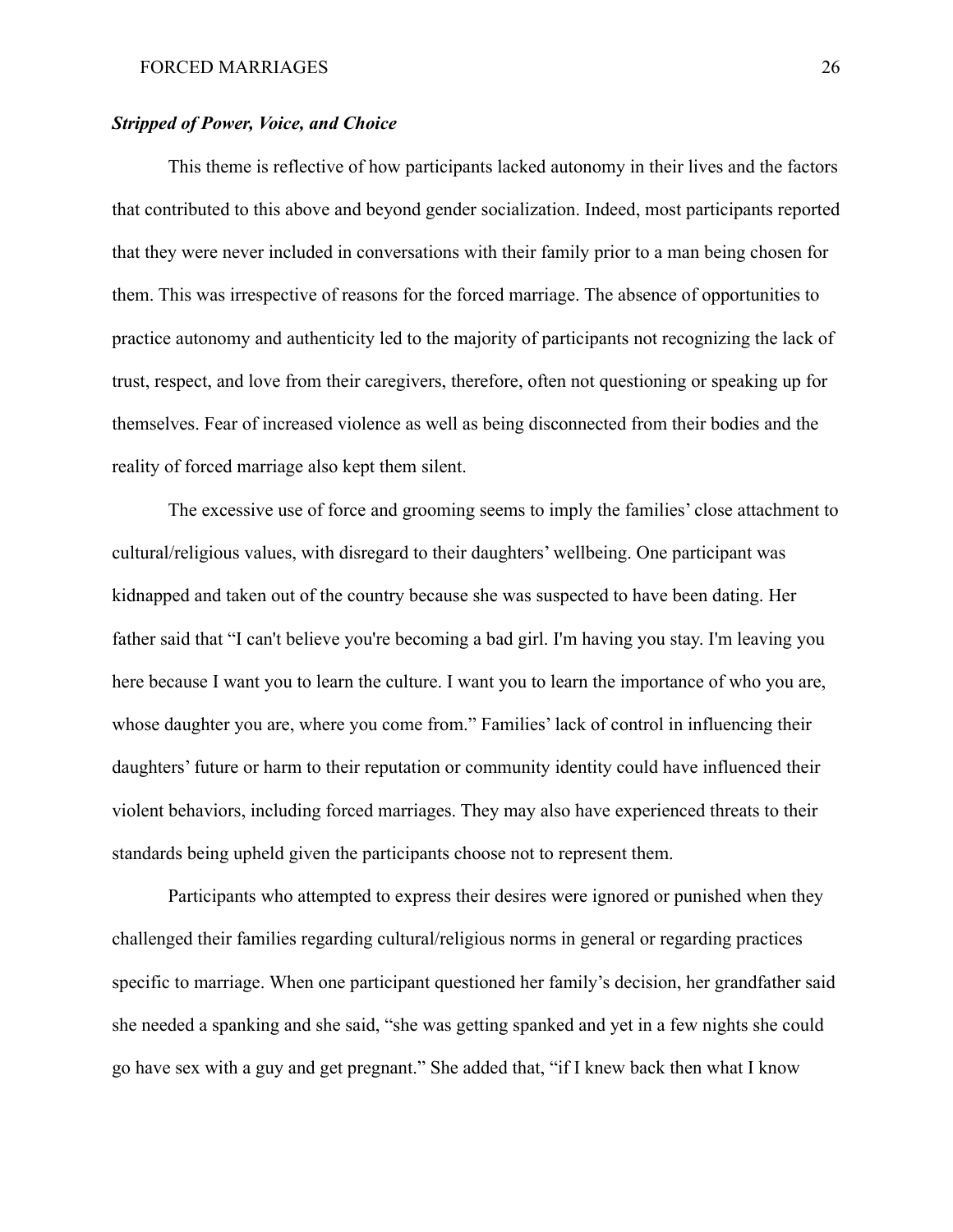### ***Stripped of Power, Voice, and Choice***

This theme is reflective of how participants lacked autonomy in their lives and the factors that contributed to this above and beyond gender socialization. Indeed, most participants reported that they were never included in conversations with their family prior to a man being chosen for them. This was irrespective of reasons for the forced marriage. The absence of opportunities to practice autonomy and authenticity led to the majority of participants not recognizing the lack of trust, respect, and love from their caregivers, therefore, often not questioning or speaking up for themselves. Fear of increased violence as well as being disconnected from their bodies and the reality of forced marriage also kept them silent.

The excessive use of force and grooming seems to imply the families' close attachment to cultural/religious values, with disregard to their daughters' wellbeing. One participant was kidnapped and taken out of the country because she was suspected to have been dating. Her father said that "I can't believe you're becoming a bad girl. I'm having you stay. I'm leaving you here because I want you to learn the culture. I want you to learn the importance of who you are, whose daughter you are, where you come from." Families' lack of control in influencing their daughters' future or harm to their reputation or community identity could have influenced their violent behaviors, including forced marriages. They may also have experienced threats to their standards being upheld given the participants choose not to represent them.

Participants who attempted to express their desires were ignored or punished when they challenged their families regarding cultural/religious norms in general or regarding practices specific to marriage. When one participant questioned her family's decision, her grandfather said she needed a spanking and she said, "she was getting spanked and yet in a few nights she could go have sex with a guy and get pregnant." She added that, "if I knew back then what I know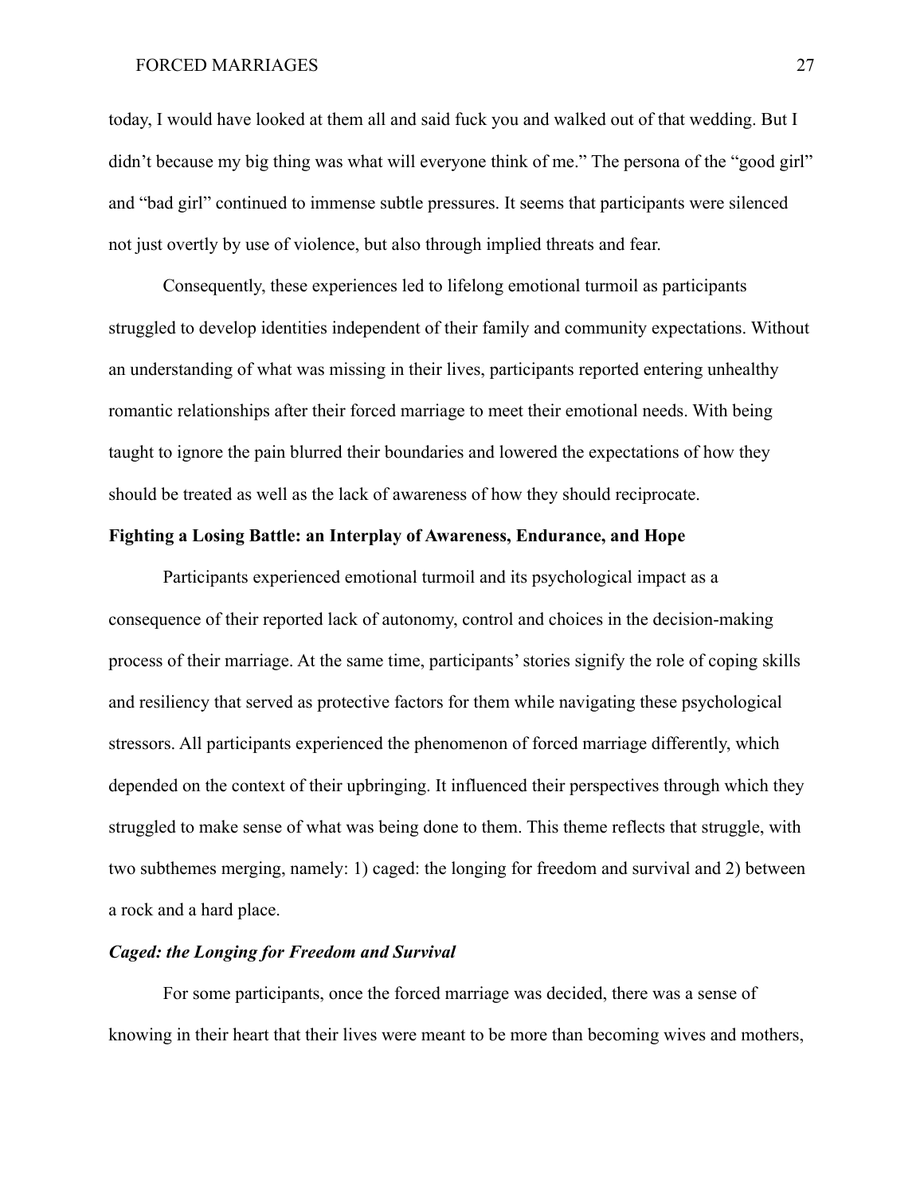today, I would have looked at them all and said fuck you and walked out of that wedding. But I didn't because my big thing was what will everyone think of me." The persona of the "good girl" and "bad girl" continued to immense subtle pressures. It seems that participants were silenced not just overtly by use of violence, but also through implied threats and fear.

Consequently, these experiences led to lifelong emotional turmoil as participants struggled to develop identities independent of their family and community expectations. Without an understanding of what was missing in their lives, participants reported entering unhealthy romantic relationships after their forced marriage to meet their emotional needs. With being taught to ignore the pain blurred their boundaries and lowered the expectations of how they should be treated as well as the lack of awareness of how they should reciprocate.

**Fighting a Losing Battle: an Interplay of Awareness, Endurance, and Hope**

Participants experienced emotional turmoil and its psychological impact as a consequence of their reported lack of autonomy, control and choices in the decision-making process of their marriage. At the same time, participants' stories signify the role of coping skills and resiliency that served as protective factors for them while navigating these psychological stressors. All participants experienced the phenomenon of forced marriage differently, which depended on the context of their upbringing. It influenced their perspectives through which they struggled to make sense of what was being done to them. This theme reflects that struggle, with two subthemes merging, namely: 1) caged: the longing for freedom and survival and 2) between a rock and a hard place.

***Caged: the Longing for Freedom and Survival***

For some participants, once the forced marriage was decided, there was a sense of knowing in their heart that their lives were meant to be more than becoming wives and mothers,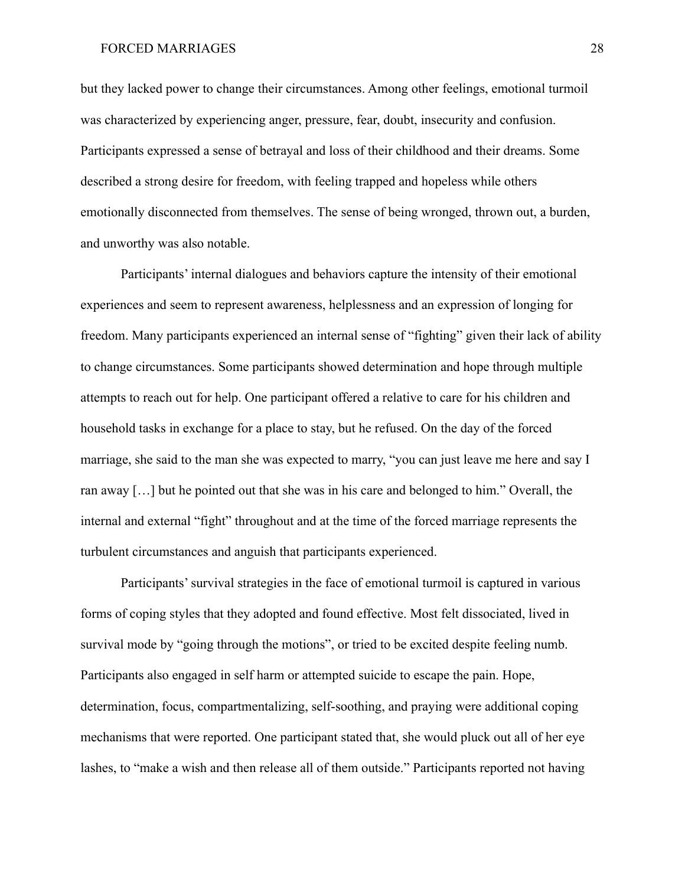but they lacked power to change their circumstances. Among other feelings, emotional turmoil was characterized by experiencing anger, pressure, fear, doubt, insecurity and confusion. Participants expressed a sense of betrayal and loss of their childhood and their dreams. Some described a strong desire for freedom, with feeling trapped and hopeless while others emotionally disconnected from themselves. The sense of being wronged, thrown out, a burden, and unworthy was also notable.

Participants' internal dialogues and behaviors capture the intensity of their emotional experiences and seem to represent awareness, helplessness and an expression of longing for freedom. Many participants experienced an internal sense of "fighting" given their lack of ability to change circumstances. Some participants showed determination and hope through multiple attempts to reach out for help. One participant offered a relative to care for his children and household tasks in exchange for a place to stay, but he refused. On the day of the forced marriage, she said to the man she was expected to marry, "you can just leave me here and say I ran away […] but he pointed out that she was in his care and belonged to him." Overall, the internal and external "fight" throughout and at the time of the forced marriage represents the turbulent circumstances and anguish that participants experienced.

Participants' survival strategies in the face of emotional turmoil is captured in various forms of coping styles that they adopted and found effective. Most felt dissociated, lived in survival mode by "going through the motions", or tried to be excited despite feeling numb. Participants also engaged in self harm or attempted suicide to escape the pain. Hope, determination, focus, compartmentalizing, self-soothing, and praying were additional coping mechanisms that were reported. One participant stated that, she would pluck out all of her eye lashes, to "make a wish and then release all of them outside." Participants reported not having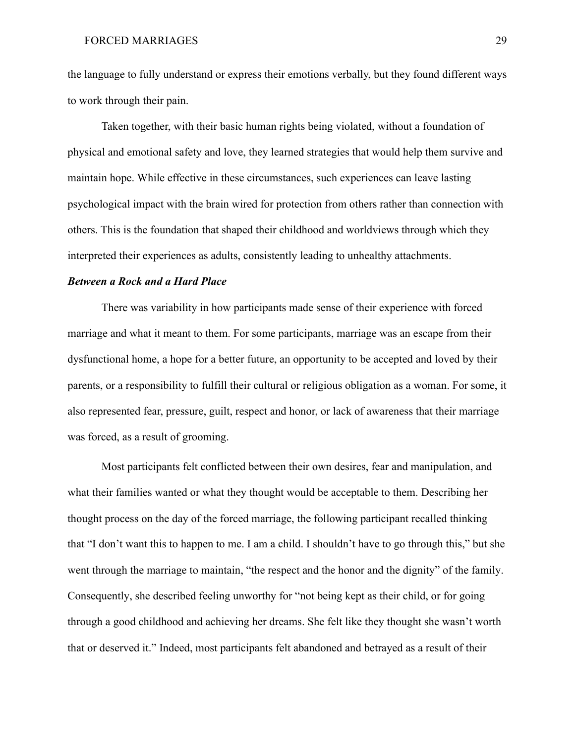the language to fully understand or express their emotions verbally, but they found different ways to work through their pain.

Taken together, with their basic human rights being violated, without a foundation of physical and emotional safety and love, they learned strategies that would help them survive and maintain hope. While effective in these circumstances, such experiences can leave lasting psychological impact with the brain wired for protection from others rather than connection with others. This is the foundation that shaped their childhood and worldviews through which they interpreted their experiences as adults, consistently leading to unhealthy attachments.

***Between a Rock and a Hard Place***

There was variability in how participants made sense of their experience with forced marriage and what it meant to them. For some participants, marriage was an escape from their dysfunctional home, a hope for a better future, an opportunity to be accepted and loved by their parents, or a responsibility to fulfill their cultural or religious obligation as a woman. For some, it also represented fear, pressure, guilt, respect and honor, or lack of awareness that their marriage was forced, as a result of grooming.

Most participants felt conflicted between their own desires, fear and manipulation, and what their families wanted or what they thought would be acceptable to them. Describing her thought process on the day of the forced marriage, the following participant recalled thinking that "I don't want this to happen to me. I am a child. I shouldn't have to go through this," but she went through the marriage to maintain, "the respect and the honor and the dignity" of the family. Consequently, she described feeling unworthy for "not being kept as their child, or for going through a good childhood and achieving her dreams. She felt like they thought she wasn't worth that or deserved it." Indeed, most participants felt abandoned and betrayed as a result of their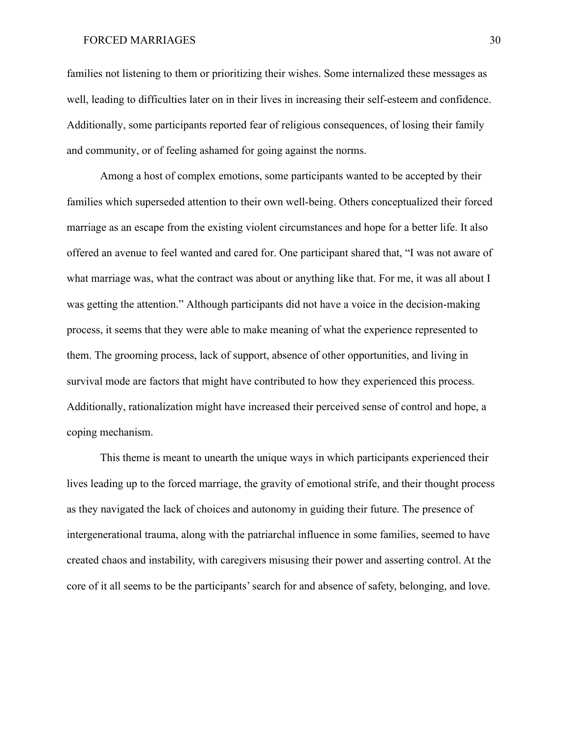families not listening to them or prioritizing their wishes. Some internalized these messages as well, leading to difficulties later on in their lives in increasing their self-esteem and confidence. Additionally, some participants reported fear of religious consequences, of losing their family and community, or of feeling ashamed for going against the norms.

Among a host of complex emotions, some participants wanted to be accepted by their families which superseded attention to their own well-being. Others conceptualized their forced marriage as an escape from the existing violent circumstances and hope for a better life. It also offered an avenue to feel wanted and cared for. One participant shared that, "I was not aware of what marriage was, what the contract was about or anything like that. For me, it was all about I was getting the attention." Although participants did not have a voice in the decision-making process, it seems that they were able to make meaning of what the experience represented to them. The grooming process, lack of support, absence of other opportunities, and living in survival mode are factors that might have contributed to how they experienced this process. Additionally, rationalization might have increased their perceived sense of control and hope, a coping mechanism.

This theme is meant to unearth the unique ways in which participants experienced their lives leading up to the forced marriage, the gravity of emotional strife, and their thought process as they navigated the lack of choices and autonomy in guiding their future. The presence of intergenerational trauma, along with the patriarchal influence in some families, seemed to have created chaos and instability, with caregivers misusing their power and asserting control. At the core of it all seems to be the participants' search for and absence of safety, belonging, and love.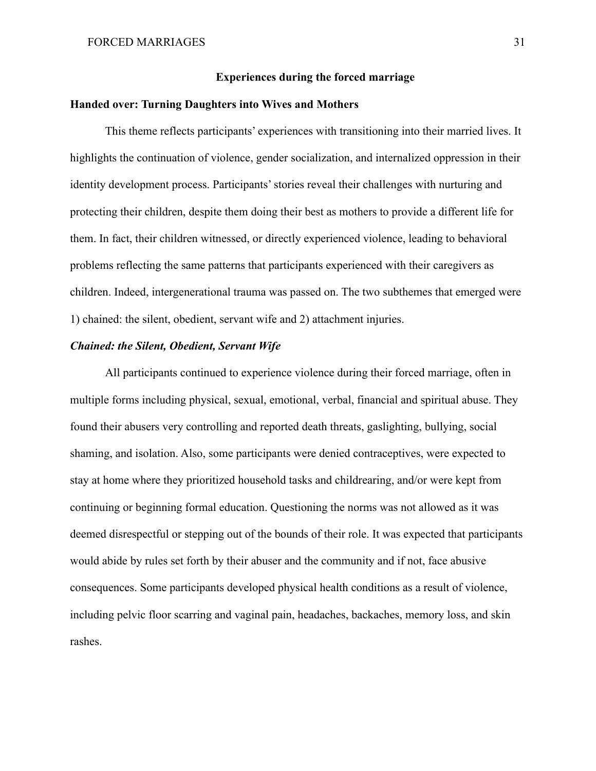## Experiences during the forced marriage

### Handed over: Turning Daughters into Wives and Mothers

This theme reflects participants' experiences with transitioning into their married lives. It highlights the continuation of violence, gender socialization, and internalized oppression in their identity development process. Participants' stories reveal their challenges with nurturing and protecting their children, despite them doing their best as mothers to provide a different life for them. In fact, their children witnessed, or directly experienced violence, leading to behavioral problems reflecting the same patterns that participants experienced with their caregivers as children. Indeed, intergenerational trauma was passed on. The two subthemes that emerged were 1) chained: the silent, obedient, servant wife and 2) attachment injuries.

#### *Chained: the Silent, Obedient, Servant Wife*

All participants continued to experience violence during their forced marriage, often in multiple forms including physical, sexual, emotional, verbal, financial and spiritual abuse. They found their abusers very controlling and reported death threats, gaslighting, bullying, social shaming, and isolation. Also, some participants were denied contraceptives, were expected to stay at home where they prioritized household tasks and childrearing, and/or were kept from continuing or beginning formal education. Questioning the norms was not allowed as it was deemed disrespectful or stepping out of the bounds of their role. It was expected that participants would abide by rules set forth by their abuser and the community and if not, face abusive consequences. Some participants developed physical health conditions as a result of violence, including pelvic floor scarring and vaginal pain, headaches, backaches, memory loss, and skin rashes.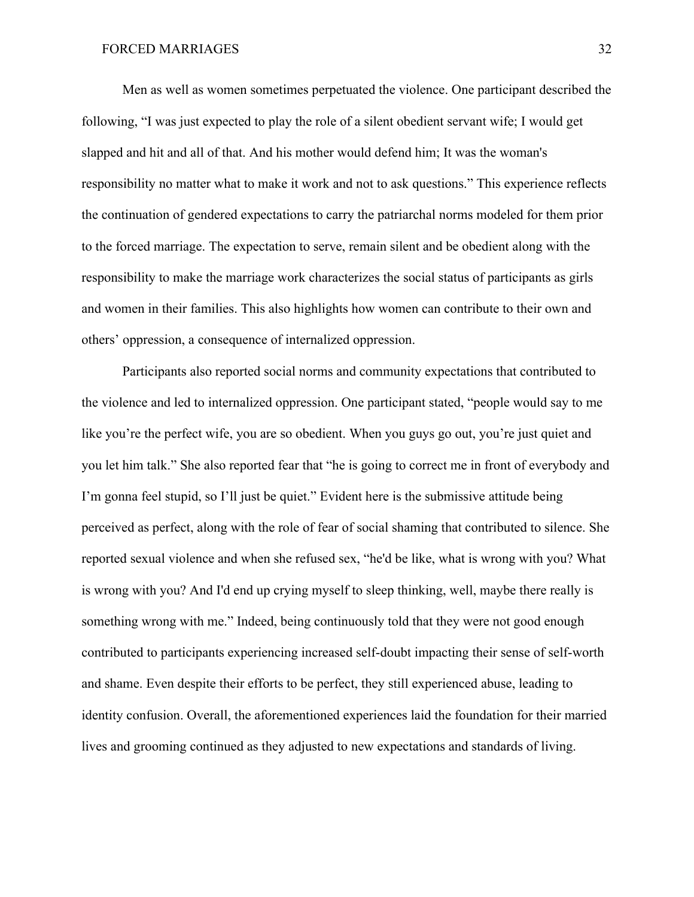Men as well as women sometimes perpetuated the violence. One participant described the following, "I was just expected to play the role of a silent obedient servant wife; I would get slapped and hit and all of that. And his mother would defend him; It was the woman's responsibility no matter what to make it work and not to ask questions." This experience reflects the continuation of gendered expectations to carry the patriarchal norms modeled for them prior to the forced marriage. The expectation to serve, remain silent and be obedient along with the responsibility to make the marriage work characterizes the social status of participants as girls and women in their families. This also highlights how women can contribute to their own and others' oppression, a consequence of internalized oppression.

Participants also reported social norms and community expectations that contributed to the violence and led to internalized oppression. One participant stated, "people would say to me like you're the perfect wife, you are so obedient. When you guys go out, you're just quiet and you let him talk." She also reported fear that "he is going to correct me in front of everybody and I'm gonna feel stupid, so I'll just be quiet." Evident here is the submissive attitude being perceived as perfect, along with the role of fear of social shaming that contributed to silence. She reported sexual violence and when she refused sex, "he'd be like, what is wrong with you? What is wrong with you? And I'd end up crying myself to sleep thinking, well, maybe there really is something wrong with me." Indeed, being continuously told that they were not good enough contributed to participants experiencing increased self-doubt impacting their sense of self-worth and shame. Even despite their efforts to be perfect, they still experienced abuse, leading to identity confusion. Overall, the aforementioned experiences laid the foundation for their married lives and grooming continued as they adjusted to new expectations and standards of living.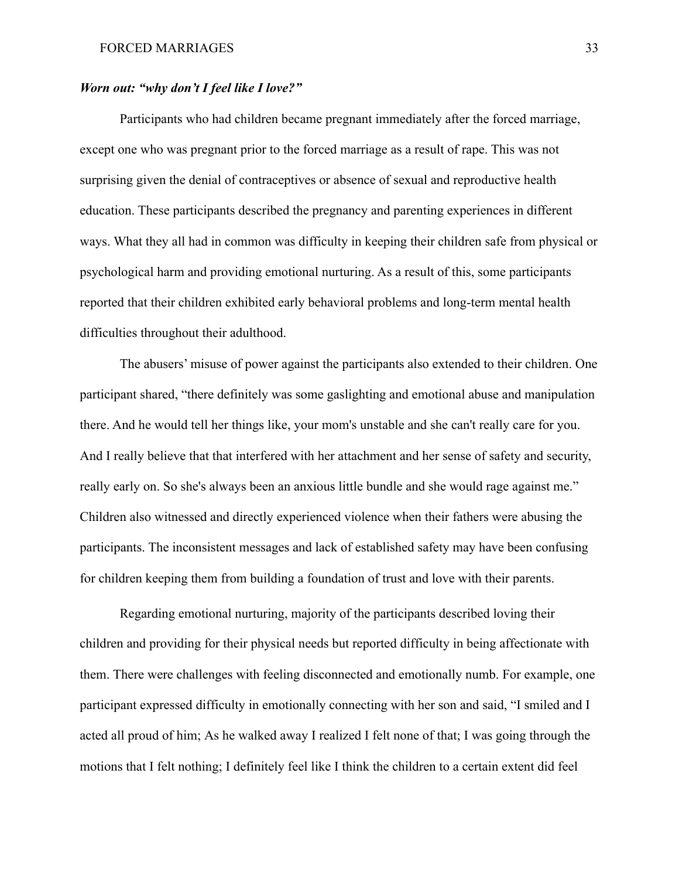***Worn out: "why don't I feel like I love?"***

Participants who had children became pregnant immediately after the forced marriage, except one who was pregnant prior to the forced marriage as a result of rape. This was not surprising given the denial of contraceptives or absence of sexual and reproductive health education. These participants described the pregnancy and parenting experiences in different ways. What they all had in common was difficulty in keeping their children safe from physical or psychological harm and providing emotional nurturing. As a result of this, some participants reported that their children exhibited early behavioral problems and long-term mental health difficulties throughout their adulthood.

The abusers' misuse of power against the participants also extended to their children. One participant shared, "there definitely was some gaslighting and emotional abuse and manipulation there. And he would tell her things like, your mom's unstable and she can't really care for you. And I really believe that that interfered with her attachment and her sense of safety and security, really early on. So she's always been an anxious little bundle and she would rage against me." Children also witnessed and directly experienced violence when their fathers were abusing the participants. The inconsistent messages and lack of established safety may have been confusing for children keeping them from building a foundation of trust and love with their parents.

Regarding emotional nurturing, majority of the participants described loving their children and providing for their physical needs but reported difficulty in being affectionate with them. There were challenges with feeling disconnected and emotionally numb. For example, one participant expressed difficulty in emotionally connecting with her son and said, "I smiled and I acted all proud of him; As he walked away I realized I felt none of that; I was going through the motions that I felt nothing; I definitely feel like I think the children to a certain extent did feel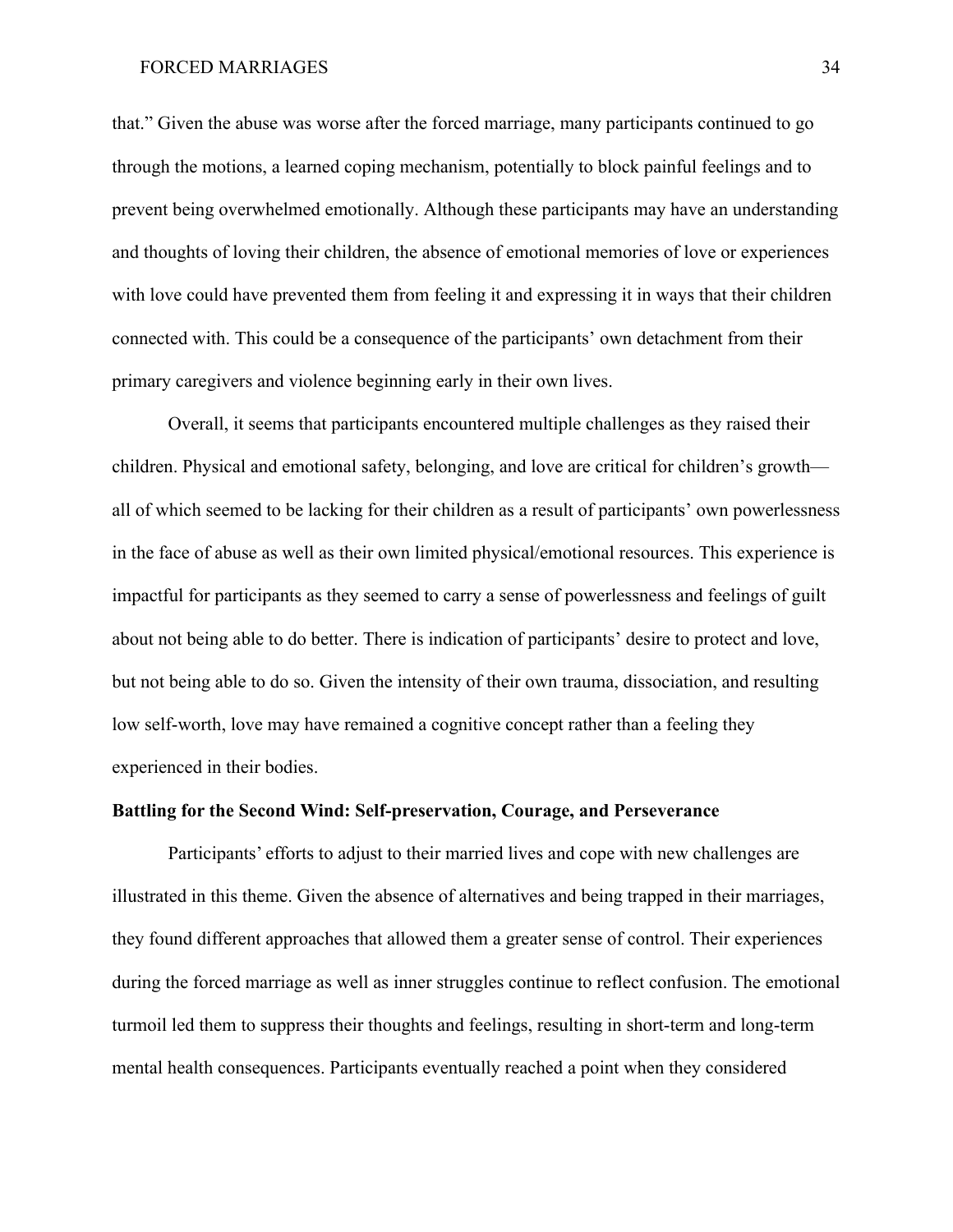that." Given the abuse was worse after the forced marriage, many participants continued to go through the motions, a learned coping mechanism, potentially to block painful feelings and to prevent being overwhelmed emotionally. Although these participants may have an understanding and thoughts of loving their children, the absence of emotional memories of love or experiences with love could have prevented them from feeling it and expressing it in ways that their children connected with. This could be a consequence of the participants' own detachment from their primary caregivers and violence beginning early in their own lives.

Overall, it seems that participants encountered multiple challenges as they raised their children. Physical and emotional safety, belonging, and love are critical for children's growth—all of which seemed to be lacking for their children as a result of participants' own powerlessness in the face of abuse as well as their own limited physical/emotional resources. This experience is impactful for participants as they seemed to carry a sense of powerlessness and feelings of guilt about not being able to do better. There is indication of participants' desire to protect and love, but not being able to do so. Given the intensity of their own trauma, dissociation, and resulting low self-worth, love may have remained a cognitive concept rather than a feeling they experienced in their bodies.

**Battling for the Second Wind: Self-preservation, Courage, and Perseverance**

Participants' efforts to adjust to their married lives and cope with new challenges are illustrated in this theme. Given the absence of alternatives and being trapped in their marriages, they found different approaches that allowed them a greater sense of control. Their experiences during the forced marriage as well as inner struggles continue to reflect confusion. The emotional turmoil led them to suppress their thoughts and feelings, resulting in short-term and long-term mental health consequences. Participants eventually reached a point when they considered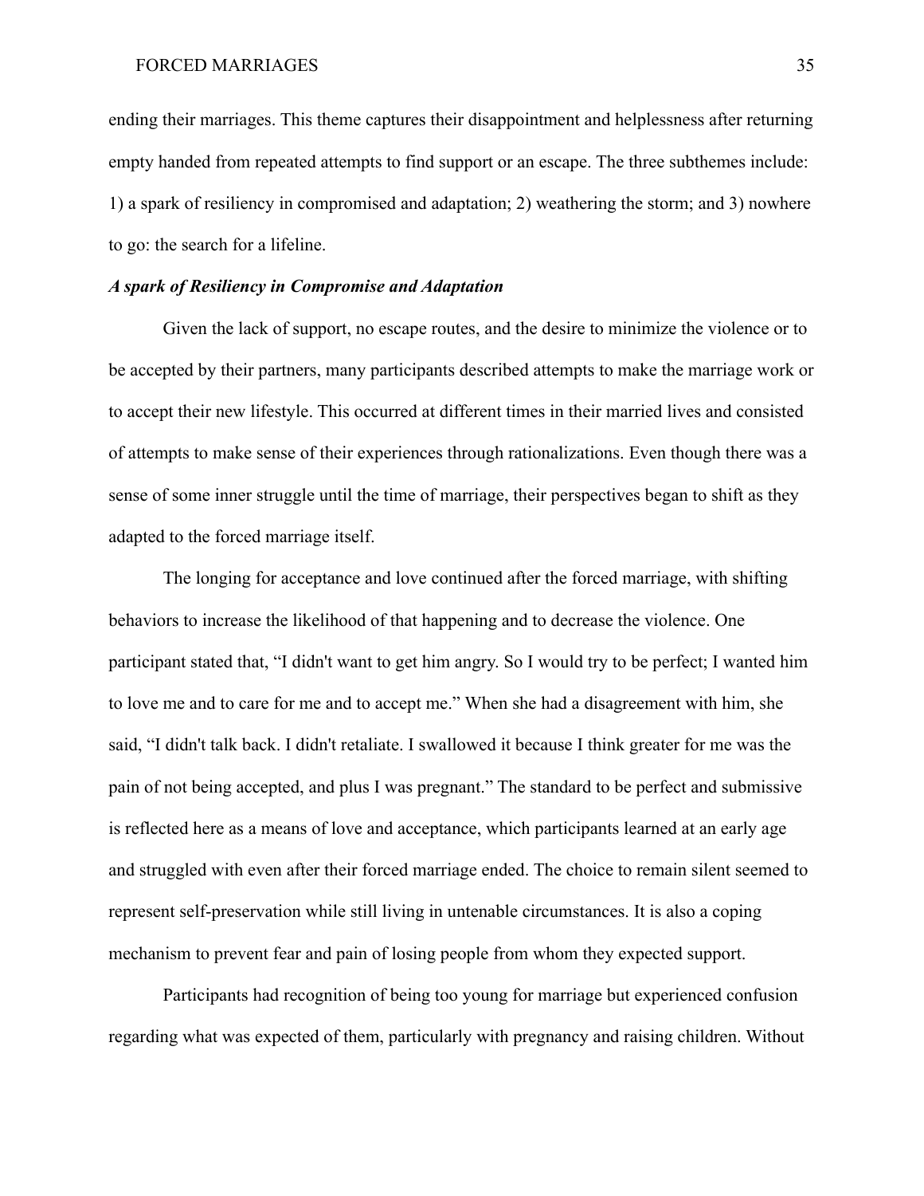ending their marriages. This theme captures their disappointment and helplessness after returning empty handed from repeated attempts to find support or an escape. The three subthemes include: 1) a spark of resiliency in compromised and adaptation; 2) weathering the storm; and 3) nowhere to go: the search for a lifeline.

### *A spark of Resiliency in Compromise and Adaptation*

Given the lack of support, no escape routes, and the desire to minimize the violence or to be accepted by their partners, many participants described attempts to make the marriage work or to accept their new lifestyle. This occurred at different times in their married lives and consisted of attempts to make sense of their experiences through rationalizations. Even though there was a sense of some inner struggle until the time of marriage, their perspectives began to shift as they adapted to the forced marriage itself.

The longing for acceptance and love continued after the forced marriage, with shifting behaviors to increase the likelihood of that happening and to decrease the violence. One participant stated that, "I didn't want to get him angry. So I would try to be perfect; I wanted him to love me and to care for me and to accept me." When she had a disagreement with him, she said, "I didn't talk back. I didn't retaliate. I swallowed it because I think greater for me was the pain of not being accepted, and plus I was pregnant." The standard to be perfect and submissive is reflected here as a means of love and acceptance, which participants learned at an early age and struggled with even after their forced marriage ended. The choice to remain silent seemed to represent self-preservation while still living in untenable circumstances. It is also a coping mechanism to prevent fear and pain of losing people from whom they expected support.

Participants had recognition of being too young for marriage but experienced confusion regarding what was expected of them, particularly with pregnancy and raising children. Without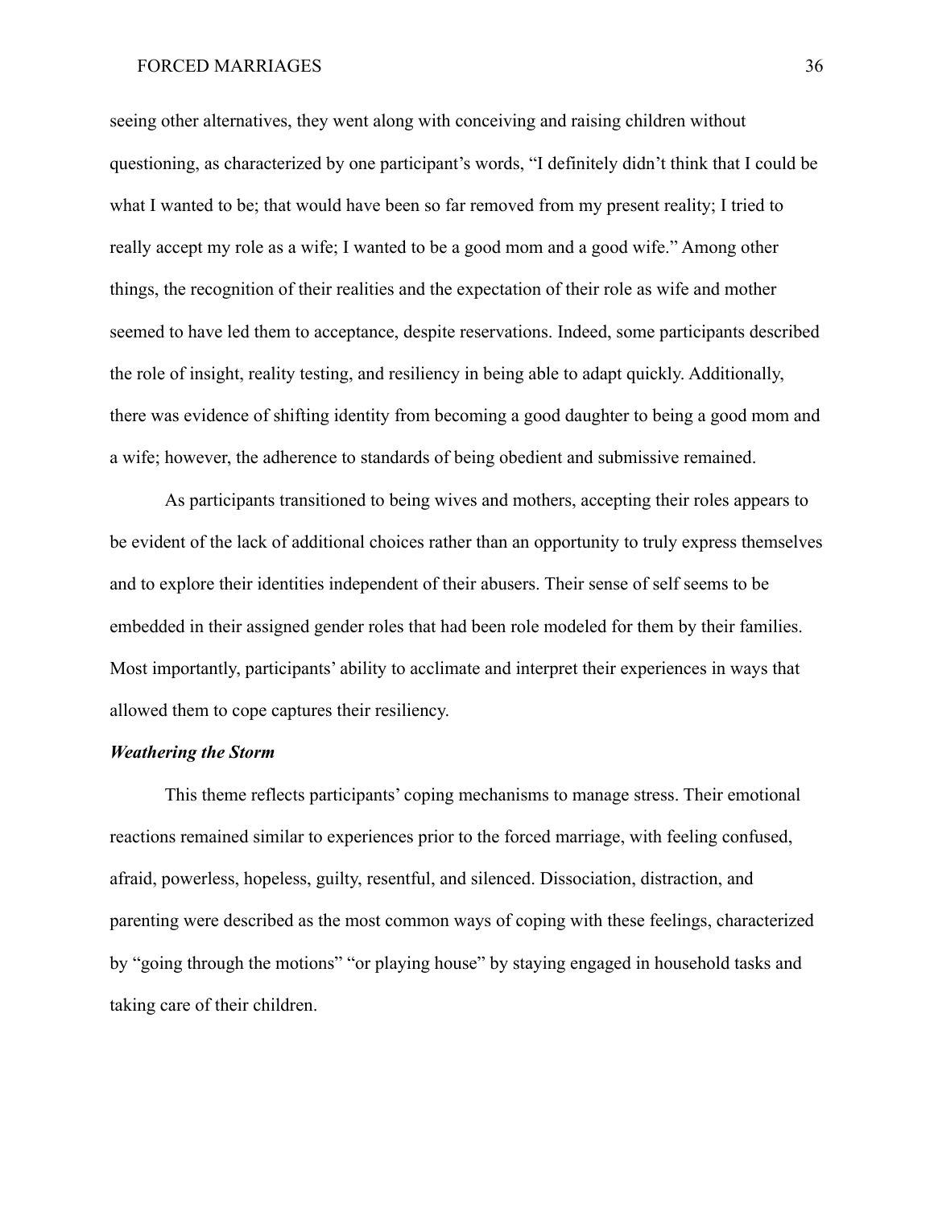seeing other alternatives, they went along with conceiving and raising children without questioning, as characterized by one participant's words, "I definitely didn't think that I could be what I wanted to be; that would have been so far removed from my present reality; I tried to really accept my role as a wife; I wanted to be a good mom and a good wife." Among other things, the recognition of their realities and the expectation of their role as wife and mother seemed to have led them to acceptance, despite reservations. Indeed, some participants described the role of insight, reality testing, and resiliency in being able to adapt quickly. Additionally, there was evidence of shifting identity from becoming a good daughter to being a good mom and a wife; however, the adherence to standards of being obedient and submissive remained.

As participants transitioned to being wives and mothers, accepting their roles appears to be evident of the lack of additional choices rather than an opportunity to truly express themselves and to explore their identities independent of their abusers. Their sense of self seems to be embedded in their assigned gender roles that had been role modeled for them by their families. Most importantly, participants' ability to acclimate and interpret their experiences in ways that allowed them to cope captures their resiliency.

***Weathering the Storm***

This theme reflects participants' coping mechanisms to manage stress. Their emotional reactions remained similar to experiences prior to the forced marriage, with feeling confused, afraid, powerless, hopeless, guilty, resentful, and silenced. Dissociation, distraction, and parenting were described as the most common ways of coping with these feelings, characterized by "going through the motions" "or playing house" by staying engaged in household tasks and taking care of their children.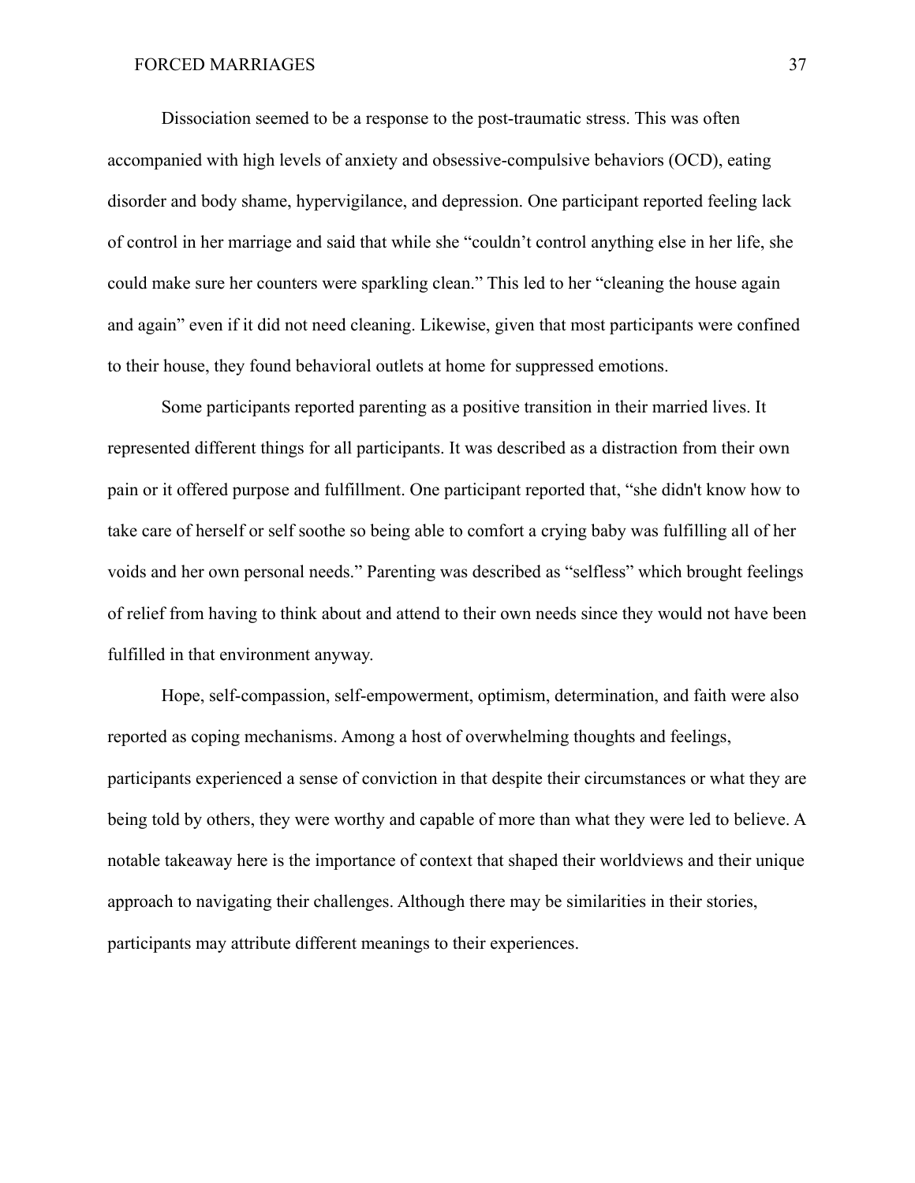Dissociation seemed to be a response to the post-traumatic stress. This was often accompanied with high levels of anxiety and obsessive-compulsive behaviors (OCD), eating disorder and body shame, hypervigilance, and depression. One participant reported feeling lack of control in her marriage and said that while she "couldn't control anything else in her life, she could make sure her counters were sparkling clean." This led to her "cleaning the house again and again" even if it did not need cleaning. Likewise, given that most participants were confined to their house, they found behavioral outlets at home for suppressed emotions.

Some participants reported parenting as a positive transition in their married lives. It represented different things for all participants. It was described as a distraction from their own pain or it offered purpose and fulfillment. One participant reported that, "she didn't know how to take care of herself or self soothe so being able to comfort a crying baby was fulfilling all of her voids and her own personal needs." Parenting was described as "selfless" which brought feelings of relief from having to think about and attend to their own needs since they would not have been fulfilled in that environment anyway.

Hope, self-compassion, self-empowerment, optimism, determination, and faith were also reported as coping mechanisms. Among a host of overwhelming thoughts and feelings, participants experienced a sense of conviction in that despite their circumstances or what they are being told by others, they were worthy and capable of more than what they were led to believe. A notable takeaway here is the importance of context that shaped their worldviews and their unique approach to navigating their challenges. Although there may be similarities in their stories, participants may attribute different meanings to their experiences.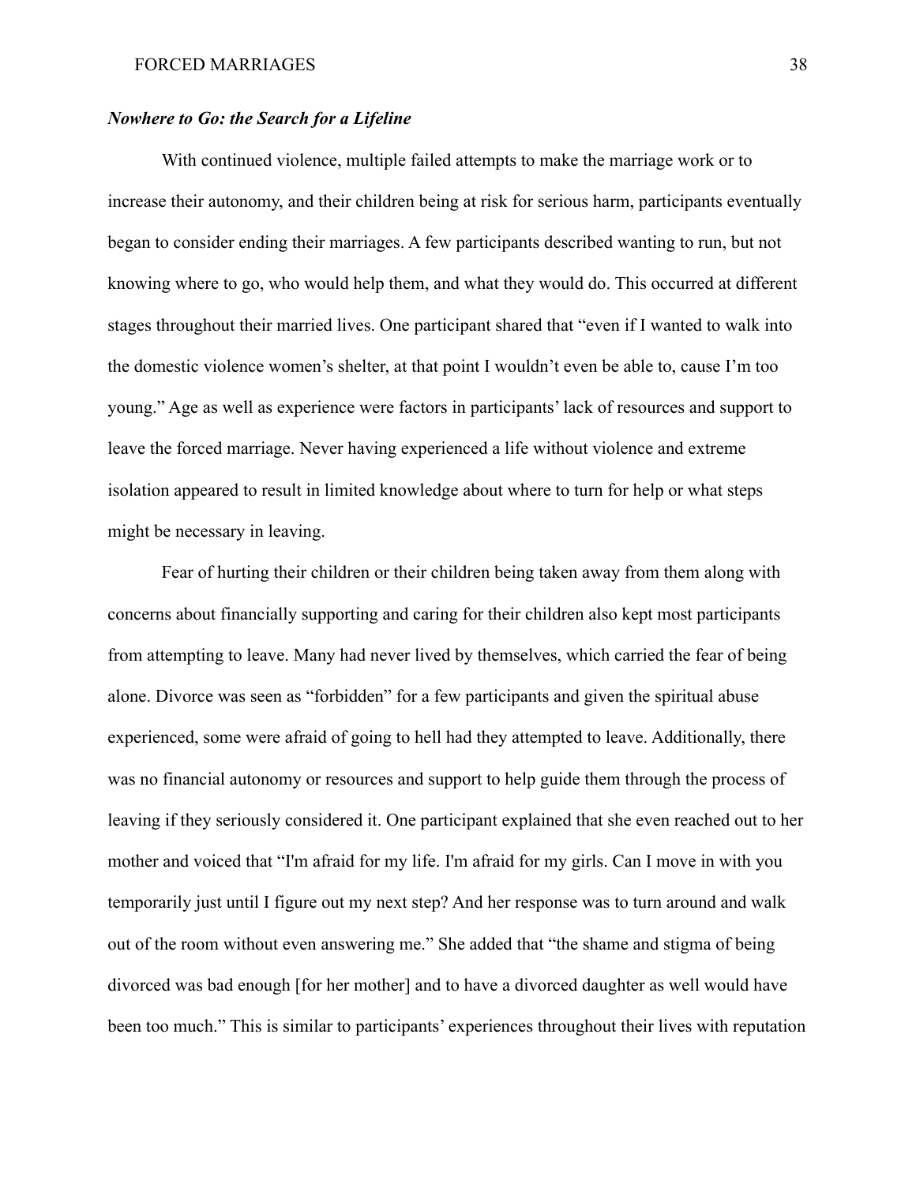### *Nowhere to Go: the Search for a Lifeline*

With continued violence, multiple failed attempts to make the marriage work or to increase their autonomy, and their children being at risk for serious harm, participants eventually began to consider ending their marriages. A few participants described wanting to run, but not knowing where to go, who would help them, and what they would do. This occurred at different stages throughout their married lives. One participant shared that "even if I wanted to walk into the domestic violence women's shelter, at that point I wouldn't even be able to, cause I'm too young." Age as well as experience were factors in participants' lack of resources and support to leave the forced marriage. Never having experienced a life without violence and extreme isolation appeared to result in limited knowledge about where to turn for help or what steps might be necessary in leaving.

Fear of hurting their children or their children being taken away from them along with concerns about financially supporting and caring for their children also kept most participants from attempting to leave. Many had never lived by themselves, which carried the fear of being alone. Divorce was seen as "forbidden" for a few participants and given the spiritual abuse experienced, some were afraid of going to hell had they attempted to leave. Additionally, there was no financial autonomy or resources and support to help guide them through the process of leaving if they seriously considered it. One participant explained that she even reached out to her mother and voiced that "I'm afraid for my life. I'm afraid for my girls. Can I move in with you temporarily just until I figure out my next step? And her response was to turn around and walk out of the room without even answering me." She added that "the shame and stigma of being divorced was bad enough [for her mother] and to have a divorced daughter as well would have been too much." This is similar to participants' experiences throughout their lives with reputation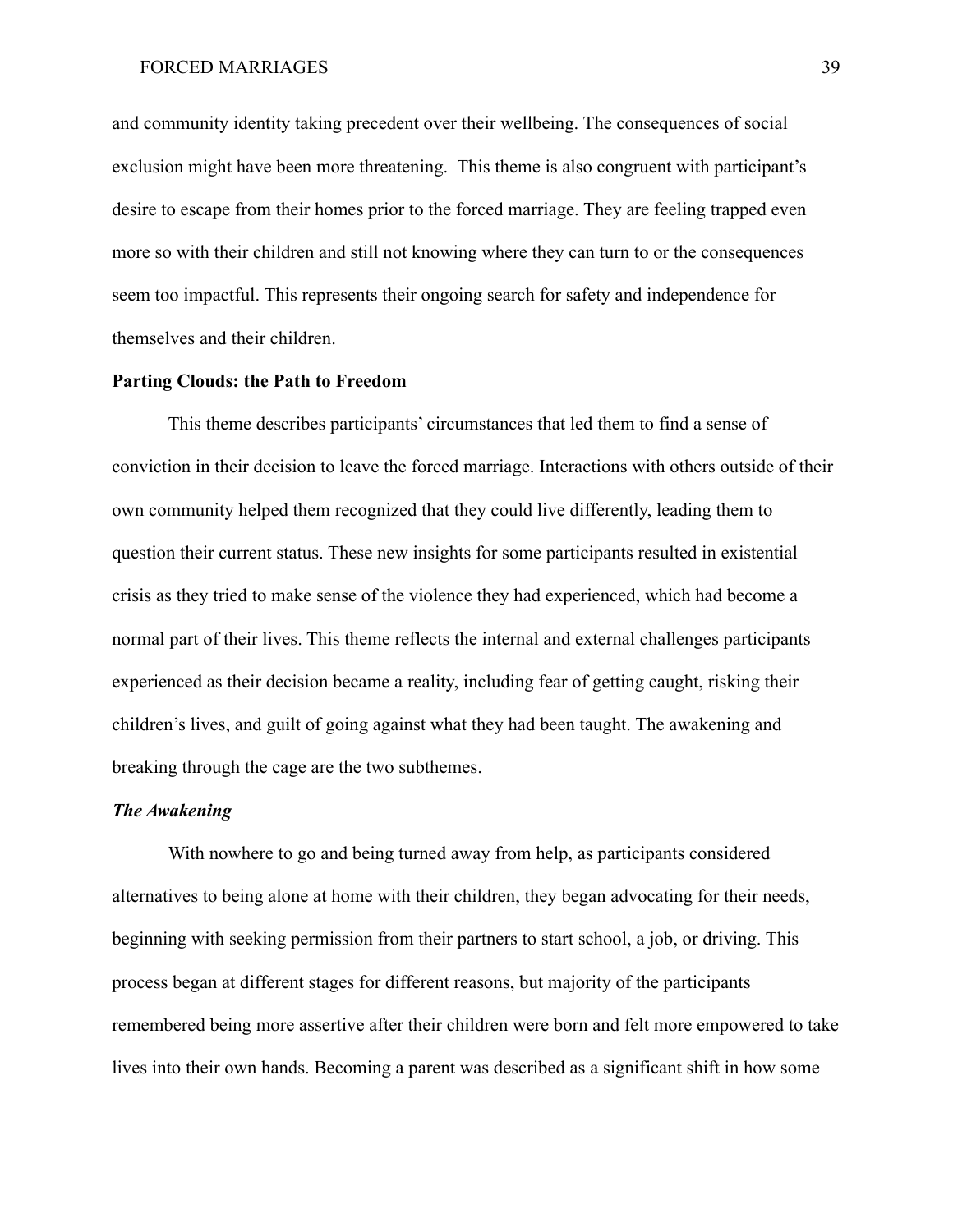and community identity taking precedent over their wellbeing. The consequences of social exclusion might have been more threatening.  This theme is also congruent with participant's desire to escape from their homes prior to the forced marriage. They are feeling trapped even more so with their children and still not knowing where they can turn to or the consequences seem too impactful. This represents their ongoing search for safety and independence for themselves and their children.

## Parting Clouds: the Path to Freedom

This theme describes participants' circumstances that led them to find a sense of conviction in their decision to leave the forced marriage. Interactions with others outside of their own community helped them recognized that they could live differently, leading them to question their current status. These new insights for some participants resulted in existential crisis as they tried to make sense of the violence they had experienced, which had become a normal part of their lives. This theme reflects the internal and external challenges participants experienced as their decision became a reality, including fear of getting caught, risking their children's lives, and guilt of going against what they had been taught. The awakening and breaking through the cage are the two subthemes.

### *The Awakening*

With nowhere to go and being turned away from help, as participants considered alternatives to being alone at home with their children, they began advocating for their needs, beginning with seeking permission from their partners to start school, a job, or driving. This process began at different stages for different reasons, but majority of the participants remembered being more assertive after their children were born and felt more empowered to take lives into their own hands. Becoming a parent was described as a significant shift in how some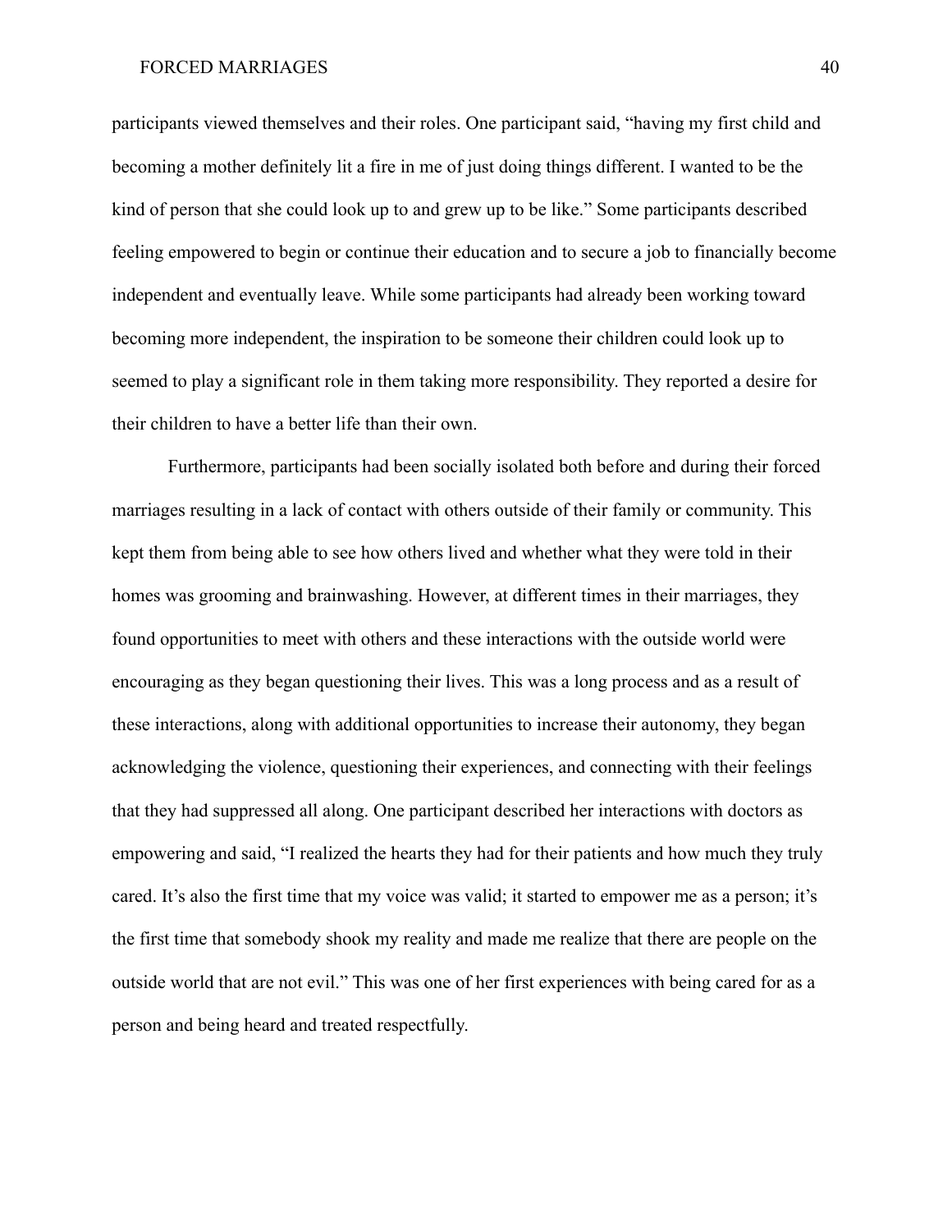participants viewed themselves and their roles. One participant said, "having my first child and becoming a mother definitely lit a fire in me of just doing things different. I wanted to be the kind of person that she could look up to and grew up to be like." Some participants described feeling empowered to begin or continue their education and to secure a job to financially become independent and eventually leave. While some participants had already been working toward becoming more independent, the inspiration to be someone their children could look up to seemed to play a significant role in them taking more responsibility. They reported a desire for their children to have a better life than their own.

Furthermore, participants had been socially isolated both before and during their forced marriages resulting in a lack of contact with others outside of their family or community. This kept them from being able to see how others lived and whether what they were told in their homes was grooming and brainwashing. However, at different times in their marriages, they found opportunities to meet with others and these interactions with the outside world were encouraging as they began questioning their lives. This was a long process and as a result of these interactions, along with additional opportunities to increase their autonomy, they began acknowledging the violence, questioning their experiences, and connecting with their feelings that they had suppressed all along. One participant described her interactions with doctors as empowering and said, "I realized the hearts they had for their patients and how much they truly cared. It's also the first time that my voice was valid; it started to empower me as a person; it's the first time that somebody shook my reality and made me realize that there are people on the outside world that are not evil." This was one of her first experiences with being cared for as a person and being heard and treated respectfully.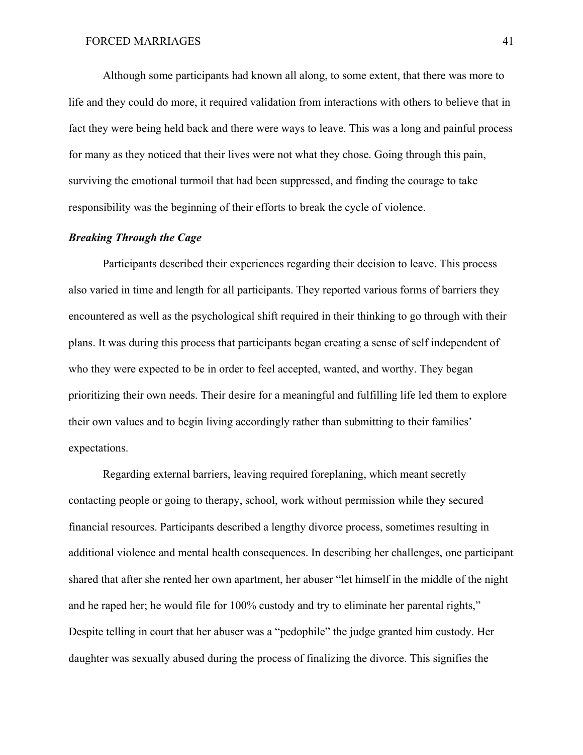Although some participants had known all along, to some extent, that there was more to life and they could do more, it required validation from interactions with others to believe that in fact they were being held back and there were ways to leave. This was a long and painful process for many as they noticed that their lives were not what they chose. Going through this pain, surviving the emotional turmoil that had been suppressed, and finding the courage to take responsibility was the beginning of their efforts to break the cycle of violence.

### *Breaking Through the Cage*

Participants described their experiences regarding their decision to leave. This process also varied in time and length for all participants. They reported various forms of barriers they encountered as well as the psychological shift required in their thinking to go through with their plans. It was during this process that participants began creating a sense of self independent of who they were expected to be in order to feel accepted, wanted, and worthy. They began prioritizing their own needs. Their desire for a meaningful and fulfilling life led them to explore their own values and to begin living accordingly rather than submitting to their families' expectations.

Regarding external barriers, leaving required foreplaning, which meant secretly contacting people or going to therapy, school, work without permission while they secured financial resources. Participants described a lengthy divorce process, sometimes resulting in additional violence and mental health consequences. In describing her challenges, one participant shared that after she rented her own apartment, her abuser "let himself in the middle of the night and he raped her; he would file for 100% custody and try to eliminate her parental rights," Despite telling in court that her abuser was a "pedophile" the judge granted him custody. Her daughter was sexually abused during the process of finalizing the divorce. This signifies the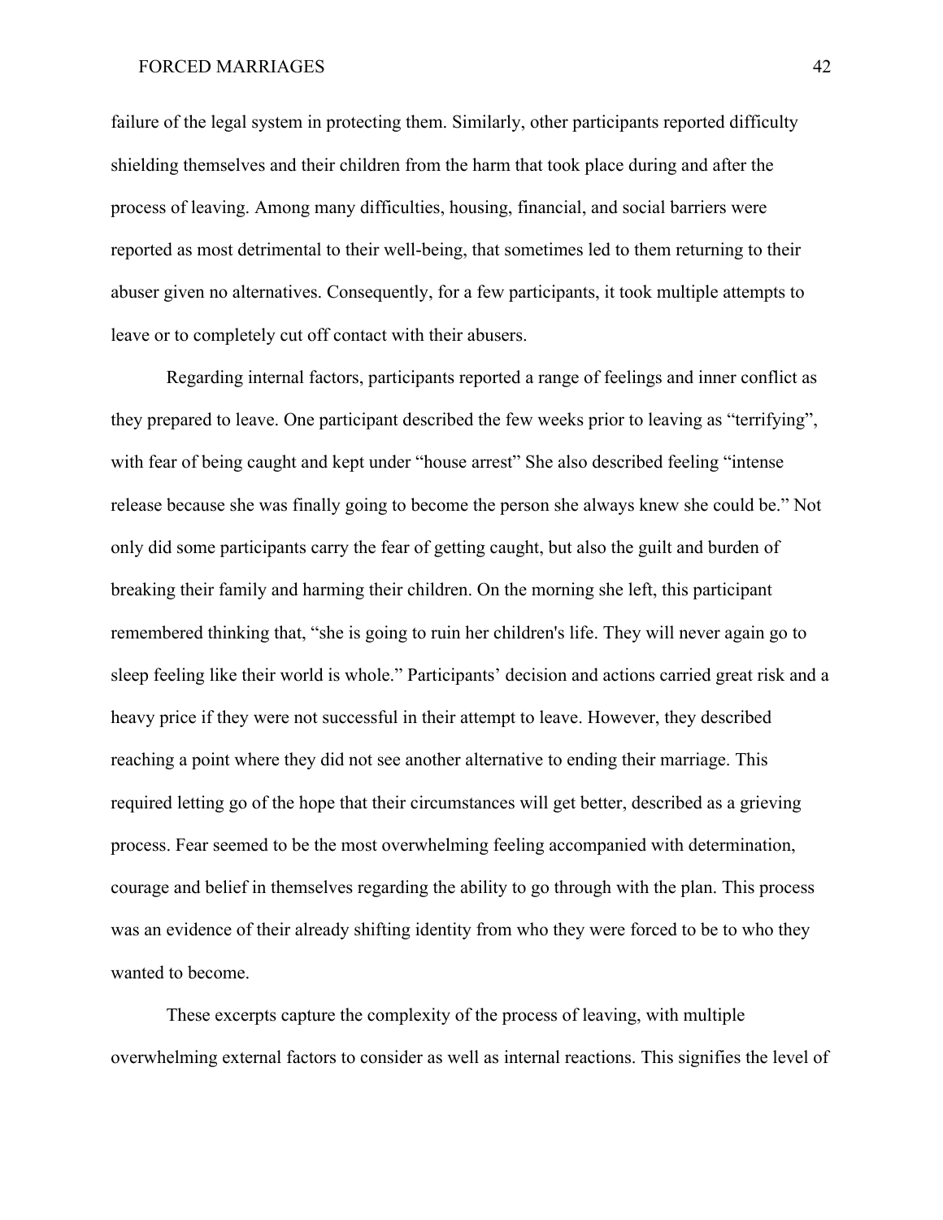failure of the legal system in protecting them. Similarly, other participants reported difficulty shielding themselves and their children from the harm that took place during and after the process of leaving. Among many difficulties, housing, financial, and social barriers were reported as most detrimental to their well-being, that sometimes led to them returning to their abuser given no alternatives. Consequently, for a few participants, it took multiple attempts to leave or to completely cut off contact with their abusers.

Regarding internal factors, participants reported a range of feelings and inner conflict as they prepared to leave. One participant described the few weeks prior to leaving as "terrifying", with fear of being caught and kept under "house arrest" She also described feeling "intense release because she was finally going to become the person she always knew she could be." Not only did some participants carry the fear of getting caught, but also the guilt and burden of breaking their family and harming their children. On the morning she left, this participant remembered thinking that, "she is going to ruin her children's life. They will never again go to sleep feeling like their world is whole." Participants' decision and actions carried great risk and a heavy price if they were not successful in their attempt to leave. However, they described reaching a point where they did not see another alternative to ending their marriage. This required letting go of the hope that their circumstances will get better, described as a grieving process. Fear seemed to be the most overwhelming feeling accompanied with determination, courage and belief in themselves regarding the ability to go through with the plan. This process was an evidence of their already shifting identity from who they were forced to be to who they wanted to become.

These excerpts capture the complexity of the process of leaving, with multiple overwhelming external factors to consider as well as internal reactions. This signifies the level of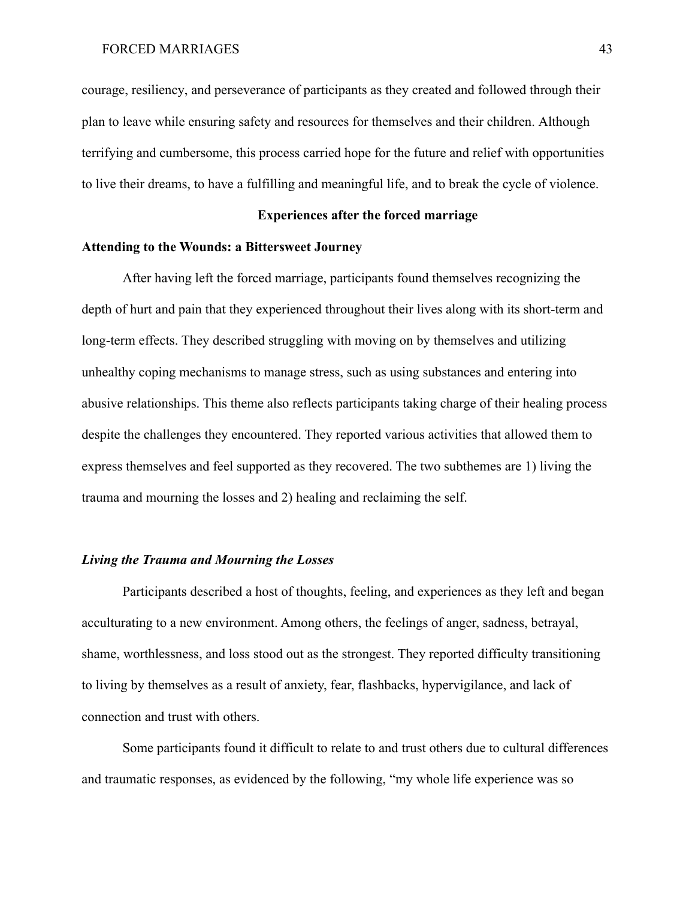courage, resiliency, and perseverance of participants as they created and followed through their plan to leave while ensuring safety and resources for themselves and their children. Although terrifying and cumbersome, this process carried hope for the future and relief with opportunities to live their dreams, to have a fulfilling and meaningful life, and to break the cycle of violence.

## Experiences after the forced marriage

### Attending to the Wounds: a Bittersweet Journey

After having left the forced marriage, participants found themselves recognizing the depth of hurt and pain that they experienced throughout their lives along with its short-term and long-term effects. They described struggling with moving on by themselves and utilizing unhealthy coping mechanisms to manage stress, such as using substances and entering into abusive relationships. This theme also reflects participants taking charge of their healing process despite the challenges they encountered. They reported various activities that allowed them to express themselves and feel supported as they recovered. The two subthemes are 1) living the trauma and mourning the losses and 2) healing and reclaiming the self.

#### *Living the Trauma and Mourning the Losses*

Participants described a host of thoughts, feeling, and experiences as they left and began acculturating to a new environment. Among others, the feelings of anger, sadness, betrayal, shame, worthlessness, and loss stood out as the strongest. They reported difficulty transitioning to living by themselves as a result of anxiety, fear, flashbacks, hypervigilance, and lack of connection and trust with others.

Some participants found it difficult to relate to and trust others due to cultural differences and traumatic responses, as evidenced by the following, "my whole life experience was so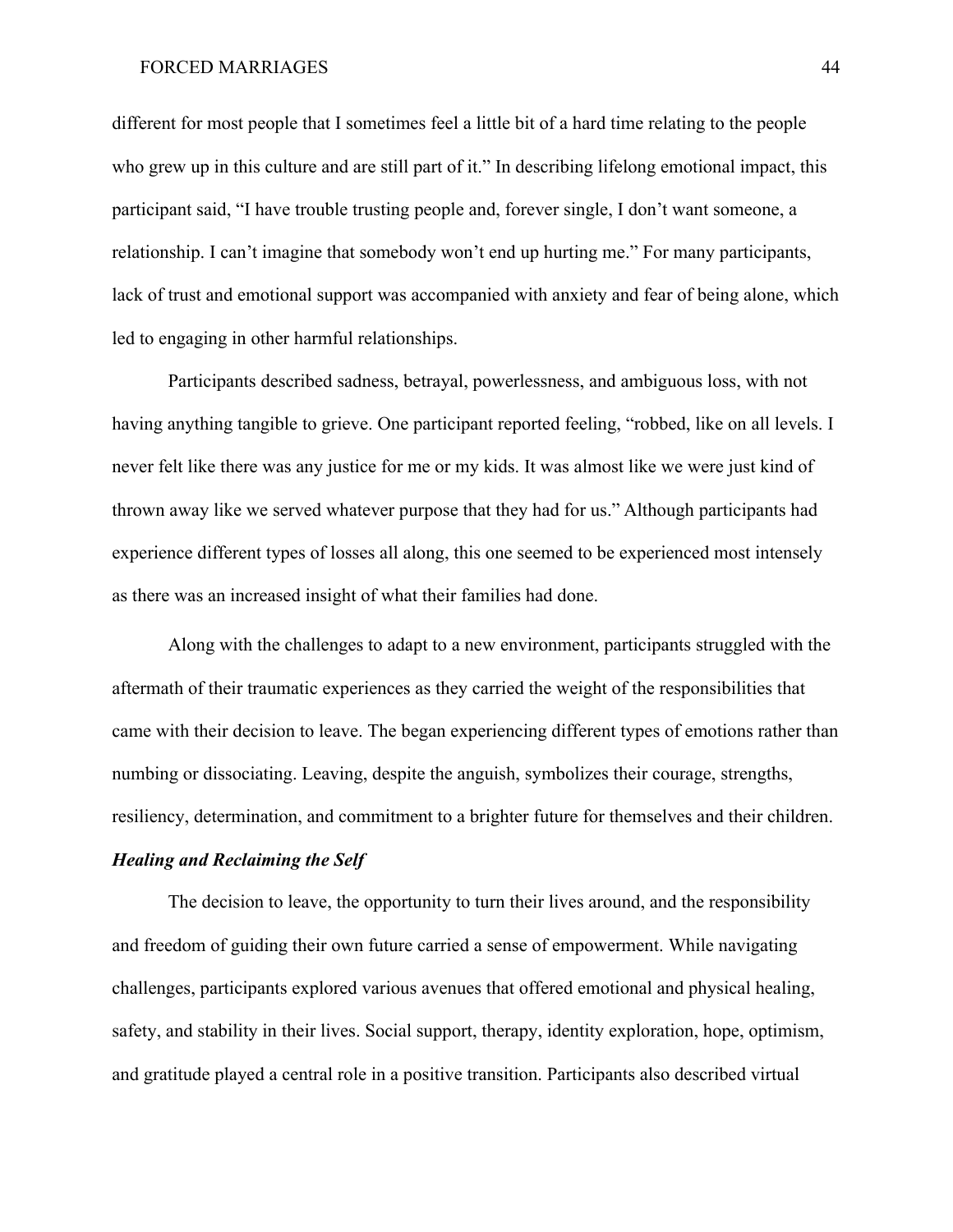different for most people that I sometimes feel a little bit of a hard time relating to the people who grew up in this culture and are still part of it." In describing lifelong emotional impact, this participant said, "I have trouble trusting people and, forever single, I don't want someone, a relationship. I can't imagine that somebody won't end up hurting me." For many participants, lack of trust and emotional support was accompanied with anxiety and fear of being alone, which led to engaging in other harmful relationships.

Participants described sadness, betrayal, powerlessness, and ambiguous loss, with not having anything tangible to grieve. One participant reported feeling, "robbed, like on all levels. I never felt like there was any justice for me or my kids. It was almost like we were just kind of thrown away like we served whatever purpose that they had for us." Although participants had experience different types of losses all along, this one seemed to be experienced most intensely as there was an increased insight of what their families had done.

Along with the challenges to adapt to a new environment, participants struggled with the aftermath of their traumatic experiences as they carried the weight of the responsibilities that came with their decision to leave. The began experiencing different types of emotions rather than numbing or dissociating. Leaving, despite the anguish, symbolizes their courage, strengths, resiliency, determination, and commitment to a brighter future for themselves and their children.

### ***Healing and Reclaiming the Self***

The decision to leave, the opportunity to turn their lives around, and the responsibility and freedom of guiding their own future carried a sense of empowerment. While navigating challenges, participants explored various avenues that offered emotional and physical healing, safety, and stability in their lives. Social support, therapy, identity exploration, hope, optimism, and gratitude played a central role in a positive transition. Participants also described virtual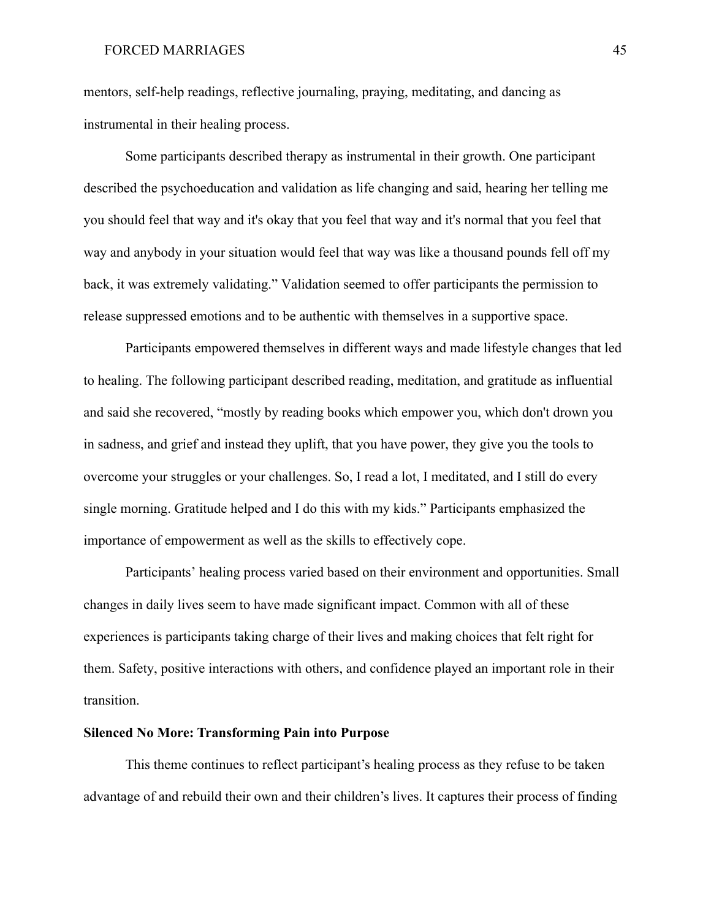mentors, self-help readings, reflective journaling, praying, meditating, and dancing as instrumental in their healing process.

Some participants described therapy as instrumental in their growth. One participant described the psychoeducation and validation as life changing and said, hearing her telling me you should feel that way and it's okay that you feel that way and it's normal that you feel that way and anybody in your situation would feel that way was like a thousand pounds fell off my back, it was extremely validating." Validation seemed to offer participants the permission to release suppressed emotions and to be authentic with themselves in a supportive space.

Participants empowered themselves in different ways and made lifestyle changes that led to healing. The following participant described reading, meditation, and gratitude as influential and said she recovered, "mostly by reading books which empower you, which don't drown you in sadness, and grief and instead they uplift, that you have power, they give you the tools to overcome your struggles or your challenges. So, I read a lot, I meditated, and I still do every single morning. Gratitude helped and I do this with my kids." Participants emphasized the importance of empowerment as well as the skills to effectively cope.

Participants' healing process varied based on their environment and opportunities. Small changes in daily lives seem to have made significant impact. Common with all of these experiences is participants taking charge of their lives and making choices that felt right for them. Safety, positive interactions with others, and confidence played an important role in their transition.

**Silenced No More: Transforming Pain into Purpose**

This theme continues to reflect participant's healing process as they refuse to be taken advantage of and rebuild their own and their children's lives. It captures their process of finding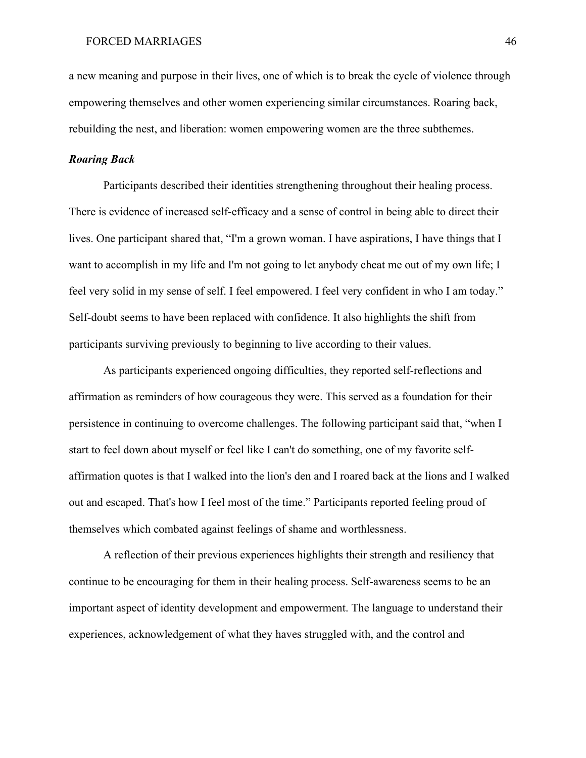a new meaning and purpose in their lives, one of which is to break the cycle of violence through empowering themselves and other women experiencing similar circumstances. Roaring back, rebuilding the nest, and liberation: women empowering women are the three subthemes.

### *Roaring Back*

Participants described their identities strengthening throughout their healing process. There is evidence of increased self-efficacy and a sense of control in being able to direct their lives. One participant shared that, "I'm a grown woman. I have aspirations, I have things that I want to accomplish in my life and I'm not going to let anybody cheat me out of my own life; I feel very solid in my sense of self. I feel empowered. I feel very confident in who I am today." Self-doubt seems to have been replaced with confidence. It also highlights the shift from participants surviving previously to beginning to live according to their values.

As participants experienced ongoing difficulties, they reported self-reflections and affirmation as reminders of how courageous they were. This served as a foundation for their persistence in continuing to overcome challenges. The following participant said that, "when I start to feel down about myself or feel like I can't do something, one of my favorite self-affirmation quotes is that I walked into the lion's den and I roared back at the lions and I walked out and escaped. That's how I feel most of the time." Participants reported feeling proud of themselves which combated against feelings of shame and worthlessness.

A reflection of their previous experiences highlights their strength and resiliency that continue to be encouraging for them in their healing process. Self-awareness seems to be an important aspect of identity development and empowerment. The language to understand their experiences, acknowledgement of what they haves struggled with, and the control and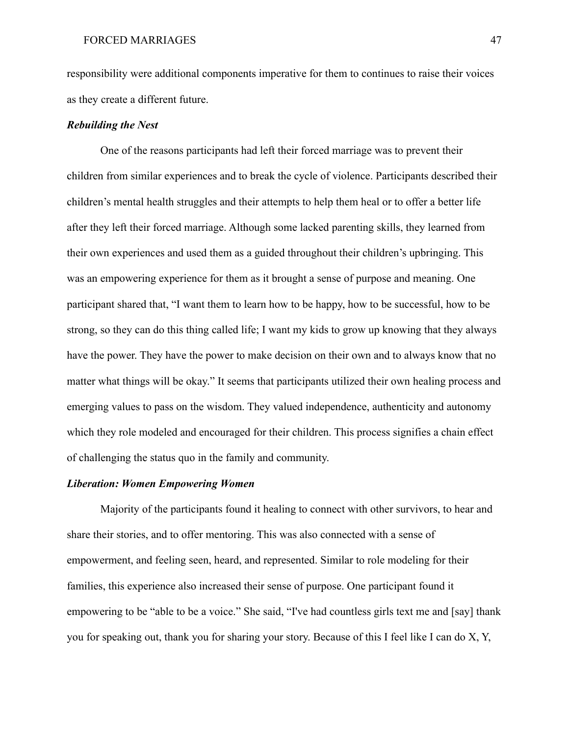responsibility were additional components imperative for them to continues to raise their voices as they create a different future.

### ***Rebuilding the Nest***

One of the reasons participants had left their forced marriage was to prevent their children from similar experiences and to break the cycle of violence. Participants described their children's mental health struggles and their attempts to help them heal or to offer a better life after they left their forced marriage. Although some lacked parenting skills, they learned from their own experiences and used them as a guided throughout their children's upbringing. This was an empowering experience for them as it brought a sense of purpose and meaning. One participant shared that, "I want them to learn how to be happy, how to be successful, how to be strong, so they can do this thing called life; I want my kids to grow up knowing that they always have the power. They have the power to make decision on their own and to always know that no matter what things will be okay." It seems that participants utilized their own healing process and emerging values to pass on the wisdom. They valued independence, authenticity and autonomy which they role modeled and encouraged for their children. This process signifies a chain effect of challenging the status quo in the family and community.

### ***Liberation: Women Empowering Women***

Majority of the participants found it healing to connect with other survivors, to hear and share their stories, and to offer mentoring. This was also connected with a sense of empowerment, and feeling seen, heard, and represented. Similar to role modeling for their families, this experience also increased their sense of purpose. One participant found it empowering to be "able to be a voice." She said, "I've had countless girls text me and [say] thank you for speaking out, thank you for sharing your story. Because of this I feel like I can do X, Y,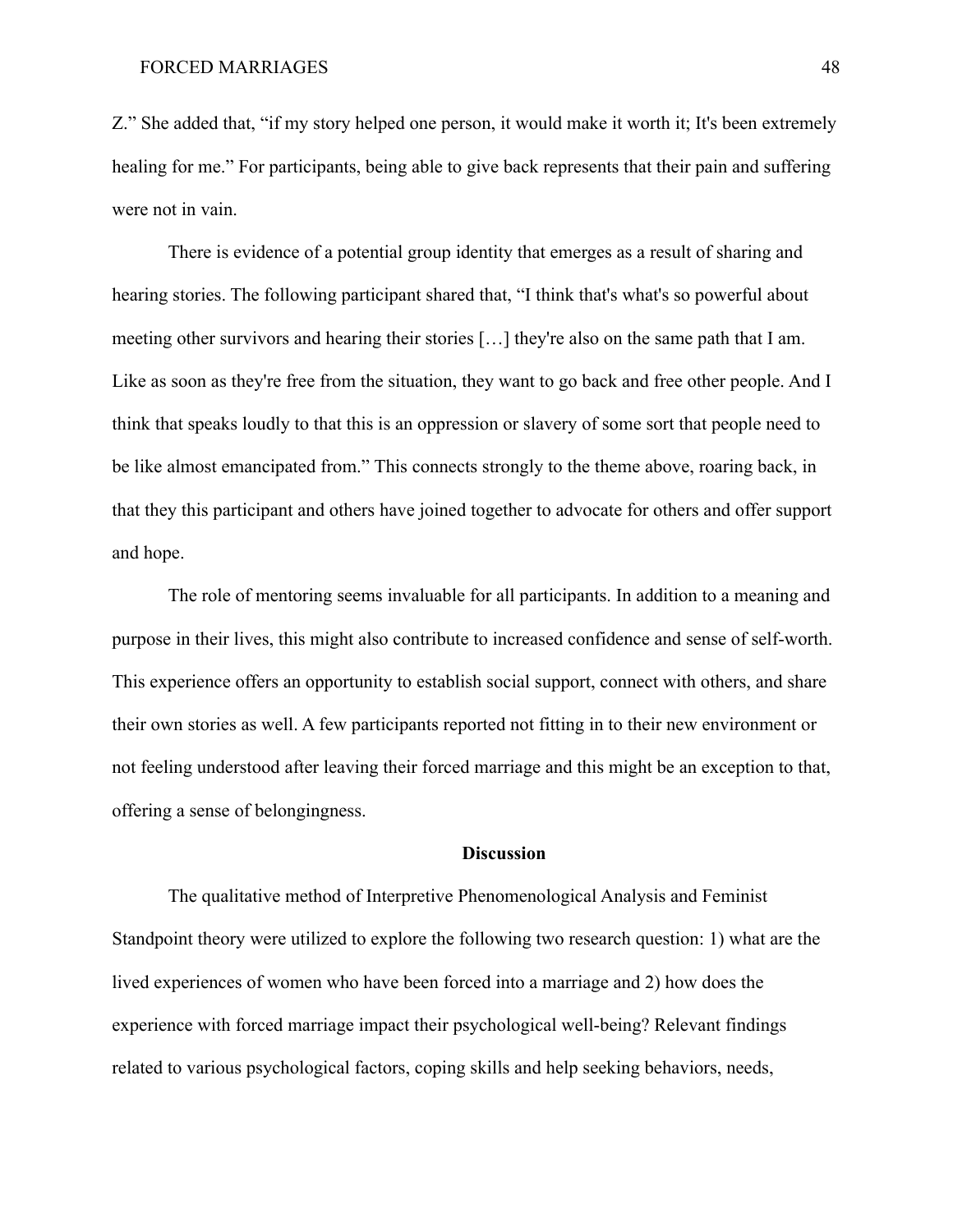Z." She added that, "if my story helped one person, it would make it worth it; It's been extremely healing for me." For participants, being able to give back represents that their pain and suffering were not in vain.

There is evidence of a potential group identity that emerges as a result of sharing and hearing stories. The following participant shared that, "I think that's what's so powerful about meeting other survivors and hearing their stories […] they're also on the same path that I am. Like as soon as they're free from the situation, they want to go back and free other people. And I think that speaks loudly to that this is an oppression or slavery of some sort that people need to be like almost emancipated from." This connects strongly to the theme above, roaring back, in that they this participant and others have joined together to advocate for others and offer support and hope.

The role of mentoring seems invaluable for all participants. In addition to a meaning and purpose in their lives, this might also contribute to increased confidence and sense of self-worth. This experience offers an opportunity to establish social support, connect with others, and share their own stories as well. A few participants reported not fitting in to their new environment or not feeling understood after leaving their forced marriage and this might be an exception to that, offering a sense of belongingness.

## Discussion

The qualitative method of Interpretive Phenomenological Analysis and Feminist Standpoint theory were utilized to explore the following two research question: 1) what are the lived experiences of women who have been forced into a marriage and 2) how does the experience with forced marriage impact their psychological well-being? Relevant findings related to various psychological factors, coping skills and help seeking behaviors, needs,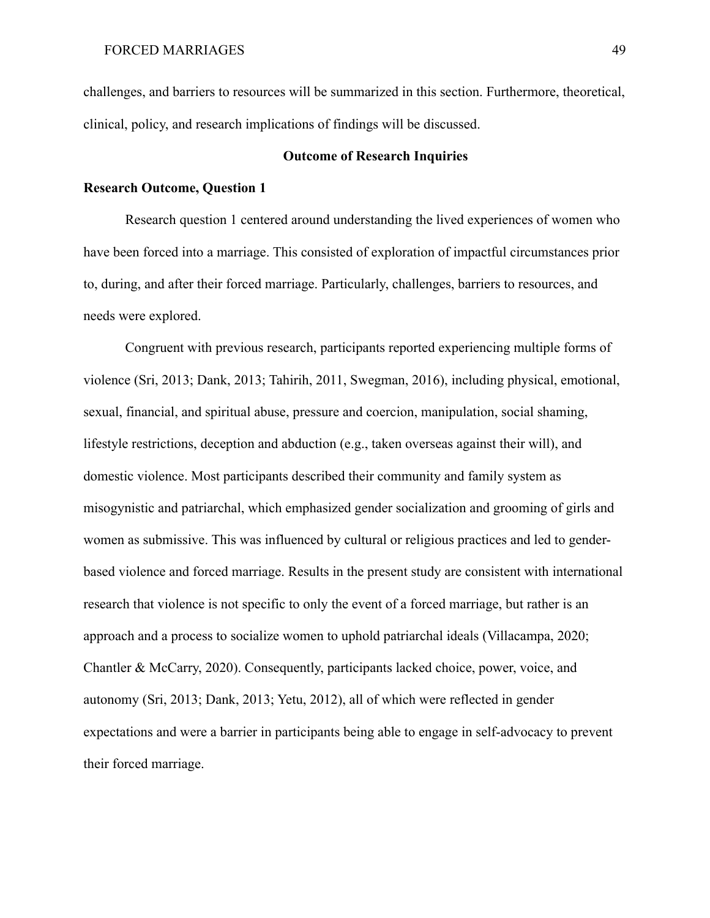challenges, and barriers to resources will be summarized in this section. Furthermore, theoretical, clinical, policy, and research implications of findings will be discussed.

## Outcome of Research Inquiries

### Research Outcome, Question 1

Research question 1 centered around understanding the lived experiences of women who have been forced into a marriage. This consisted of exploration of impactful circumstances prior to, during, and after their forced marriage. Particularly, challenges, barriers to resources, and needs were explored.

Congruent with previous research, participants reported experiencing multiple forms of violence (Sri, 2013; Dank, 2013; Tahirih, 2011, Swegman, 2016), including physical, emotional, sexual, financial, and spiritual abuse, pressure and coercion, manipulation, social shaming, lifestyle restrictions, deception and abduction (e.g., taken overseas against their will), and domestic violence. Most participants described their community and family system as misogynistic and patriarchal, which emphasized gender socialization and grooming of girls and women as submissive. This was influenced by cultural or religious practices and led to gender-based violence and forced marriage. Results in the present study are consistent with international research that violence is not specific to only the event of a forced marriage, but rather is an approach and a process to socialize women to uphold patriarchal ideals (Villacampa, 2020; Chantler & McCarry, 2020). Consequently, participants lacked choice, power, voice, and autonomy (Sri, 2013; Dank, 2013; Yetu, 2012), all of which were reflected in gender expectations and were a barrier in participants being able to engage in self-advocacy to prevent their forced marriage.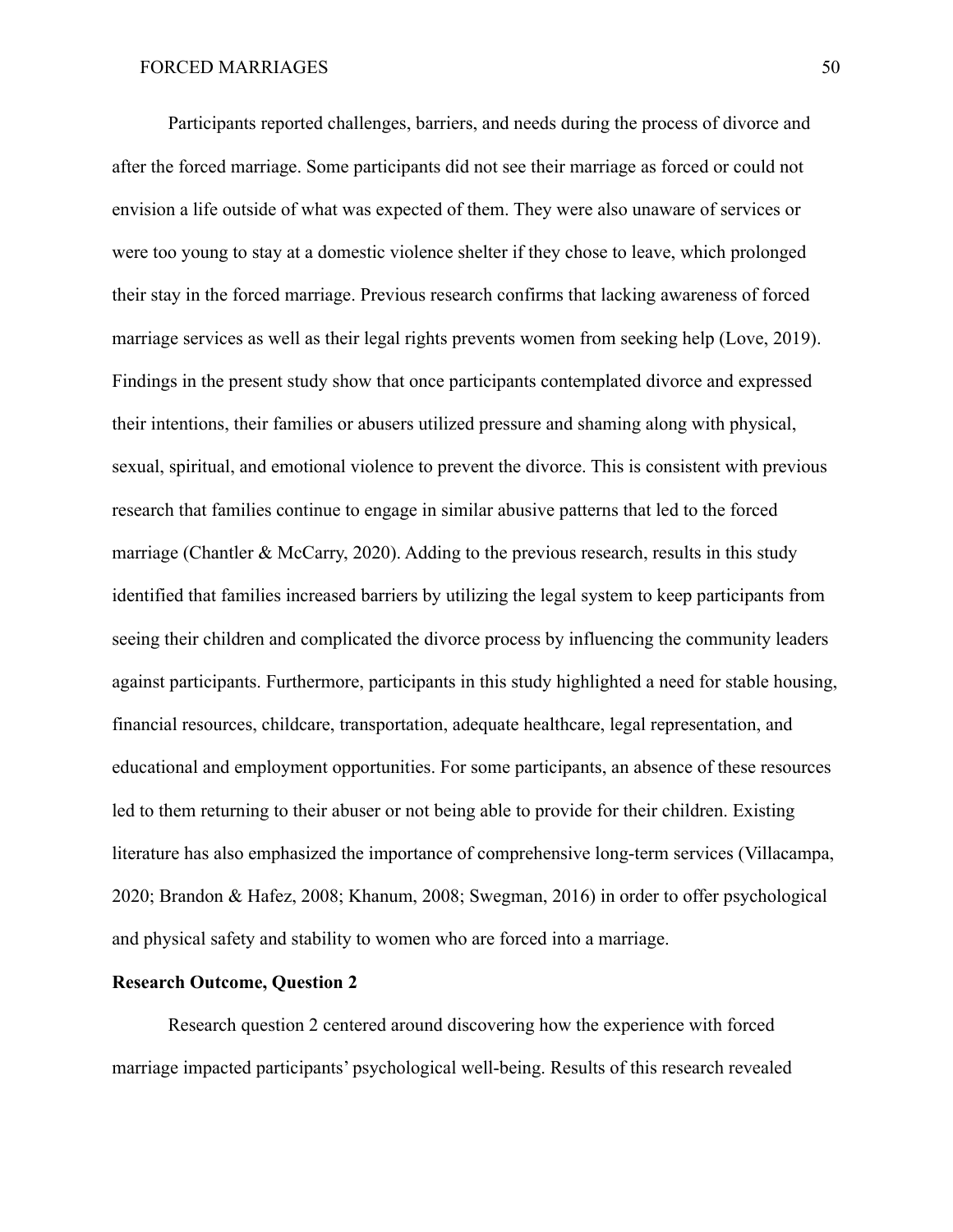Participants reported challenges, barriers, and needs during the process of divorce and after the forced marriage. Some participants did not see their marriage as forced or could not envision a life outside of what was expected of them. They were also unaware of services or were too young to stay at a domestic violence shelter if they chose to leave, which prolonged their stay in the forced marriage. Previous research confirms that lacking awareness of forced marriage services as well as their legal rights prevents women from seeking help (Love, 2019). Findings in the present study show that once participants contemplated divorce and expressed their intentions, their families or abusers utilized pressure and shaming along with physical, sexual, spiritual, and emotional violence to prevent the divorce. This is consistent with previous research that families continue to engage in similar abusive patterns that led to the forced marriage (Chantler & McCarry, 2020). Adding to the previous research, results in this study identified that families increased barriers by utilizing the legal system to keep participants from seeing their children and complicated the divorce process by influencing the community leaders against participants. Furthermore, participants in this study highlighted a need for stable housing, financial resources, childcare, transportation, adequate healthcare, legal representation, and educational and employment opportunities. For some participants, an absence of these resources led to them returning to their abuser or not being able to provide for their children. Existing literature has also emphasized the importance of comprehensive long-term services (Villacampa, 2020; Brandon & Hafez, 2008; Khanum, 2008; Swegman, 2016) in order to offer psychological and physical safety and stability to women who are forced into a marriage.

**Research Outcome, Question 2**

Research question 2 centered around discovering how the experience with forced marriage impacted participants' psychological well-being. Results of this research revealed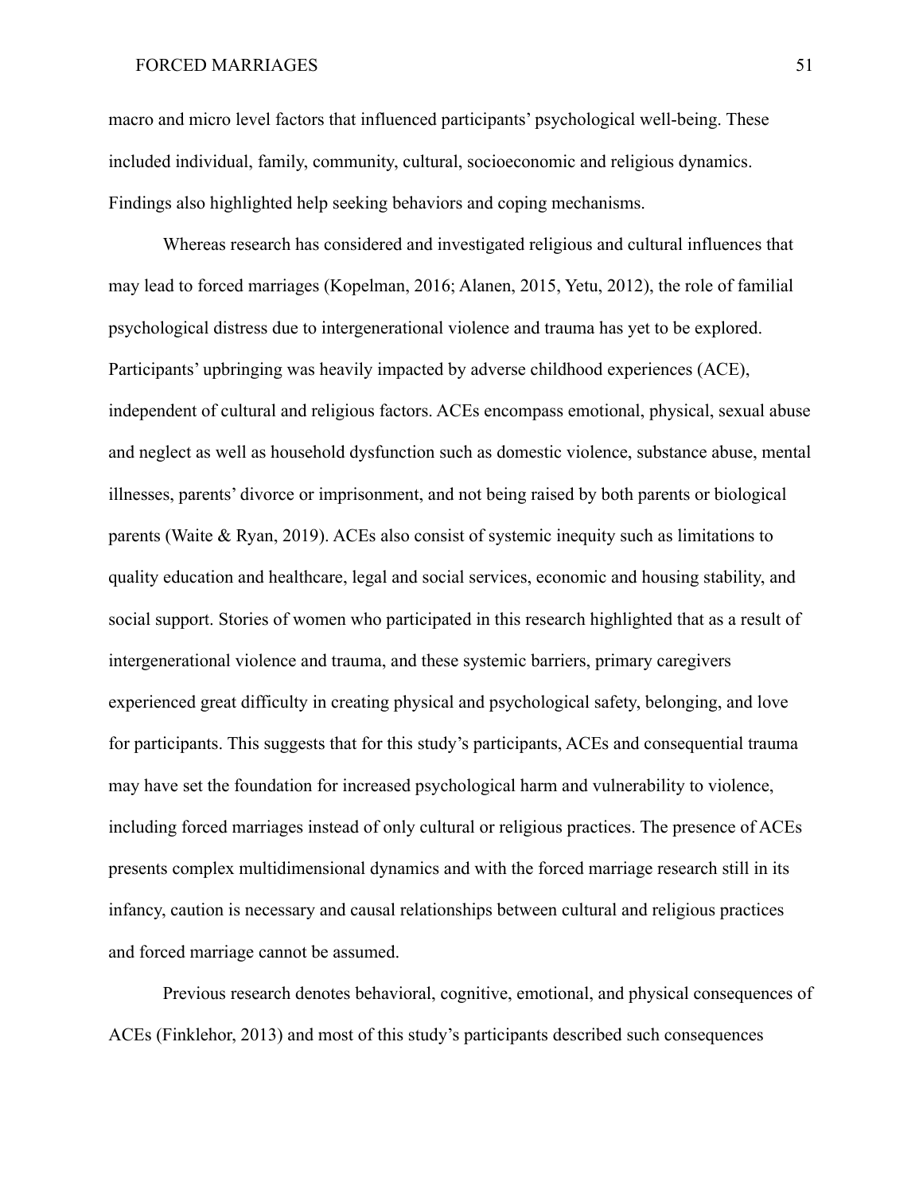macro and micro level factors that influenced participants' psychological well-being. These included individual, family, community, cultural, socioeconomic and religious dynamics. Findings also highlighted help seeking behaviors and coping mechanisms.

Whereas research has considered and investigated religious and cultural influences that may lead to forced marriages (Kopelman, 2016; Alanen, 2015, Yetu, 2012), the role of familial psychological distress due to intergenerational violence and trauma has yet to be explored. Participants' upbringing was heavily impacted by adverse childhood experiences (ACE), independent of cultural and religious factors. ACEs encompass emotional, physical, sexual abuse and neglect as well as household dysfunction such as domestic violence, substance abuse, mental illnesses, parents' divorce or imprisonment, and not being raised by both parents or biological parents (Waite & Ryan, 2019). ACEs also consist of systemic inequity such as limitations to quality education and healthcare, legal and social services, economic and housing stability, and social support. Stories of women who participated in this research highlighted that as a result of intergenerational violence and trauma, and these systemic barriers, primary caregivers experienced great difficulty in creating physical and psychological safety, belonging, and love for participants. This suggests that for this study's participants, ACEs and consequential trauma may have set the foundation for increased psychological harm and vulnerability to violence, including forced marriages instead of only cultural or religious practices. The presence of ACEs presents complex multidimensional dynamics and with the forced marriage research still in its infancy, caution is necessary and causal relationships between cultural and religious practices and forced marriage cannot be assumed.

Previous research denotes behavioral, cognitive, emotional, and physical consequences of ACEs (Finklehor, 2013) and most of this study's participants described such consequences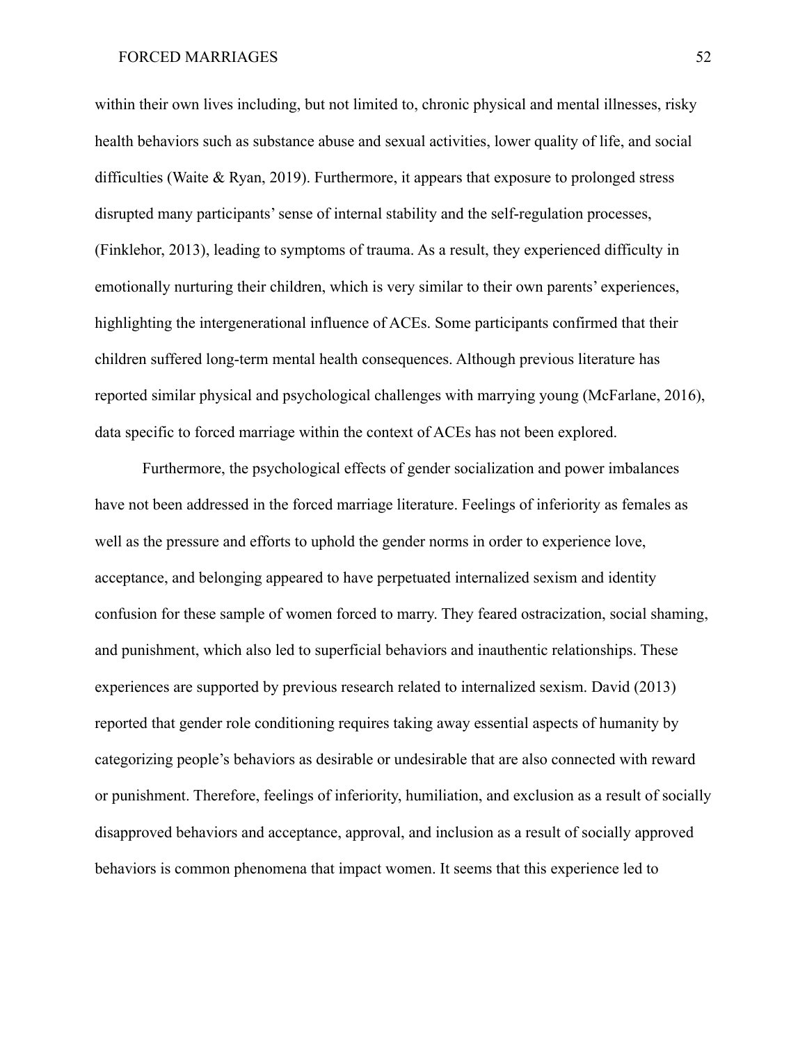within their own lives including, but not limited to, chronic physical and mental illnesses, risky health behaviors such as substance abuse and sexual activities, lower quality of life, and social difficulties (Waite & Ryan, 2019). Furthermore, it appears that exposure to prolonged stress disrupted many participants' sense of internal stability and the self-regulation processes, (Finklehor, 2013), leading to symptoms of trauma. As a result, they experienced difficulty in emotionally nurturing their children, which is very similar to their own parents' experiences, highlighting the intergenerational influence of ACEs. Some participants confirmed that their children suffered long-term mental health consequences. Although previous literature has reported similar physical and psychological challenges with marrying young (McFarlane, 2016), data specific to forced marriage within the context of ACEs has not been explored.

Furthermore, the psychological effects of gender socialization and power imbalances have not been addressed in the forced marriage literature. Feelings of inferiority as females as well as the pressure and efforts to uphold the gender norms in order to experience love, acceptance, and belonging appeared to have perpetuated internalized sexism and identity confusion for these sample of women forced to marry. They feared ostracization, social shaming, and punishment, which also led to superficial behaviors and inauthentic relationships. These experiences are supported by previous research related to internalized sexism. David (2013) reported that gender role conditioning requires taking away essential aspects of humanity by categorizing people's behaviors as desirable or undesirable that are also connected with reward or punishment. Therefore, feelings of inferiority, humiliation, and exclusion as a result of socially disapproved behaviors and acceptance, approval, and inclusion as a result of socially approved behaviors is common phenomena that impact women. It seems that this experience led to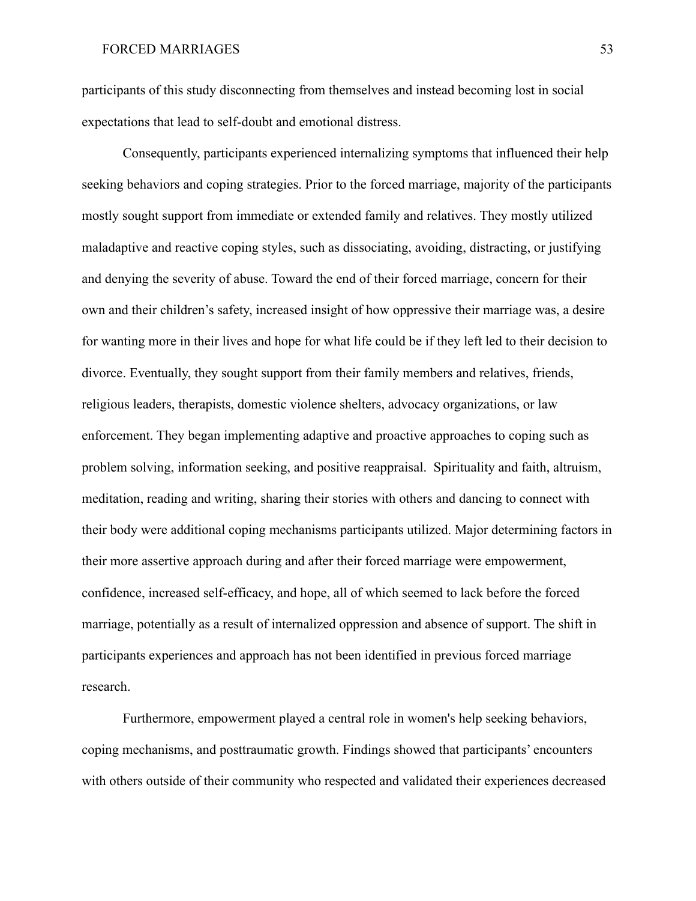participants of this study disconnecting from themselves and instead becoming lost in social expectations that lead to self-doubt and emotional distress.

Consequently, participants experienced internalizing symptoms that influenced their help seeking behaviors and coping strategies. Prior to the forced marriage, majority of the participants mostly sought support from immediate or extended family and relatives. They mostly utilized maladaptive and reactive coping styles, such as dissociating, avoiding, distracting, or justifying and denying the severity of abuse. Toward the end of their forced marriage, concern for their own and their children's safety, increased insight of how oppressive their marriage was, a desire for wanting more in their lives and hope for what life could be if they left led to their decision to divorce. Eventually, they sought support from their family members and relatives, friends, religious leaders, therapists, domestic violence shelters, advocacy organizations, or law enforcement. They began implementing adaptive and proactive approaches to coping such as problem solving, information seeking, and positive reappraisal. Spirituality and faith, altruism, meditation, reading and writing, sharing their stories with others and dancing to connect with their body were additional coping mechanisms participants utilized. Major determining factors in their more assertive approach during and after their forced marriage were empowerment, confidence, increased self-efficacy, and hope, all of which seemed to lack before the forced marriage, potentially as a result of internalized oppression and absence of support. The shift in participants experiences and approach has not been identified in previous forced marriage research.

Furthermore, empowerment played a central role in women's help seeking behaviors, coping mechanisms, and posttraumatic growth. Findings showed that participants' encounters with others outside of their community who respected and validated their experiences decreased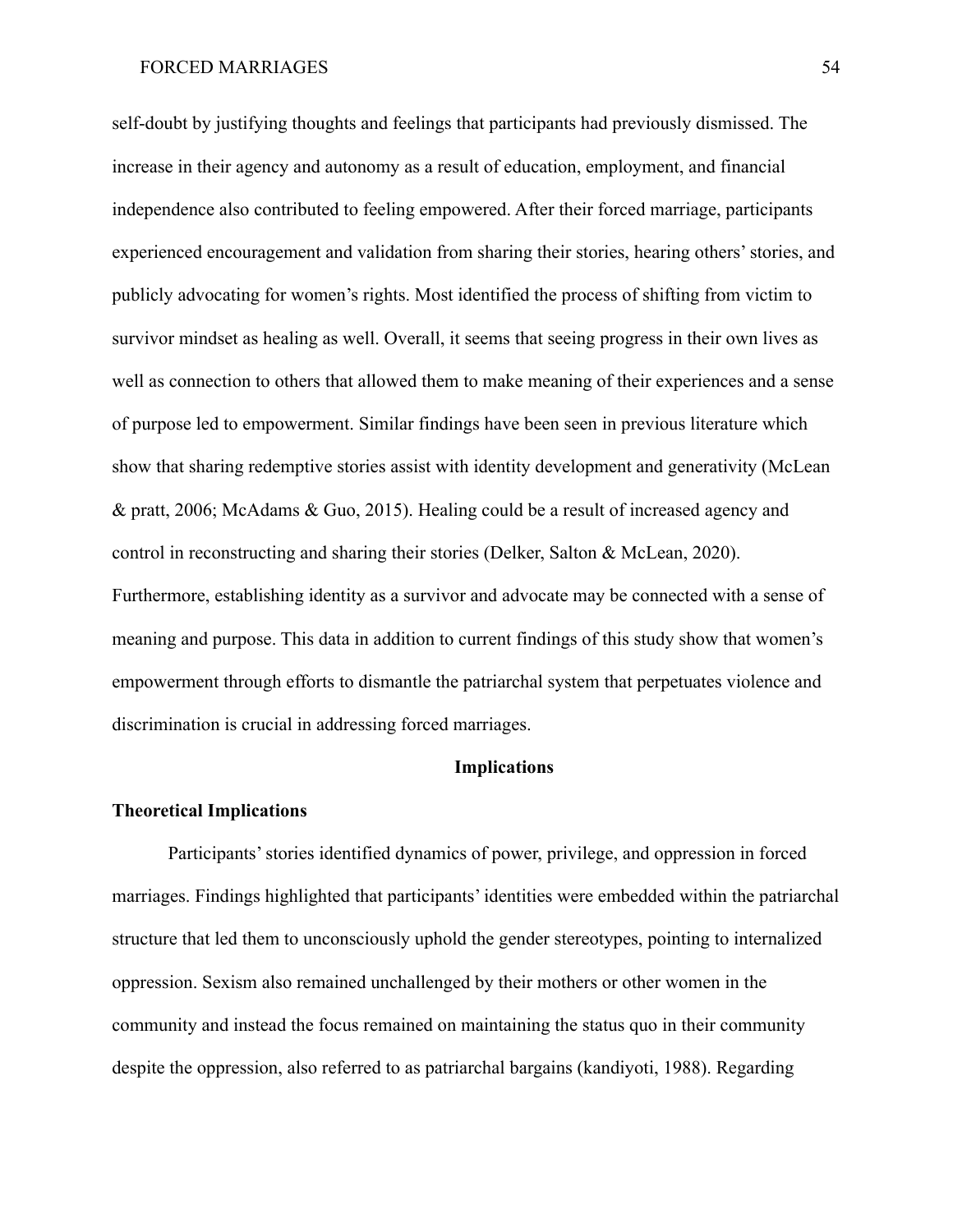self-doubt by justifying thoughts and feelings that participants had previously dismissed. The increase in their agency and autonomy as a result of education, employment, and financial independence also contributed to feeling empowered. After their forced marriage, participants experienced encouragement and validation from sharing their stories, hearing others' stories, and publicly advocating for women's rights. Most identified the process of shifting from victim to survivor mindset as healing as well. Overall, it seems that seeing progress in their own lives as well as connection to others that allowed them to make meaning of their experiences and a sense of purpose led to empowerment. Similar findings have been seen in previous literature which show that sharing redemptive stories assist with identity development and generativity (McLean & pratt, 2006; McAdams & Guo, 2015). Healing could be a result of increased agency and control in reconstructing and sharing their stories (Delker, Salton & McLean, 2020). Furthermore, establishing identity as a survivor and advocate may be connected with a sense of meaning and purpose. This data in addition to current findings of this study show that women's empowerment through efforts to dismantle the patriarchal system that perpetuates violence and discrimination is crucial in addressing forced marriages.

## Implications

### Theoretical Implications

Participants' stories identified dynamics of power, privilege, and oppression in forced marriages. Findings highlighted that participants' identities were embedded within the patriarchal structure that led them to unconsciously uphold the gender stereotypes, pointing to internalized oppression. Sexism also remained unchallenged by their mothers or other women in the community and instead the focus remained on maintaining the status quo in their community despite the oppression, also referred to as patriarchal bargains (kandiyoti, 1988). Regarding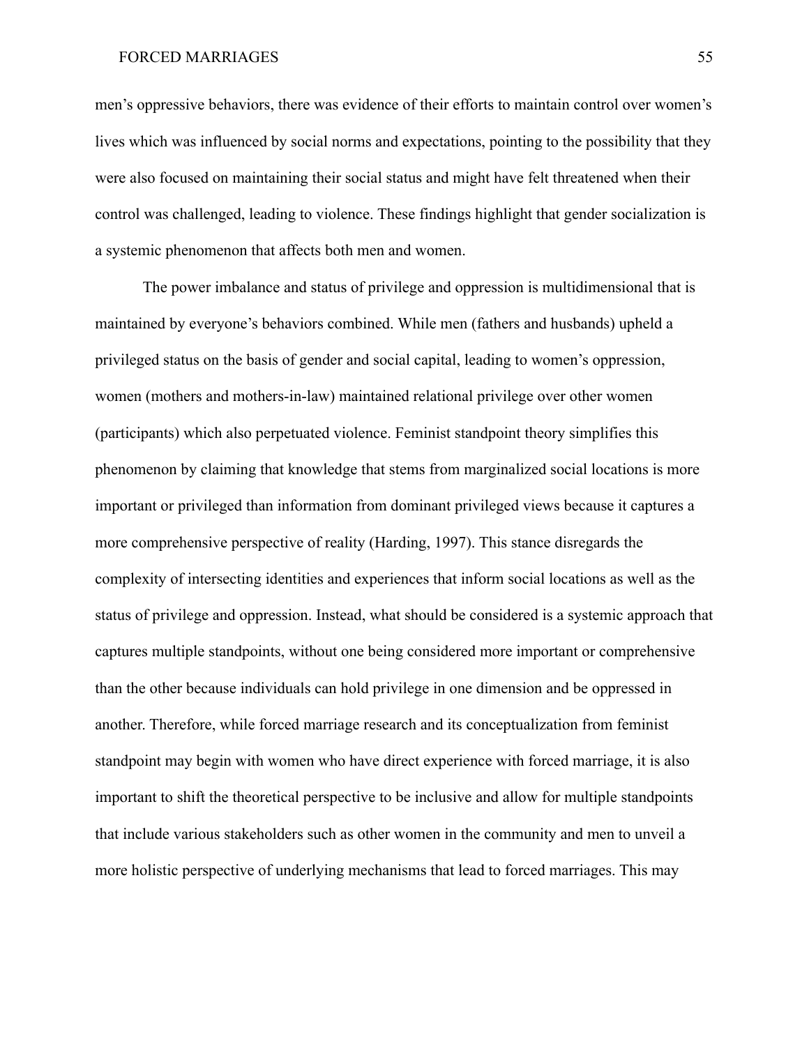men's oppressive behaviors, there was evidence of their efforts to maintain control over women's lives which was influenced by social norms and expectations, pointing to the possibility that they were also focused on maintaining their social status and might have felt threatened when their control was challenged, leading to violence. These findings highlight that gender socialization is a systemic phenomenon that affects both men and women.

The power imbalance and status of privilege and oppression is multidimensional that is maintained by everyone's behaviors combined. While men (fathers and husbands) upheld a privileged status on the basis of gender and social capital, leading to women's oppression, women (mothers and mothers-in-law) maintained relational privilege over other women (participants) which also perpetuated violence. Feminist standpoint theory simplifies this phenomenon by claiming that knowledge that stems from marginalized social locations is more important or privileged than information from dominant privileged views because it captures a more comprehensive perspective of reality (Harding, 1997). This stance disregards the complexity of intersecting identities and experiences that inform social locations as well as the status of privilege and oppression. Instead, what should be considered is a systemic approach that captures multiple standpoints, without one being considered more important or comprehensive than the other because individuals can hold privilege in one dimension and be oppressed in another. Therefore, while forced marriage research and its conceptualization from feminist standpoint may begin with women who have direct experience with forced marriage, it is also important to shift the theoretical perspective to be inclusive and allow for multiple standpoints that include various stakeholders such as other women in the community and men to unveil a more holistic perspective of underlying mechanisms that lead to forced marriages. This may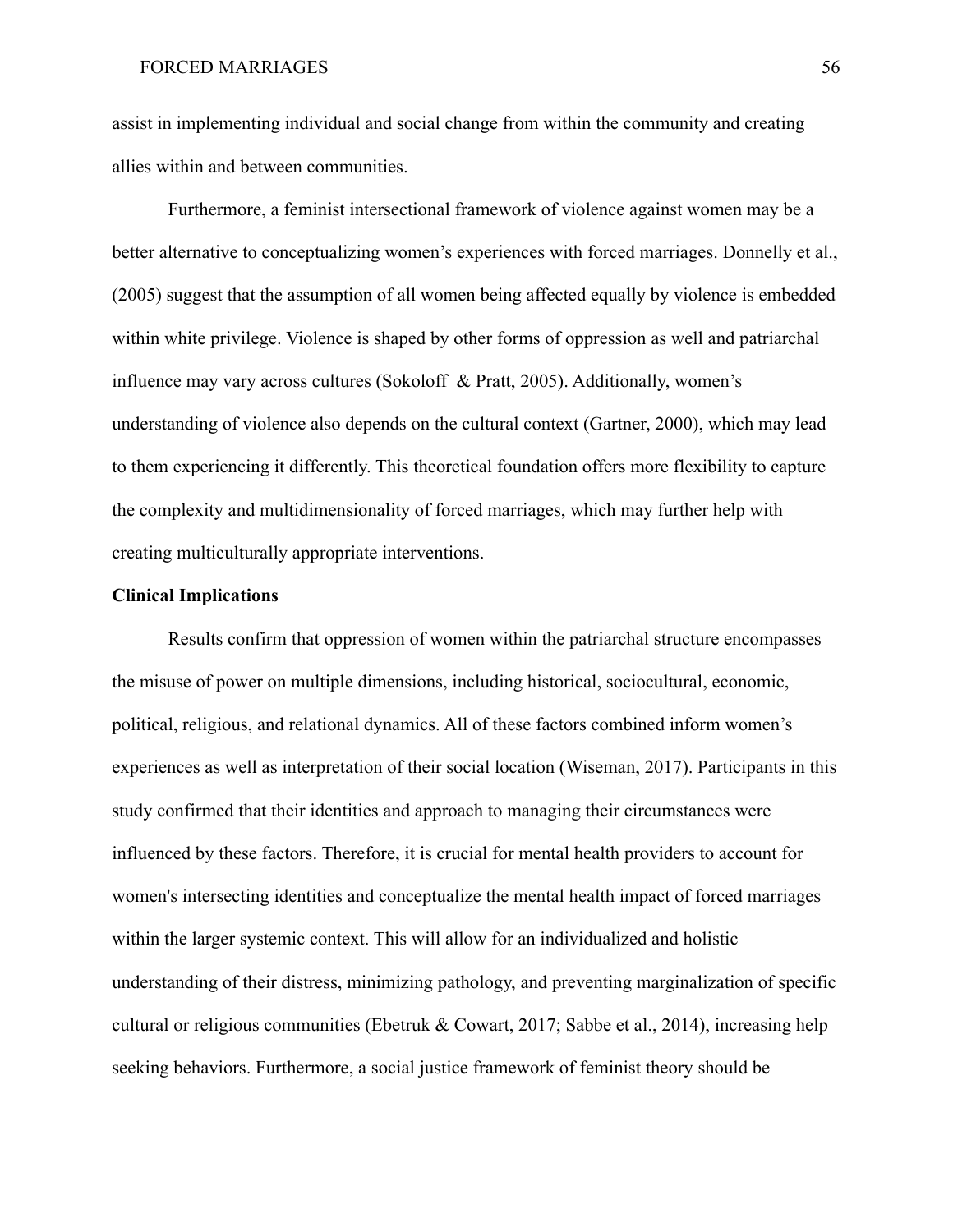assist in implementing individual and social change from within the community and creating allies within and between communities.

Furthermore, a feminist intersectional framework of violence against women may be a better alternative to conceptualizing women's experiences with forced marriages. Donnelly et al., (2005) suggest that the assumption of all women being affected equally by violence is embedded within white privilege. Violence is shaped by other forms of oppression as well and patriarchal influence may vary across cultures (Sokoloff & Pratt, 2005). Additionally, women's understanding of violence also depends on the cultural context (Gartner, 2000), which may lead to them experiencing it differently. This theoretical foundation offers more flexibility to capture the complexity and multidimensionality of forced marriages, which may further help with creating multiculturally appropriate interventions.

**Clinical Implications**

Results confirm that oppression of women within the patriarchal structure encompasses the misuse of power on multiple dimensions, including historical, sociocultural, economic, political, religious, and relational dynamics. All of these factors combined inform women's experiences as well as interpretation of their social location (Wiseman, 2017). Participants in this study confirmed that their identities and approach to managing their circumstances were influenced by these factors. Therefore, it is crucial for mental health providers to account for women's intersecting identities and conceptualize the mental health impact of forced marriages within the larger systemic context. This will allow for an individualized and holistic understanding of their distress, minimizing pathology, and preventing marginalization of specific cultural or religious communities (Ebetruk & Cowart, 2017; Sabbe et al., 2014), increasing help seeking behaviors. Furthermore, a social justice framework of feminist theory should be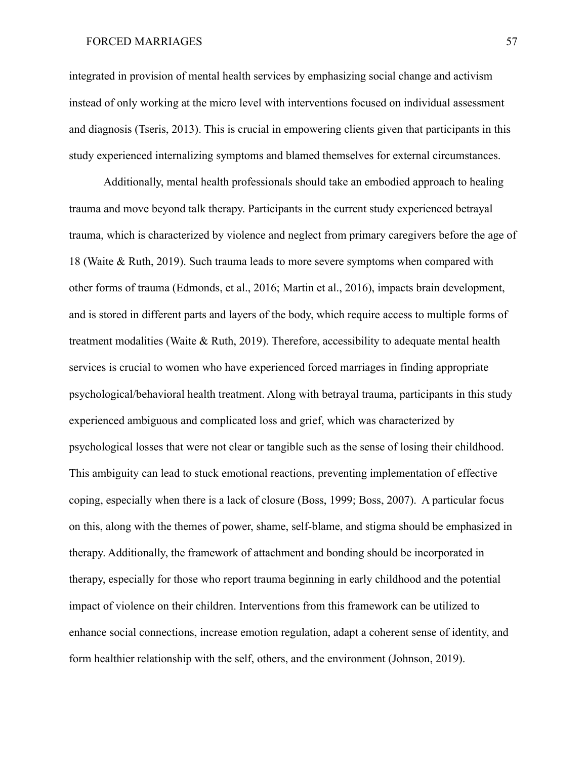integrated in provision of mental health services by emphasizing social change and activism instead of only working at the micro level with interventions focused on individual assessment and diagnosis (Tseris, 2013). This is crucial in empowering clients given that participants in this study experienced internalizing symptoms and blamed themselves for external circumstances.

Additionally, mental health professionals should take an embodied approach to healing trauma and move beyond talk therapy. Participants in the current study experienced betrayal trauma, which is characterized by violence and neglect from primary caregivers before the age of 18 (Waite & Ruth, 2019). Such trauma leads to more severe symptoms when compared with other forms of trauma (Edmonds, et al., 2016; Martin et al., 2016), impacts brain development, and is stored in different parts and layers of the body, which require access to multiple forms of treatment modalities (Waite & Ruth, 2019). Therefore, accessibility to adequate mental health services is crucial to women who have experienced forced marriages in finding appropriate psychological/behavioral health treatment. Along with betrayal trauma, participants in this study experienced ambiguous and complicated loss and grief, which was characterized by psychological losses that were not clear or tangible such as the sense of losing their childhood. This ambiguity can lead to stuck emotional reactions, preventing implementation of effective coping, especially when there is a lack of closure (Boss, 1999; Boss, 2007). A particular focus on this, along with the themes of power, shame, self-blame, and stigma should be emphasized in therapy. Additionally, the framework of attachment and bonding should be incorporated in therapy, especially for those who report trauma beginning in early childhood and the potential impact of violence on their children. Interventions from this framework can be utilized to enhance social connections, increase emotion regulation, adapt a coherent sense of identity, and form healthier relationship with the self, others, and the environment (Johnson, 2019).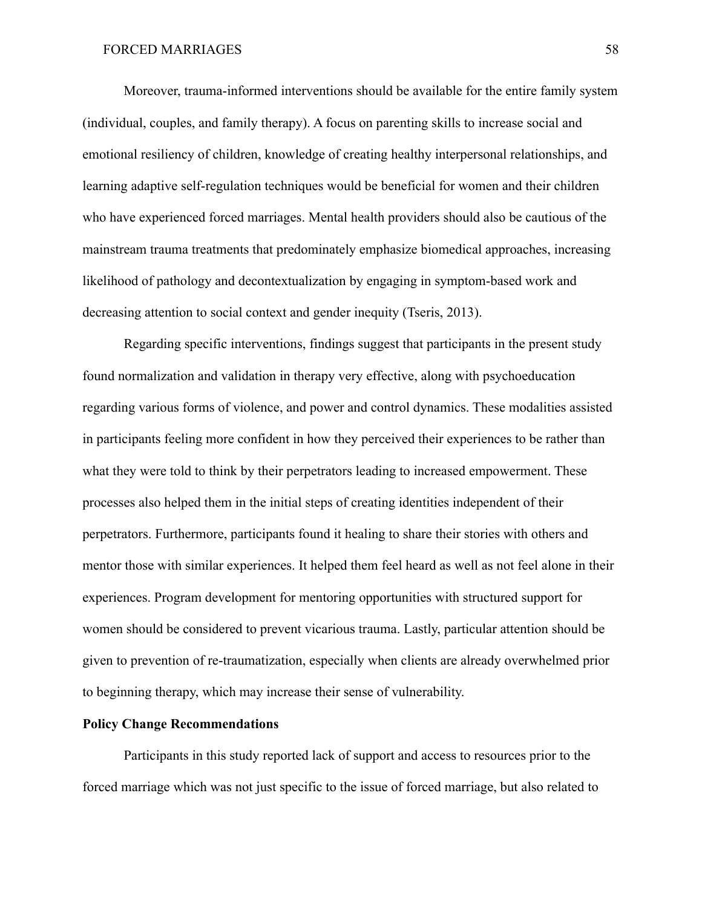Moreover, trauma-informed interventions should be available for the entire family system (individual, couples, and family therapy). A focus on parenting skills to increase social and emotional resiliency of children, knowledge of creating healthy interpersonal relationships, and learning adaptive self-regulation techniques would be beneficial for women and their children who have experienced forced marriages. Mental health providers should also be cautious of the mainstream trauma treatments that predominately emphasize biomedical approaches, increasing likelihood of pathology and decontextualization by engaging in symptom-based work and decreasing attention to social context and gender inequity (Tseris, 2013).

Regarding specific interventions, findings suggest that participants in the present study found normalization and validation in therapy very effective, along with psychoeducation regarding various forms of violence, and power and control dynamics. These modalities assisted in participants feeling more confident in how they perceived their experiences to be rather than what they were told to think by their perpetrators leading to increased empowerment. These processes also helped them in the initial steps of creating identities independent of their perpetrators. Furthermore, participants found it healing to share their stories with others and mentor those with similar experiences. It helped them feel heard as well as not feel alone in their experiences. Program development for mentoring opportunities with structured support for women should be considered to prevent vicarious trauma. Lastly, particular attention should be given to prevention of re-traumatization, especially when clients are already overwhelmed prior to beginning therapy, which may increase their sense of vulnerability.

**Policy Change Recommendations**

Participants in this study reported lack of support and access to resources prior to the forced marriage which was not just specific to the issue of forced marriage, but also related to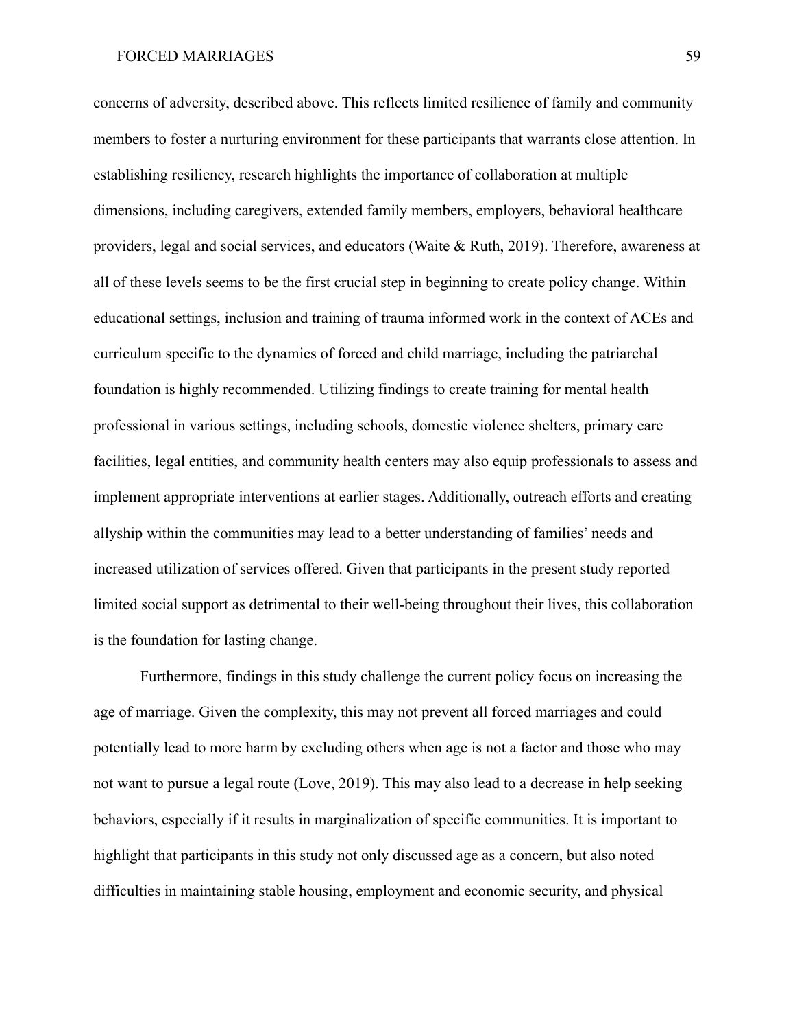concerns of adversity, described above. This reflects limited resilience of family and community members to foster a nurturing environment for these participants that warrants close attention. In establishing resiliency, research highlights the importance of collaboration at multiple dimensions, including caregivers, extended family members, employers, behavioral healthcare providers, legal and social services, and educators (Waite & Ruth, 2019). Therefore, awareness at all of these levels seems to be the first crucial step in beginning to create policy change. Within educational settings, inclusion and training of trauma informed work in the context of ACEs and curriculum specific to the dynamics of forced and child marriage, including the patriarchal foundation is highly recommended. Utilizing findings to create training for mental health professional in various settings, including schools, domestic violence shelters, primary care facilities, legal entities, and community health centers may also equip professionals to assess and implement appropriate interventions at earlier stages. Additionally, outreach efforts and creating allyship within the communities may lead to a better understanding of families' needs and increased utilization of services offered. Given that participants in the present study reported limited social support as detrimental to their well-being throughout their lives, this collaboration is the foundation for lasting change.

Furthermore, findings in this study challenge the current policy focus on increasing the age of marriage. Given the complexity, this may not prevent all forced marriages and could potentially lead to more harm by excluding others when age is not a factor and those who may not want to pursue a legal route (Love, 2019). This may also lead to a decrease in help seeking behaviors, especially if it results in marginalization of specific communities. It is important to highlight that participants in this study not only discussed age as a concern, but also noted difficulties in maintaining stable housing, employment and economic security, and physical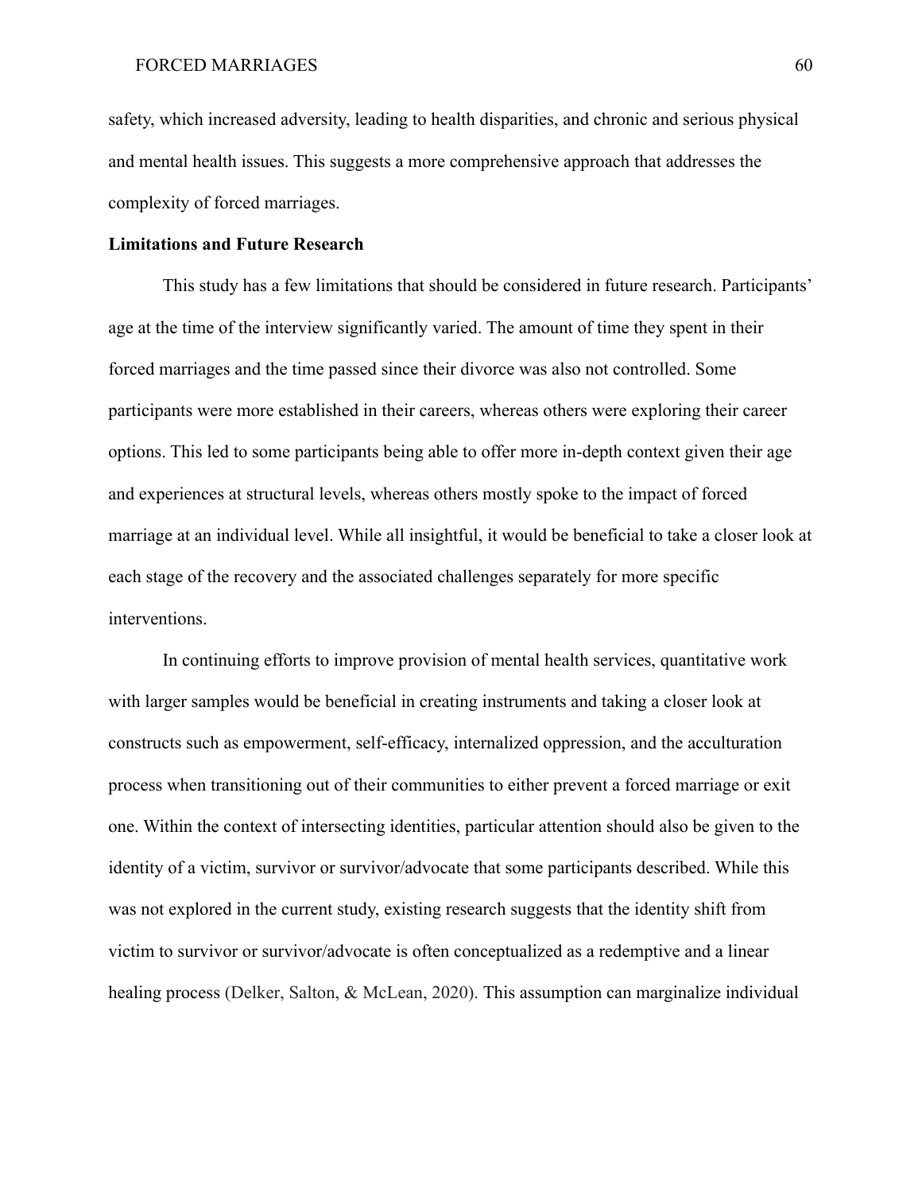safety, which increased adversity, leading to health disparities, and chronic and serious physical and mental health issues. This suggests a more comprehensive approach that addresses the complexity of forced marriages.

**Limitations and Future Research**

This study has a few limitations that should be considered in future research. Participants' age at the time of the interview significantly varied. The amount of time they spent in their forced marriages and the time passed since their divorce was also not controlled. Some participants were more established in their careers, whereas others were exploring their career options. This led to some participants being able to offer more in-depth context given their age and experiences at structural levels, whereas others mostly spoke to the impact of forced marriage at an individual level. While all insightful, it would be beneficial to take a closer look at each stage of the recovery and the associated challenges separately for more specific interventions.

In continuing efforts to improve provision of mental health services, quantitative work with larger samples would be beneficial in creating instruments and taking a closer look at constructs such as empowerment, self-efficacy, internalized oppression, and the acculturation process when transitioning out of their communities to either prevent a forced marriage or exit one. Within the context of intersecting identities, particular attention should also be given to the identity of a victim, survivor or survivor/advocate that some participants described. While this was not explored in the current study, existing research suggests that the identity shift from victim to survivor or survivor/advocate is often conceptualized as a redemptive and a linear healing process (Delker, Salton, & McLean, 2020). This assumption can marginalize individual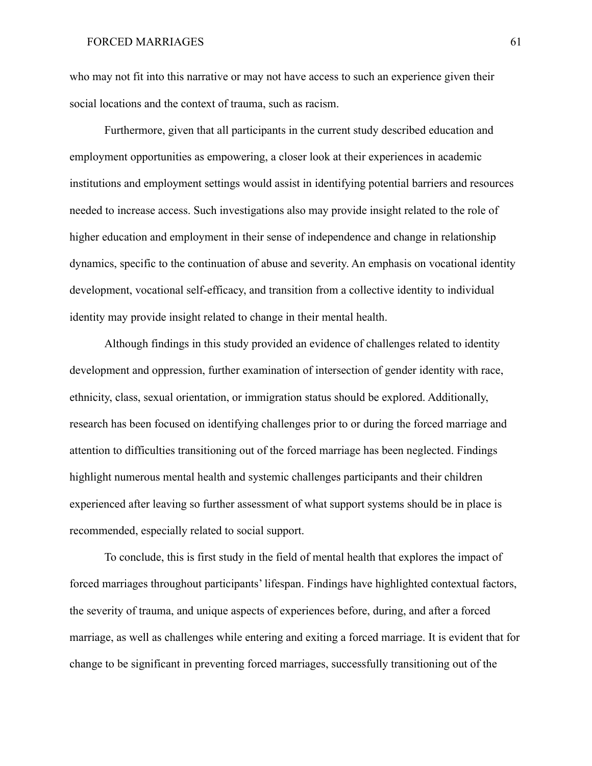who may not fit into this narrative or may not have access to such an experience given their social locations and the context of trauma, such as racism.

Furthermore, given that all participants in the current study described education and employment opportunities as empowering, a closer look at their experiences in academic institutions and employment settings would assist in identifying potential barriers and resources needed to increase access. Such investigations also may provide insight related to the role of higher education and employment in their sense of independence and change in relationship dynamics, specific to the continuation of abuse and severity. An emphasis on vocational identity development, vocational self-efficacy, and transition from a collective identity to individual identity may provide insight related to change in their mental health.

Although findings in this study provided an evidence of challenges related to identity development and oppression, further examination of intersection of gender identity with race, ethnicity, class, sexual orientation, or immigration status should be explored. Additionally, research has been focused on identifying challenges prior to or during the forced marriage and attention to difficulties transitioning out of the forced marriage has been neglected. Findings highlight numerous mental health and systemic challenges participants and their children experienced after leaving so further assessment of what support systems should be in place is recommended, especially related to social support.

To conclude, this is first study in the field of mental health that explores the impact of forced marriages throughout participants' lifespan. Findings have highlighted contextual factors, the severity of trauma, and unique aspects of experiences before, during, and after a forced marriage, as well as challenges while entering and exiting a forced marriage. It is evident that for change to be significant in preventing forced marriages, successfully transitioning out of the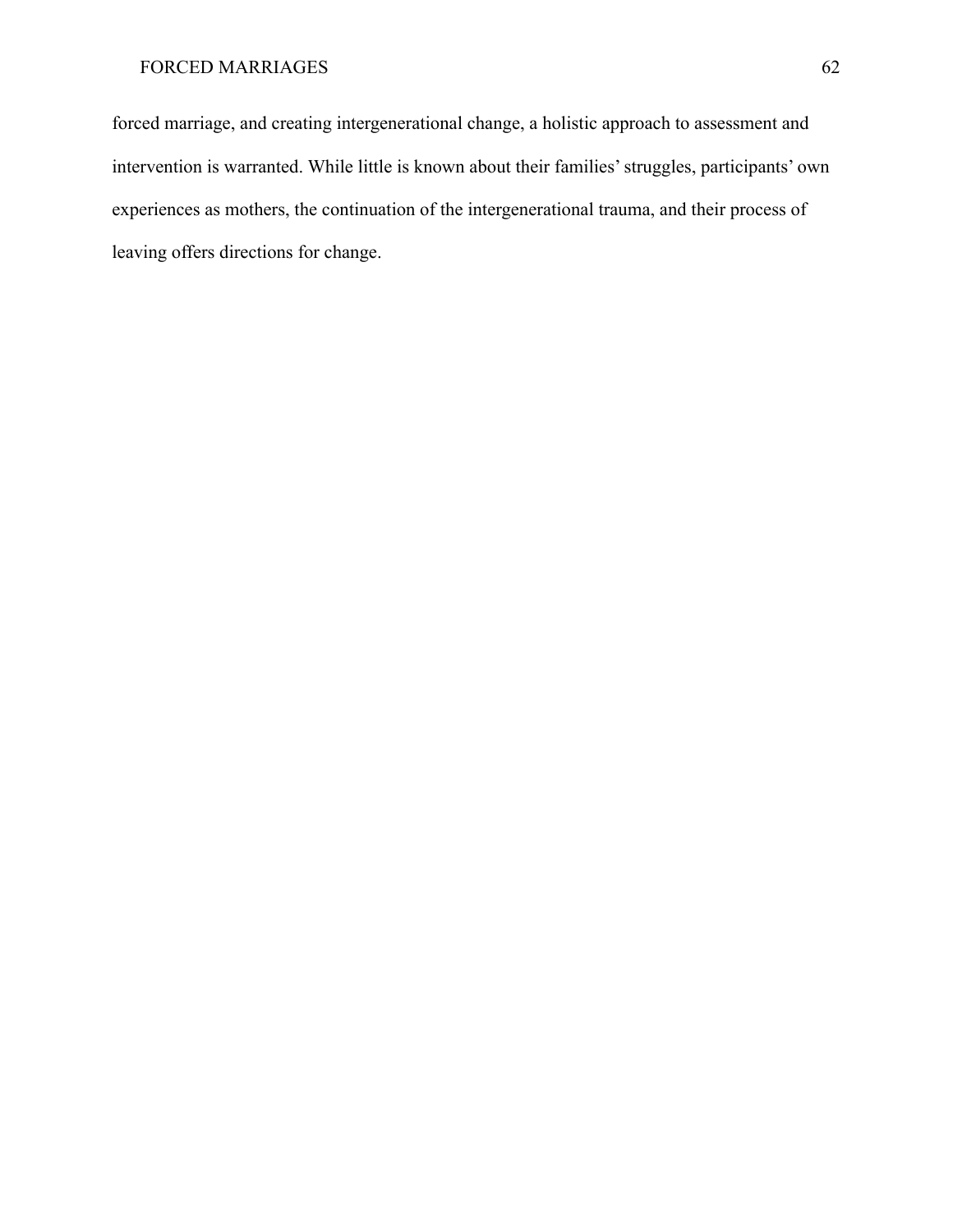forced marriage, and creating intergenerational change, a holistic approach to assessment and intervention is warranted. While little is known about their families' struggles, participants' own experiences as mothers, the continuation of the intergenerational trauma, and their process of leaving offers directions for change.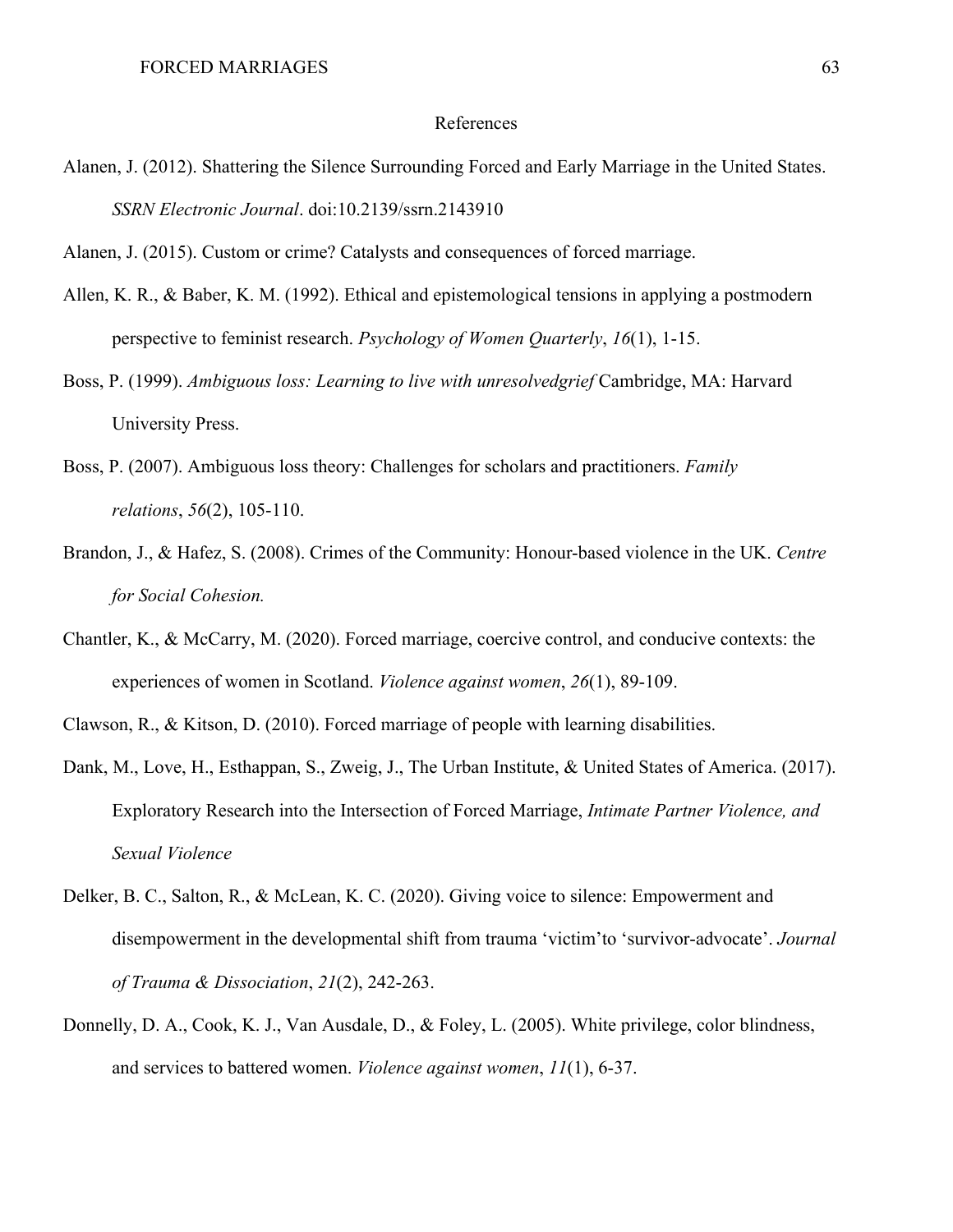# References

Alanen, J. (2012). Shattering the Silence Surrounding Forced and Early Marriage in the United States. *SSRN Electronic Journal*. doi:10.2139/ssrn.2143910

Alanen, J. (2015). Custom or crime? Catalysts and consequences of forced marriage.

Allen, K. R., & Baber, K. M. (1992). Ethical and epistemological tensions in applying a postmodern perspective to feminist research. *Psychology of Women Quarterly*, *16*(1), 1-15.

Boss, P. (1999). *Ambiguous loss: Learning to live with unresolvedgrief* Cambridge, MA: Harvard University Press.

Boss, P. (2007). Ambiguous loss theory: Challenges for scholars and practitioners. *Family relations*, *56*(2), 105-110.

Brandon, J., & Hafez, S. (2008). Crimes of the Community: Honour-based violence in the UK. *Centre for Social Cohesion.*

Chantler, K., & McCarry, M. (2020). Forced marriage, coercive control, and conducive contexts: the experiences of women in Scotland. *Violence against women*, *26*(1), 89-109.

Clawson, R., & Kitson, D. (2010). Forced marriage of people with learning disabilities.

Dank, M., Love, H., Esthappan, S., Zweig, J., The Urban Institute, & United States of America. (2017). Exploratory Research into the Intersection of Forced Marriage, *Intimate Partner Violence, and Sexual Violence*

Delker, B. C., Salton, R., & McLean, K. C. (2020). Giving voice to silence: Empowerment and disempowerment in the developmental shift from trauma 'victim'to 'survivor-advocate'. *Journal of Trauma & Dissociation*, *21*(2), 242-263.

Donnelly, D. A., Cook, K. J., Van Ausdale, D., & Foley, L. (2005). White privilege, color blindness, and services to battered women. *Violence against women*, *11*(1), 6-37.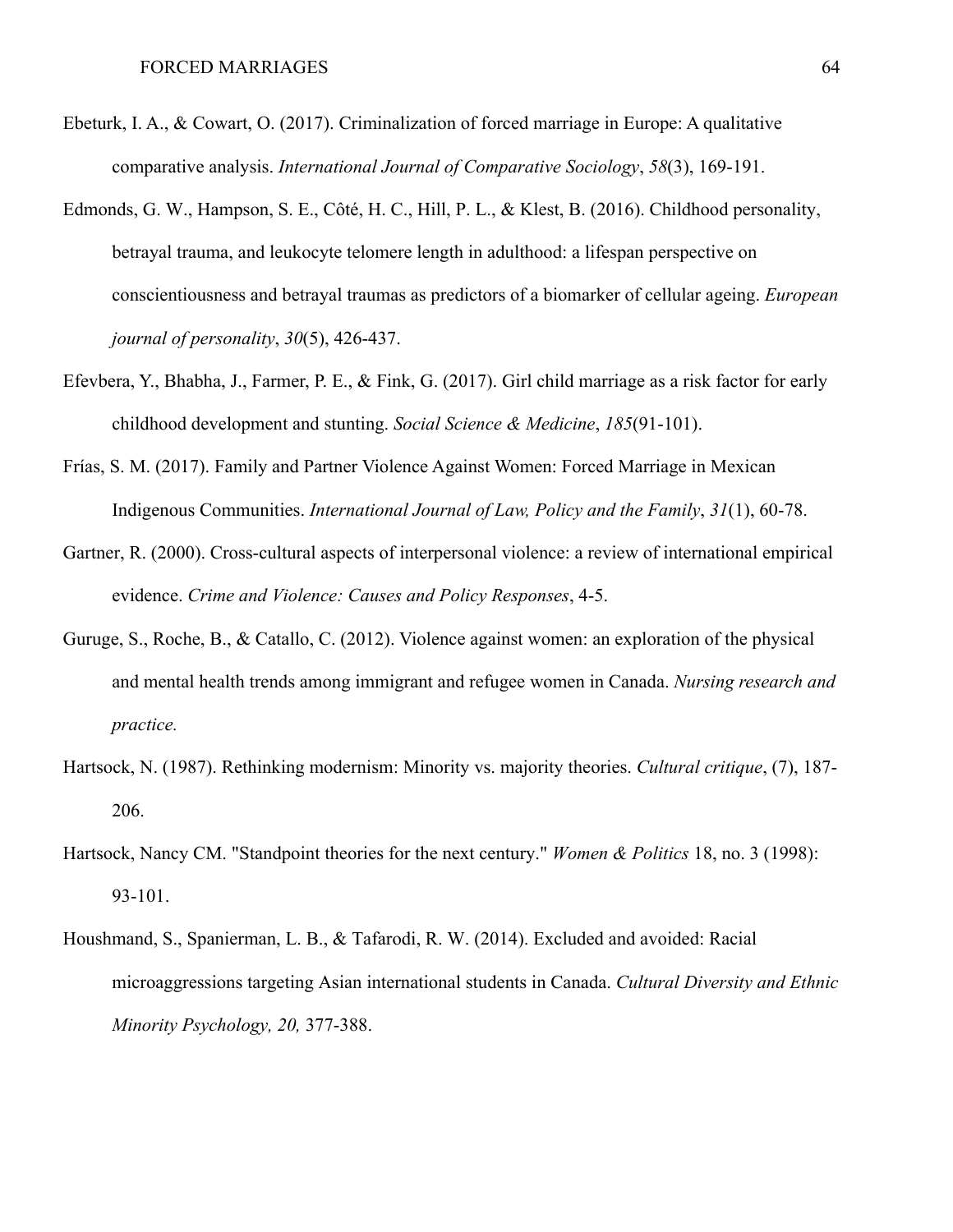Ebeturk, I. A., & Cowart, O. (2017). Criminalization of forced marriage in Europe: A qualitative comparative analysis. *International Journal of Comparative Sociology*, *58*(3), 169-191.

Edmonds, G. W., Hampson, S. E., Côté, H. C., Hill, P. L., & Klest, B. (2016). Childhood personality, betrayal trauma, and leukocyte telomere length in adulthood: a lifespan perspective on conscientiousness and betrayal traumas as predictors of a biomarker of cellular ageing. *European journal of personality*, *30*(5), 426-437.

Efevbera, Y., Bhabha, J., Farmer, P. E., & Fink, G. (2017). Girl child marriage as a risk factor for early childhood development and stunting. *Social Science & Medicine*, *185*(91-101).

Frías, S. M. (2017). Family and Partner Violence Against Women: Forced Marriage in Mexican Indigenous Communities. *International Journal of Law, Policy and the Family*, *31*(1), 60-78.

Gartner, R. (2000). Cross-cultural aspects of interpersonal violence: a review of international empirical evidence. *Crime and Violence: Causes and Policy Responses*, 4-5.

Guruge, S., Roche, B., & Catallo, C. (2012). Violence against women: an exploration of the physical and mental health trends among immigrant and refugee women in Canada. *Nursing research and practice.*

Hartsock, N. (1987). Rethinking modernism: Minority vs. majority theories. *Cultural critique*, (7), 187-206.

Hartsock, Nancy CM. "Standpoint theories for the next century." *Women & Politics* 18, no. 3 (1998): 93-101.

Houshmand, S., Spanierman, L. B., & Tafarodi, R. W. (2014). Excluded and avoided: Racial microaggressions targeting Asian international students in Canada. *Cultural Diversity and Ethnic Minority Psychology, 20,* 377-388.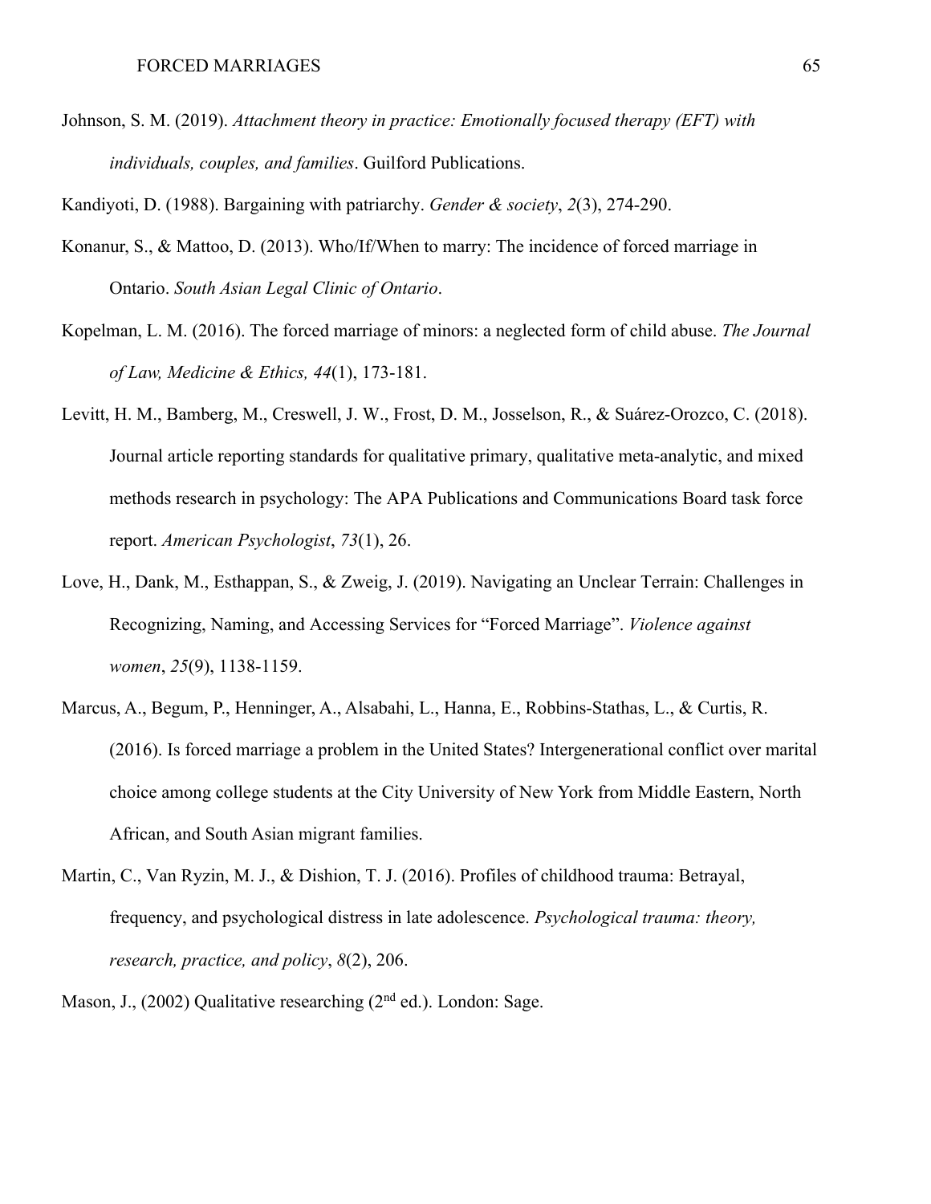Johnson, S. M. (2019). *Attachment theory in practice: Emotionally focused therapy (EFT) with individuals, couples, and families*. Guilford Publications.

Kandiyoti, D. (1988). Bargaining with patriarchy. *Gender & society*, *2*(3), 274-290.

Konanur, S., & Mattoo, D. (2013). Who/If/When to marry: The incidence of forced marriage in Ontario. *South Asian Legal Clinic of Ontario*.

Kopelman, L. M. (2016). The forced marriage of minors: a neglected form of child abuse. *The Journal of Law, Medicine & Ethics, 44*(1), 173-181.

Levitt, H. M., Bamberg, M., Creswell, J. W., Frost, D. M., Josselson, R., & Suárez-Orozco, C. (2018). Journal article reporting standards for qualitative primary, qualitative meta-analytic, and mixed methods research in psychology: The APA Publications and Communications Board task force report. *American Psychologist*, *73*(1), 26.

Love, H., Dank, M., Esthappan, S., & Zweig, J. (2019). Navigating an Unclear Terrain: Challenges in Recognizing, Naming, and Accessing Services for "Forced Marriage". *Violence against women*, *25*(9), 1138-1159.

Marcus, A., Begum, P., Henninger, A., Alsabahi, L., Hanna, E., Robbins-Stathas, L., & Curtis, R. (2016). Is forced marriage a problem in the United States? Intergenerational conflict over marital choice among college students at the City University of New York from Middle Eastern, North African, and South Asian migrant families.

Martin, C., Van Ryzin, M. J., & Dishion, T. J. (2016). Profiles of childhood trauma: Betrayal, frequency, and psychological distress in late adolescence. *Psychological trauma: theory, research, practice, and policy*, *8*(2), 206.

Mason, J., (2002) Qualitative researching (2nd ed.). London: Sage.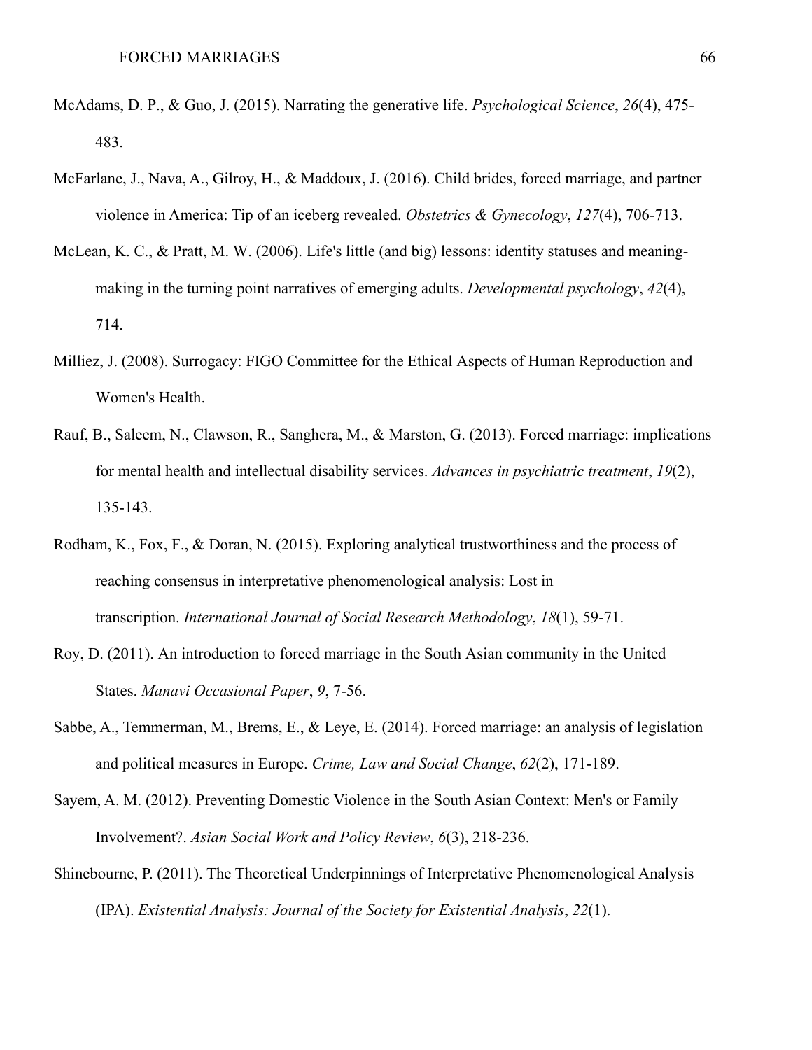McAdams, D. P., & Guo, J. (2015). Narrating the generative life. *Psychological Science*, *26*(4), 475-483.

McFarlane, J., Nava, A., Gilroy, H., & Maddoux, J. (2016). Child brides, forced marriage, and partner violence in America: Tip of an iceberg revealed. *Obstetrics & Gynecology*, *127*(4), 706-713.

McLean, K. C., & Pratt, M. W. (2006). Life's little (and big) lessons: identity statuses and meaning-making in the turning point narratives of emerging adults. *Developmental psychology*, *42*(4), 714.

Milliez, J. (2008). Surrogacy: FIGO Committee for the Ethical Aspects of Human Reproduction and Women's Health.

Rauf, B., Saleem, N., Clawson, R., Sanghera, M., & Marston, G. (2013). Forced marriage: implications for mental health and intellectual disability services. *Advances in psychiatric treatment*, *19*(2), 135-143.

Rodham, K., Fox, F., & Doran, N. (2015). Exploring analytical trustworthiness and the process of reaching consensus in interpretative phenomenological analysis: Lost in transcription. *International Journal of Social Research Methodology*, *18*(1), 59-71.

Roy, D. (2011). An introduction to forced marriage in the South Asian community in the United States. *Manavi Occasional Paper*, *9*, 7-56.

Sabbe, A., Temmerman, M., Brems, E., & Leye, E. (2014). Forced marriage: an analysis of legislation and political measures in Europe. *Crime, Law and Social Change*, *62*(2), 171-189.

Sayem, A. M. (2012). Preventing Domestic Violence in the South Asian Context: Men's or Family Involvement?. *Asian Social Work and Policy Review*, *6*(3), 218-236.

Shinebourne, P. (2011). The Theoretical Underpinnings of Interpretative Phenomenological Analysis (IPA). *Existential Analysis: Journal of the Society for Existential Analysis*, *22*(1).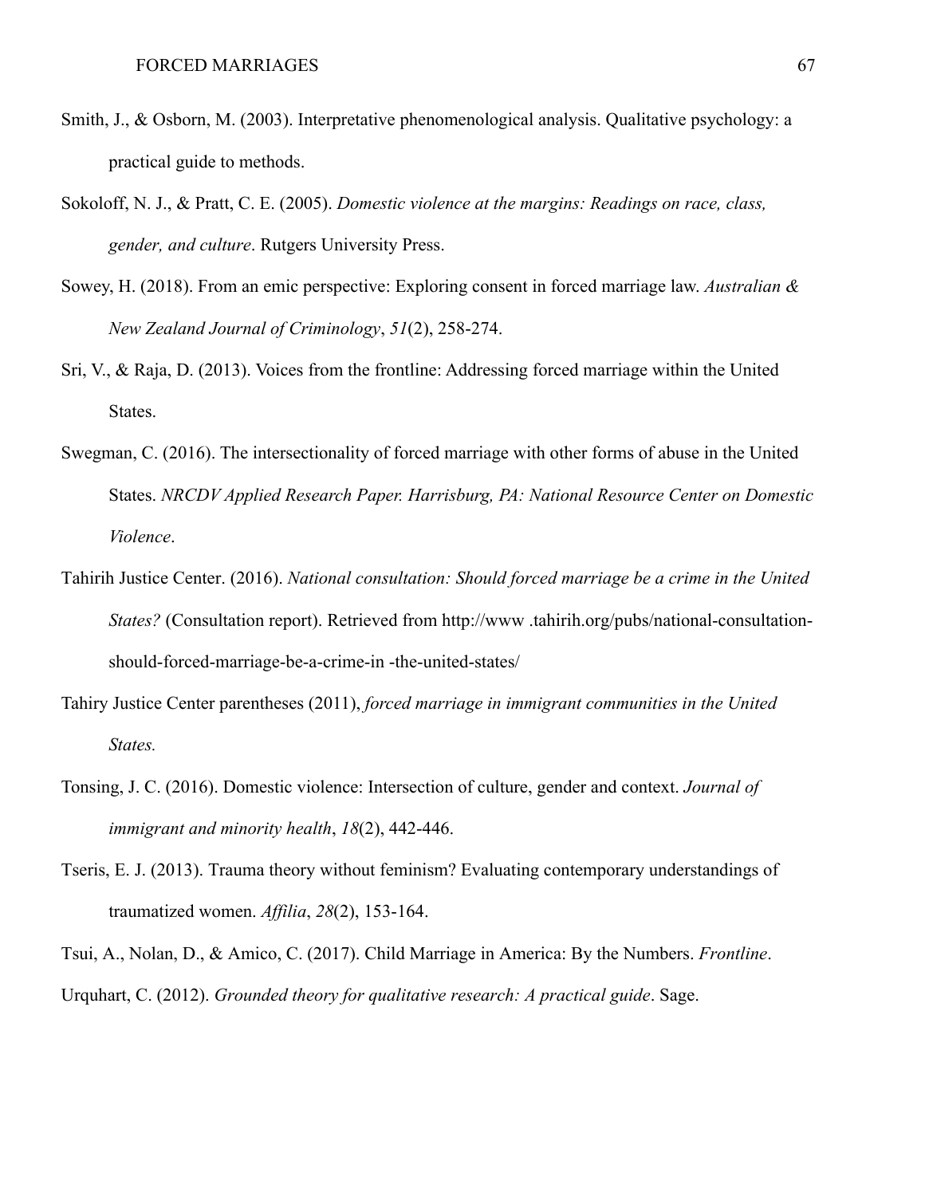Smith, J., & Osborn, M. (2003). Interpretative phenomenological analysis. Qualitative psychology: a practical guide to methods.

Sokoloff, N. J., & Pratt, C. E. (2005). *Domestic violence at the margins: Readings on race, class, gender, and culture*. Rutgers University Press.

Sowey, H. (2018). From an emic perspective: Exploring consent in forced marriage law. *Australian & New Zealand Journal of Criminology*, *51*(2), 258-274.

Sri, V., & Raja, D. (2013). Voices from the frontline: Addressing forced marriage within the United States.

Swegman, C. (2016). The intersectionality of forced marriage with other forms of abuse in the United States. *NRCDV Applied Research Paper. Harrisburg, PA: National Resource Center on Domestic Violence*.

Tahirih Justice Center. (2016). *National consultation: Should forced marriage be a crime in the United States?* (Consultation report). Retrieved from http://www .tahirih.org/pubs/national-consultation-should-forced-marriage-be-a-crime-in -the-united-states/

Tahiry Justice Center parentheses (2011), *forced marriage in immigrant communities in the United States.*

Tonsing, J. C. (2016). Domestic violence: Intersection of culture, gender and context. *Journal of immigrant and minority health*, *18*(2), 442-446.

Tseris, E. J. (2013). Trauma theory without feminism? Evaluating contemporary understandings of traumatized women. *Affilia*, *28*(2), 153-164.

Tsui, A., Nolan, D., & Amico, C. (2017). Child Marriage in America: By the Numbers. *Frontline*.

Urquhart, C. (2012). *Grounded theory for qualitative research: A practical guide*. Sage.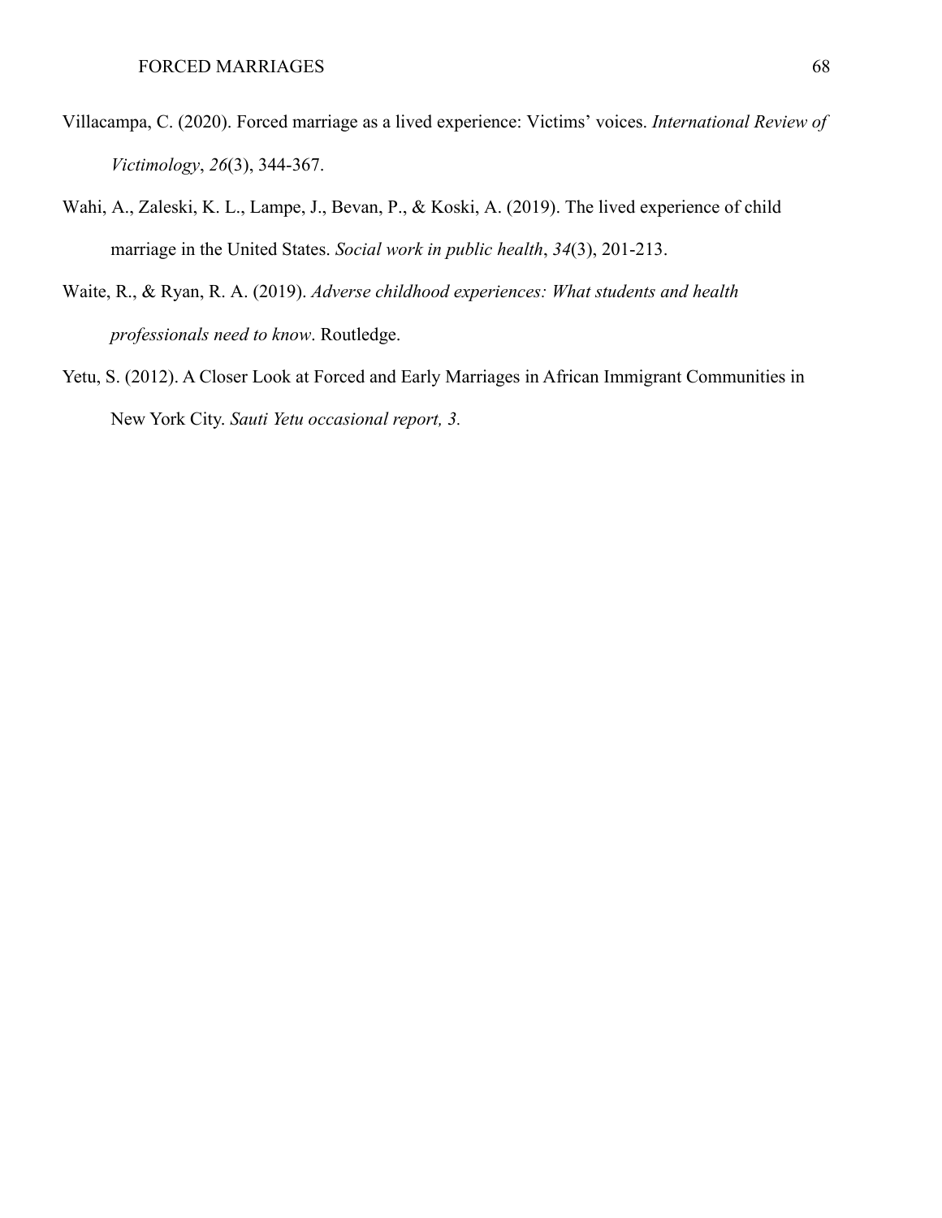Villacampa, C. (2020). Forced marriage as a lived experience: Victims' voices. *International Review of Victimology*, *26*(3), 344-367.

Wahi, A., Zaleski, K. L., Lampe, J., Bevan, P., & Koski, A. (2019). The lived experience of child marriage in the United States. *Social work in public health*, *34*(3), 201-213.

Waite, R., & Ryan, R. A. (2019). *Adverse childhood experiences: What students and health professionals need to know*. Routledge.

Yetu, S. (2012). A Closer Look at Forced and Early Marriages in African Immigrant Communities in New York City. *Sauti Yetu occasional report, 3.*